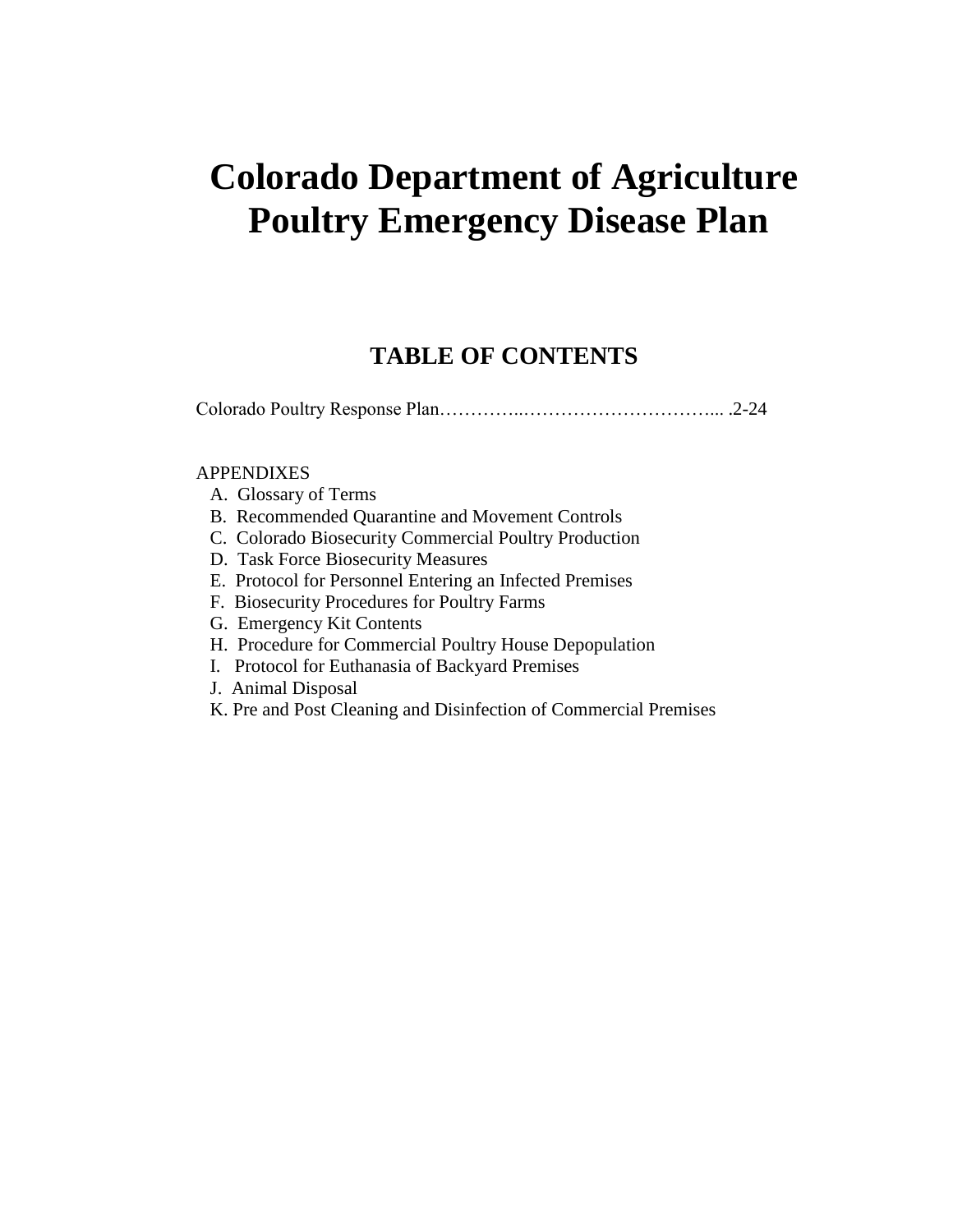# Colorado Department of Agriculture Poultry Emergency Disease Plan

## TABLE OF CONTENTS

Colorado Poultry Response Plan…………..…………………………... .2-24

APPENDIXES

A. Glossary of Terms
B. Recommended Quarantine and Movement Controls
C. Colorado Biosecurity Commercial Poultry Production
D. Task Force Biosecurity Measures
E. Protocol for Personnel Entering an Infected Premises
F. Biosecurity Procedures for Poultry Farms
G. Emergency Kit Contents
H. Procedure for Commercial Poultry House Depopulation
I. Protocol for Euthanasia of Backyard Premises
J. Animal Disposal
K. Pre and Post Cleaning and Disinfection of Commercial Premises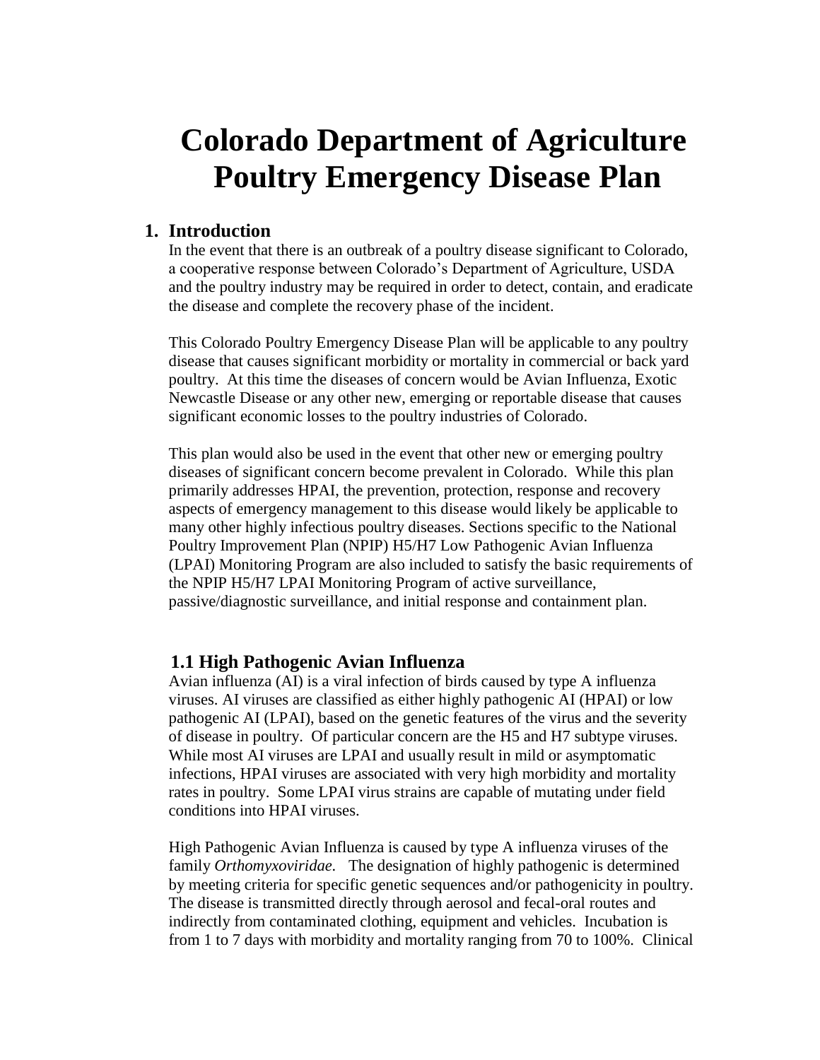# Colorado Department of Agriculture Poultry Emergency Disease Plan

## 1. Introduction

In the event that there is an outbreak of a poultry disease significant to Colorado, a cooperative response between Colorado's Department of Agriculture, USDA and the poultry industry may be required in order to detect, contain, and eradicate the disease and complete the recovery phase of the incident.

This Colorado Poultry Emergency Disease Plan will be applicable to any poultry disease that causes significant morbidity or mortality in commercial or back yard poultry. At this time the diseases of concern would be Avian Influenza, Exotic Newcastle Disease or any other new, emerging or reportable disease that causes significant economic losses to the poultry industries of Colorado.

This plan would also be used in the event that other new or emerging poultry diseases of significant concern become prevalent in Colorado. While this plan primarily addresses HPAI, the prevention, protection, response and recovery aspects of emergency management to this disease would likely be applicable to many other highly infectious poultry diseases. Sections specific to the National Poultry Improvement Plan (NPIP) H5/H7 Low Pathogenic Avian Influenza (LPAI) Monitoring Program are also included to satisfy the basic requirements of the NPIP H5/H7 LPAI Monitoring Program of active surveillance, passive/diagnostic surveillance, and initial response and containment plan.

### 1.1 High Pathogenic Avian Influenza

Avian influenza (AI) is a viral infection of birds caused by type A influenza viruses. AI viruses are classified as either highly pathogenic AI (HPAI) or low pathogenic AI (LPAI), based on the genetic features of the virus and the severity of disease in poultry. Of particular concern are the H5 and H7 subtype viruses. While most AI viruses are LPAI and usually result in mild or asymptomatic infections, HPAI viruses are associated with very high morbidity and mortality rates in poultry. Some LPAI virus strains are capable of mutating under field conditions into HPAI viruses.

High Pathogenic Avian Influenza is caused by type A influenza viruses of the family *Orthomyxoviridae*. The designation of highly pathogenic is determined by meeting criteria for specific genetic sequences and/or pathogenicity in poultry. The disease is transmitted directly through aerosol and fecal-oral routes and indirectly from contaminated clothing, equipment and vehicles. Incubation is from 1 to 7 days with morbidity and mortality ranging from 70 to 100%. Clinical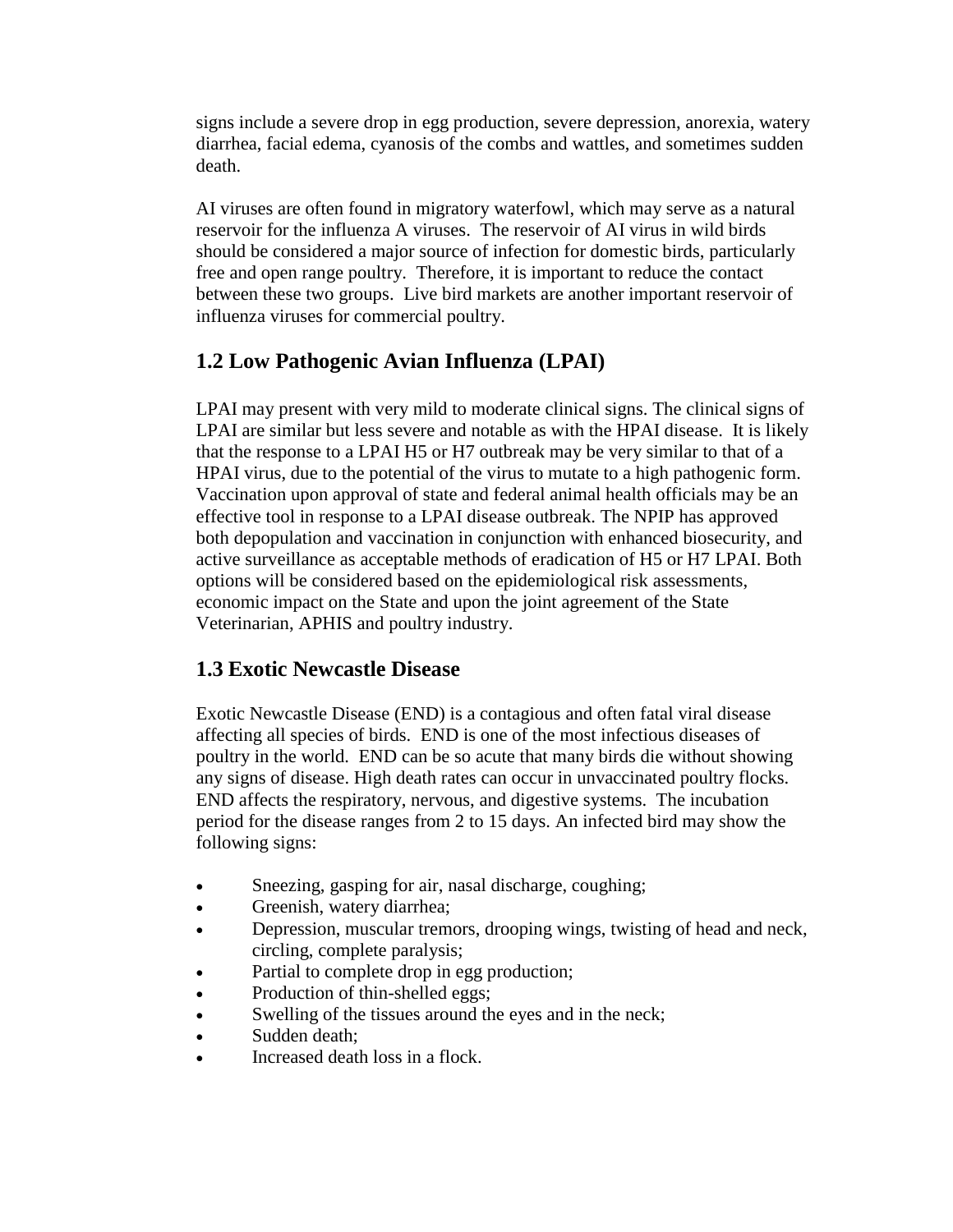signs include a severe drop in egg production, severe depression, anorexia, watery diarrhea, facial edema, cyanosis of the combs and wattles, and sometimes sudden death.

AI viruses are often found in migratory waterfowl, which may serve as a natural reservoir for the influenza A viruses. The reservoir of AI virus in wild birds should be considered a major source of infection for domestic birds, particularly free and open range poultry. Therefore, it is important to reduce the contact between these two groups. Live bird markets are another important reservoir of influenza viruses for commercial poultry.

## 1.2 Low Pathogenic Avian Influenza (LPAI)

LPAI may present with very mild to moderate clinical signs. The clinical signs of LPAI are similar but less severe and notable as with the HPAI disease. It is likely that the response to a LPAI H5 or H7 outbreak may be very similar to that of a HPAI virus, due to the potential of the virus to mutate to a high pathogenic form. Vaccination upon approval of state and federal animal health officials may be an effective tool in response to a LPAI disease outbreak. The NPIP has approved both depopulation and vaccination in conjunction with enhanced biosecurity, and active surveillance as acceptable methods of eradication of H5 or H7 LPAI. Both options will be considered based on the epidemiological risk assessments, economic impact on the State and upon the joint agreement of the State Veterinarian, APHIS and poultry industry.

## 1.3 Exotic Newcastle Disease

Exotic Newcastle Disease (END) is a contagious and often fatal viral disease affecting all species of birds. END is one of the most infectious diseases of poultry in the world. END can be so acute that many birds die without showing any signs of disease. High death rates can occur in unvaccinated poultry flocks. END affects the respiratory, nervous, and digestive systems. The incubation period for the disease ranges from 2 to 15 days. An infected bird may show the following signs:

- Sneezing, gasping for air, nasal discharge, coughing;
- Greenish, watery diarrhea;
- Depression, muscular tremors, drooping wings, twisting of head and neck, circling, complete paralysis;
- Partial to complete drop in egg production;
- Production of thin-shelled eggs;
- Swelling of the tissues around the eyes and in the neck;
- Sudden death;
- Increased death loss in a flock.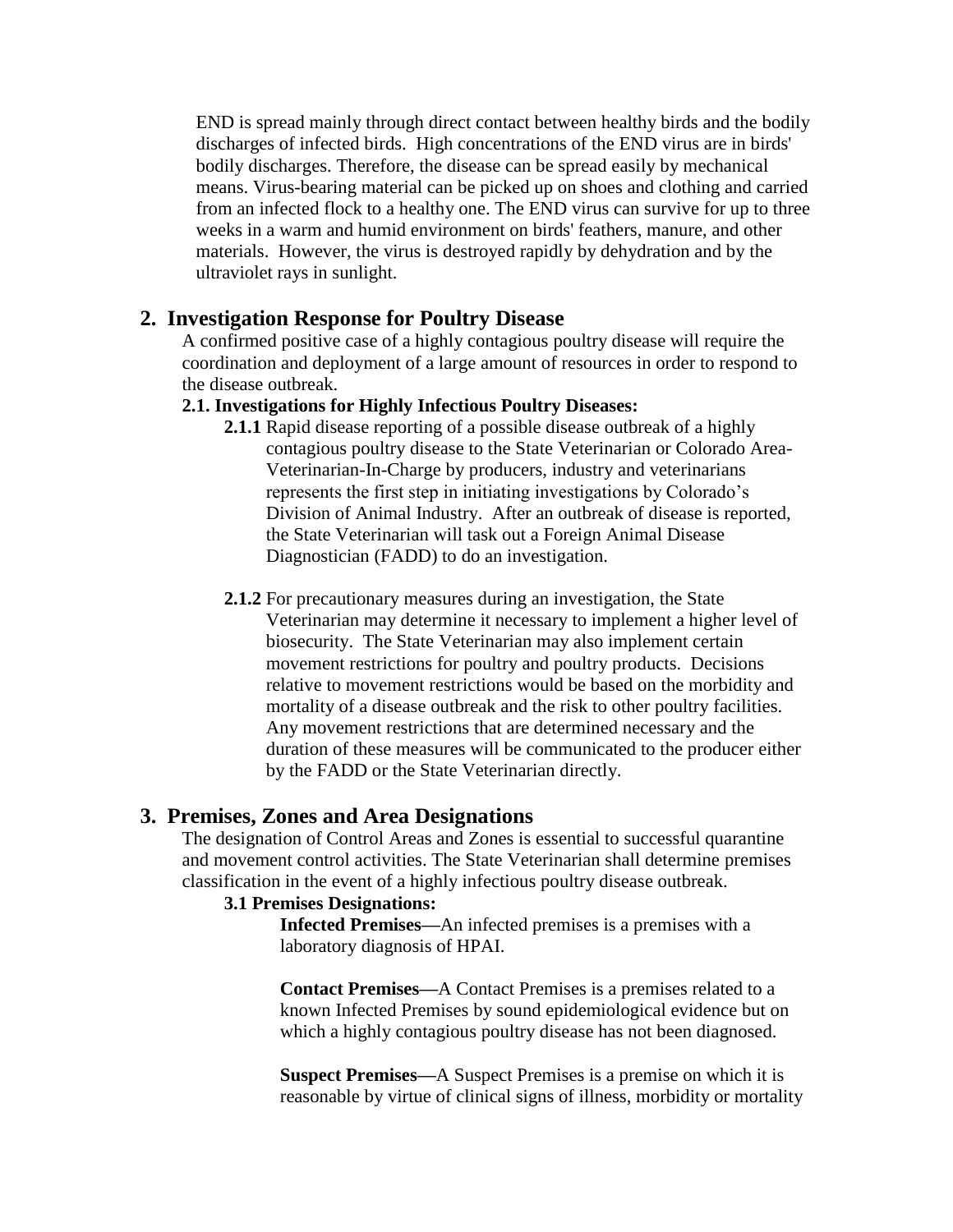END is spread mainly through direct contact between healthy birds and the bodily discharges of infected birds. High concentrations of the END virus are in birds' bodily discharges. Therefore, the disease can be spread easily by mechanical means. Virus-bearing material can be picked up on shoes and clothing and carried from an infected flock to a healthy one. The END virus can survive for up to three weeks in a warm and humid environment on birds' feathers, manure, and other materials. However, the virus is destroyed rapidly by dehydration and by the ultraviolet rays in sunlight.

## 2. Investigation Response for Poultry Disease

A confirmed positive case of a highly contagious poultry disease will require the coordination and deployment of a large amount of resources in order to respond to the disease outbreak.

### 2.1. Investigations for Highly Infectious Poultry Diseases:

**2.1.1** Rapid disease reporting of a possible disease outbreak of a highly contagious poultry disease to the State Veterinarian or Colorado Area-Veterinarian-In-Charge by producers, industry and veterinarians represents the first step in initiating investigations by Colorado's Division of Animal Industry. After an outbreak of disease is reported, the State Veterinarian will task out a Foreign Animal Disease Diagnostician (FADD) to do an investigation.

**2.1.2** For precautionary measures during an investigation, the State Veterinarian may determine it necessary to implement a higher level of biosecurity. The State Veterinarian may also implement certain movement restrictions for poultry and poultry products. Decisions relative to movement restrictions would be based on the morbidity and mortality of a disease outbreak and the risk to other poultry facilities. Any movement restrictions that are determined necessary and the duration of these measures will be communicated to the producer either by the FADD or the State Veterinarian directly.

## 3. Premises, Zones and Area Designations

The designation of Control Areas and Zones is essential to successful quarantine and movement control activities. The State Veterinarian shall determine premises classification in the event of a highly infectious poultry disease outbreak.

### 3.1 Premises Designations:

**Infected Premises—**An infected premises is a premises with a laboratory diagnosis of HPAI.

**Contact Premises—**A Contact Premises is a premises related to a known Infected Premises by sound epidemiological evidence but on which a highly contagious poultry disease has not been diagnosed.

**Suspect Premises—**A Suspect Premises is a premise on which it is reasonable by virtue of clinical signs of illness, morbidity or mortality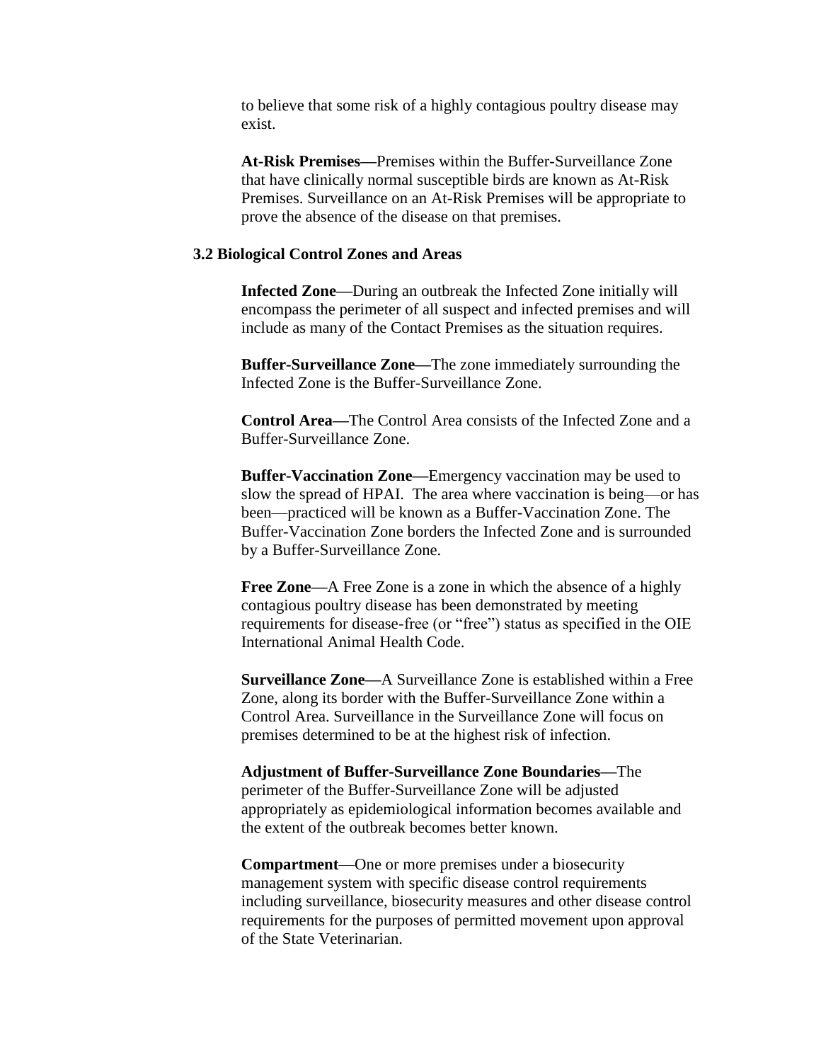to believe that some risk of a highly contagious poultry disease may exist.

**At-Risk Premises—**Premises within the Buffer-Surveillance Zone that have clinically normal susceptible birds are known as At-Risk Premises. Surveillance on an At-Risk Premises will be appropriate to prove the absence of the disease on that premises.

### 3.2 Biological Control Zones and Areas

**Infected Zone—**During an outbreak the Infected Zone initially will encompass the perimeter of all suspect and infected premises and will include as many of the Contact Premises as the situation requires.

**Buffer-Surveillance Zone—**The zone immediately surrounding the Infected Zone is the Buffer-Surveillance Zone.

**Control Area—**The Control Area consists of the Infected Zone and a Buffer-Surveillance Zone.

**Buffer-Vaccination Zone—**Emergency vaccination may be used to slow the spread of HPAI. The area where vaccination is being—or has been—practiced will be known as a Buffer-Vaccination Zone. The Buffer-Vaccination Zone borders the Infected Zone and is surrounded by a Buffer-Surveillance Zone.

**Free Zone—**A Free Zone is a zone in which the absence of a highly contagious poultry disease has been demonstrated by meeting requirements for disease-free (or "free") status as specified in the OIE International Animal Health Code.

**Surveillance Zone—**A Surveillance Zone is established within a Free Zone, along its border with the Buffer-Surveillance Zone within a Control Area. Surveillance in the Surveillance Zone will focus on premises determined to be at the highest risk of infection.

**Adjustment of Buffer-Surveillance Zone Boundaries—**The perimeter of the Buffer-Surveillance Zone will be adjusted appropriately as epidemiological information becomes available and the extent of the outbreak becomes better known.

**Compartment**—One or more premises under a biosecurity management system with specific disease control requirements including surveillance, biosecurity measures and other disease control requirements for the purposes of permitted movement upon approval of the State Veterinarian.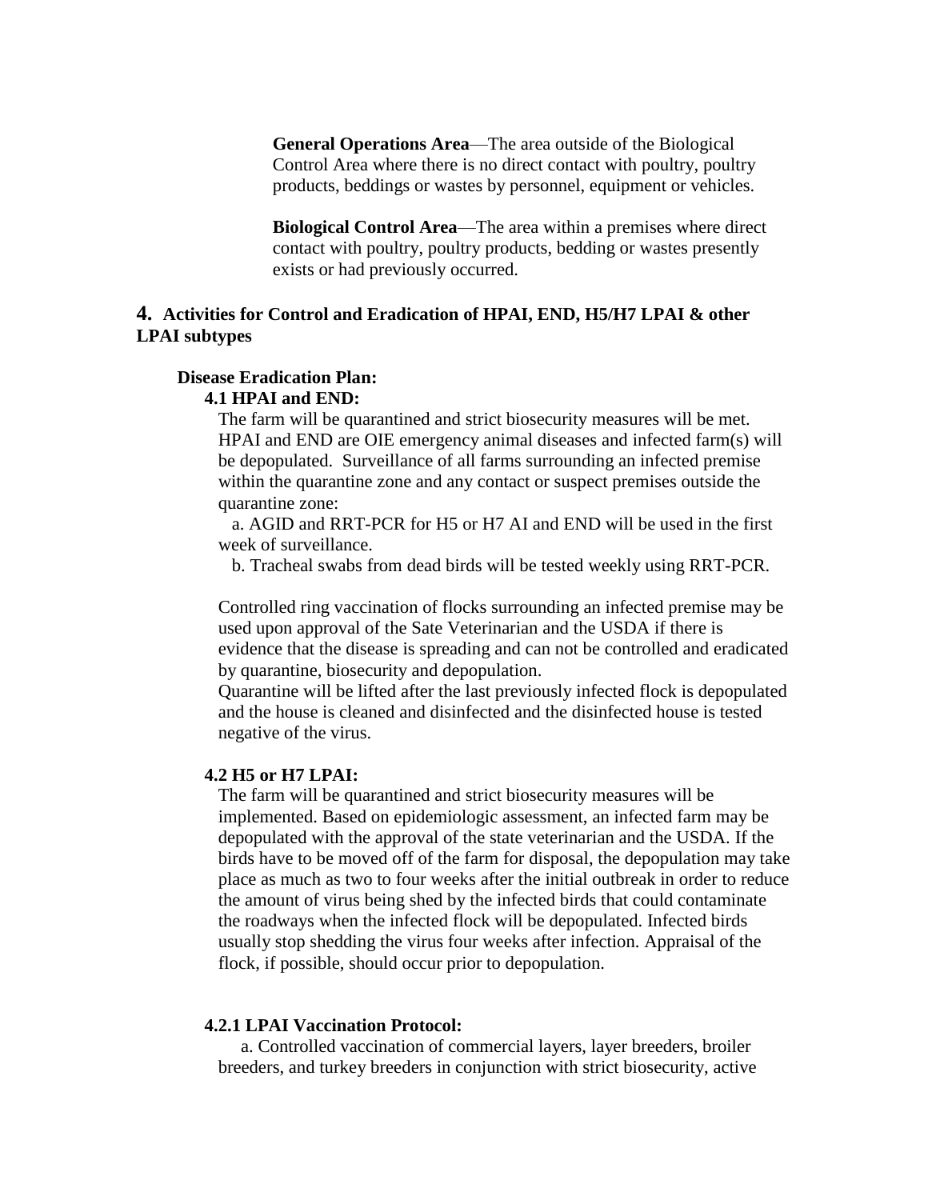**General Operations Area**—The area outside of the Biological Control Area where there is no direct contact with poultry, poultry products, beddings or wastes by personnel, equipment or vehicles.

**Biological Control Area**—The area within a premises where direct contact with poultry, poultry products, bedding or wastes presently exists or had previously occurred.

## 4. Activities for Control and Eradication of HPAI, END, H5/H7 LPAI & other LPAI subtypes

**Disease Eradication Plan:**

### 4.1 HPAI and END:

The farm will be quarantined and strict biosecurity measures will be met. HPAI and END are OIE emergency animal diseases and infected farm(s) will be depopulated. Surveillance of all farms surrounding an infected premise within the quarantine zone and any contact or suspect premises outside the quarantine zone:

a. AGID and RRT-PCR for H5 or H7 AI and END will be used in the first week of surveillance.

b. Tracheal swabs from dead birds will be tested weekly using RRT-PCR.

Controlled ring vaccination of flocks surrounding an infected premise may be used upon approval of the Sate Veterinarian and the USDA if there is evidence that the disease is spreading and can not be controlled and eradicated by quarantine, biosecurity and depopulation.

Quarantine will be lifted after the last previously infected flock is depopulated and the house is cleaned and disinfected and the disinfected house is tested negative of the virus.

### 4.2 H5 or H7 LPAI:

The farm will be quarantined and strict biosecurity measures will be implemented. Based on epidemiologic assessment, an infected farm may be depopulated with the approval of the state veterinarian and the USDA. If the birds have to be moved off of the farm for disposal, the depopulation may take place as much as two to four weeks after the initial outbreak in order to reduce the amount of virus being shed by the infected birds that could contaminate the roadways when the infected flock will be depopulated. Infected birds usually stop shedding the virus four weeks after infection. Appraisal of the flock, if possible, should occur prior to depopulation.

### 4.2.1 LPAI Vaccination Protocol:

a. Controlled vaccination of commercial layers, layer breeders, broiler breeders, and turkey breeders in conjunction with strict biosecurity, active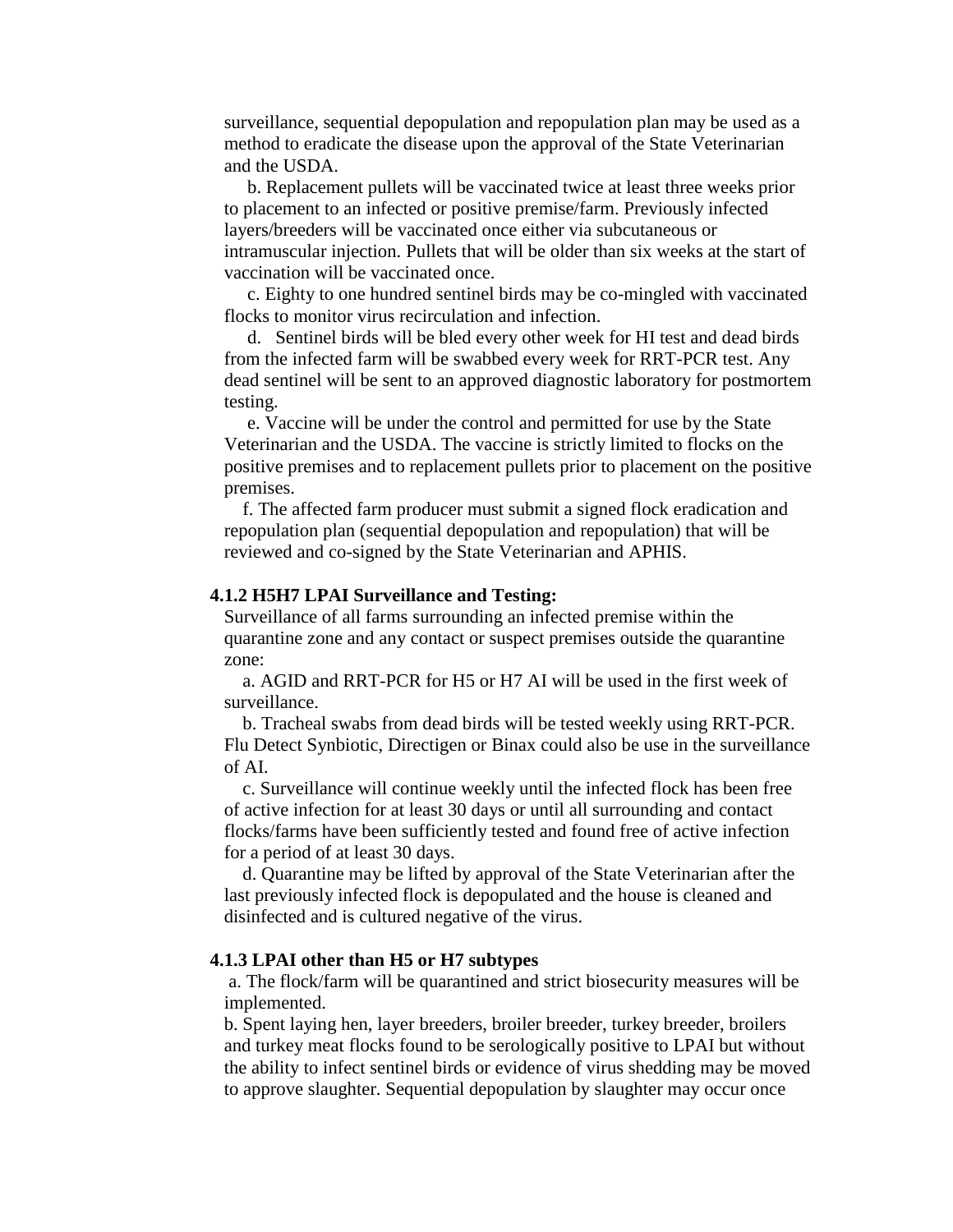surveillance, sequential depopulation and repopulation plan may be used as a method to eradicate the disease upon the approval of the State Veterinarian and the USDA.

b. Replacement pullets will be vaccinated twice at least three weeks prior to placement to an infected or positive premise/farm. Previously infected layers/breeders will be vaccinated once either via subcutaneous or intramuscular injection. Pullets that will be older than six weeks at the start of vaccination will be vaccinated once.

c. Eighty to one hundred sentinel birds may be co-mingled with vaccinated flocks to monitor virus recirculation and infection.

d. Sentinel birds will be bled every other week for HI test and dead birds from the infected farm will be swabbed every week for RRT-PCR test. Any dead sentinel will be sent to an approved diagnostic laboratory for postmortem testing.

e. Vaccine will be under the control and permitted for use by the State Veterinarian and the USDA. The vaccine is strictly limited to flocks on the positive premises and to replacement pullets prior to placement on the positive premises.

f. The affected farm producer must submit a signed flock eradication and repopulation plan (sequential depopulation and repopulation) that will be reviewed and co-signed by the State Veterinarian and APHIS.

**4.1.2 H5H7 LPAI Surveillance and Testing:**

Surveillance of all farms surrounding an infected premise within the quarantine zone and any contact or suspect premises outside the quarantine zone:

a. AGID and RRT-PCR for H5 or H7 AI will be used in the first week of surveillance.

b. Tracheal swabs from dead birds will be tested weekly using RRT-PCR. Flu Detect Synbiotic, Directigen or Binax could also be use in the surveillance of AI.

c. Surveillance will continue weekly until the infected flock has been free of active infection for at least 30 days or until all surrounding and contact flocks/farms have been sufficiently tested and found free of active infection for a period of at least 30 days.

d. Quarantine may be lifted by approval of the State Veterinarian after the last previously infected flock is depopulated and the house is cleaned and disinfected and is cultured negative of the virus.

**4.1.3 LPAI other than H5 or H7 subtypes**

a. The flock/farm will be quarantined and strict biosecurity measures will be implemented.

b. Spent laying hen, layer breeders, broiler breeder, turkey breeder, broilers and turkey meat flocks found to be serologically positive to LPAI but without the ability to infect sentinel birds or evidence of virus shedding may be moved to approve slaughter. Sequential depopulation by slaughter may occur once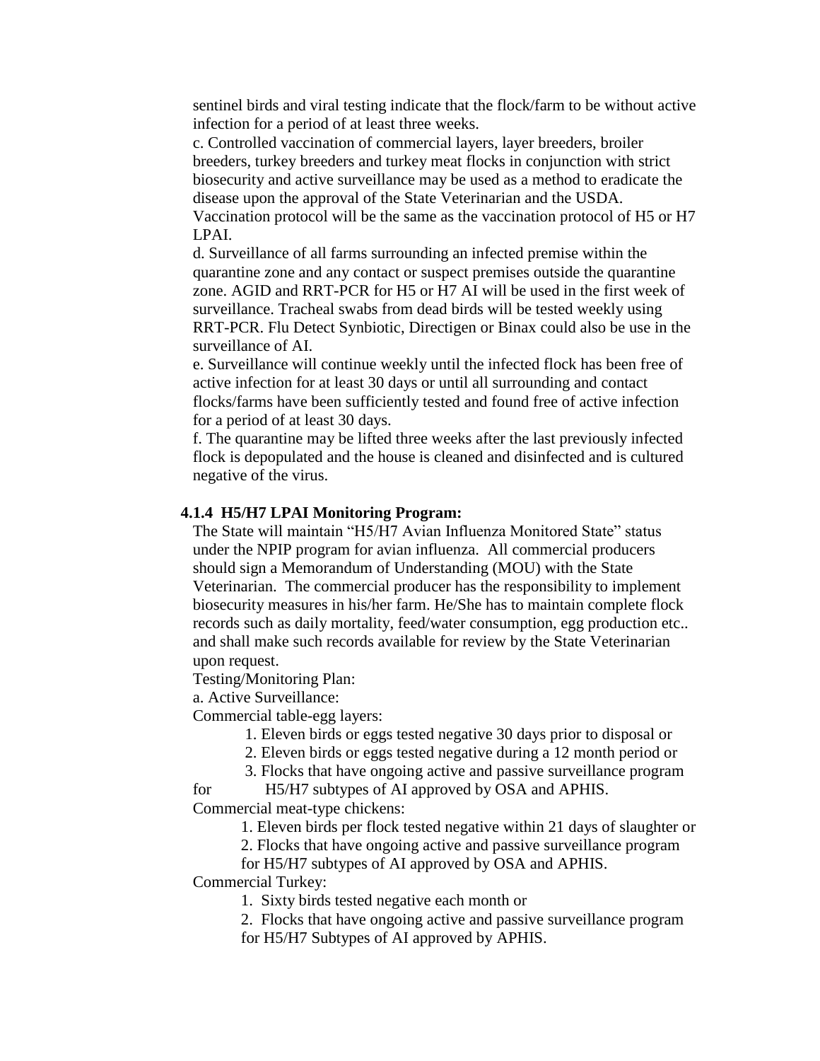sentinel birds and viral testing indicate that the flock/farm to be without active infection for a period of at least three weeks.

c. Controlled vaccination of commercial layers, layer breeders, broiler breeders, turkey breeders and turkey meat flocks in conjunction with strict biosecurity and active surveillance may be used as a method to eradicate the disease upon the approval of the State Veterinarian and the USDA. Vaccination protocol will be the same as the vaccination protocol of H5 or H7 LPAI.

d. Surveillance of all farms surrounding an infected premise within the quarantine zone and any contact or suspect premises outside the quarantine zone. AGID and RRT-PCR for H5 or H7 AI will be used in the first week of surveillance. Tracheal swabs from dead birds will be tested weekly using RRT-PCR. Flu Detect Synbiotic, Directigen or Binax could also be use in the surveillance of AI.

e. Surveillance will continue weekly until the infected flock has been free of active infection for at least 30 days or until all surrounding and contact flocks/farms have been sufficiently tested and found free of active infection for a period of at least 30 days.

f. The quarantine may be lifted three weeks after the last previously infected flock is depopulated and the house is cleaned and disinfected and is cultured negative of the virus.

### 4.1.4 H5/H7 LPAI Monitoring Program:

The State will maintain "H5/H7 Avian Influenza Monitored State" status under the NPIP program for avian influenza. All commercial producers should sign a Memorandum of Understanding (MOU) with the State Veterinarian. The commercial producer has the responsibility to implement biosecurity measures in his/her farm. He/She has to maintain complete flock records such as daily mortality, feed/water consumption, egg production etc.. and shall make such records available for review by the State Veterinarian upon request.

Testing/Monitoring Plan:

a. Active Surveillance:

Commercial table-egg layers:

1. Eleven birds or eggs tested negative 30 days prior to disposal or
2. Eleven birds or eggs tested negative during a 12 month period or
3. Flocks that have ongoing active and passive surveillance program for H5/H7 subtypes of AI approved by OSA and APHIS.

Commercial meat-type chickens:

1. Eleven birds per flock tested negative within 21 days of slaughter or
2. Flocks that have ongoing active and passive surveillance program for H5/H7 subtypes of AI approved by OSA and APHIS.

Commercial Turkey:

1. Sixty birds tested negative each month or
2. Flocks that have ongoing active and passive surveillance program for H5/H7 Subtypes of AI approved by APHIS.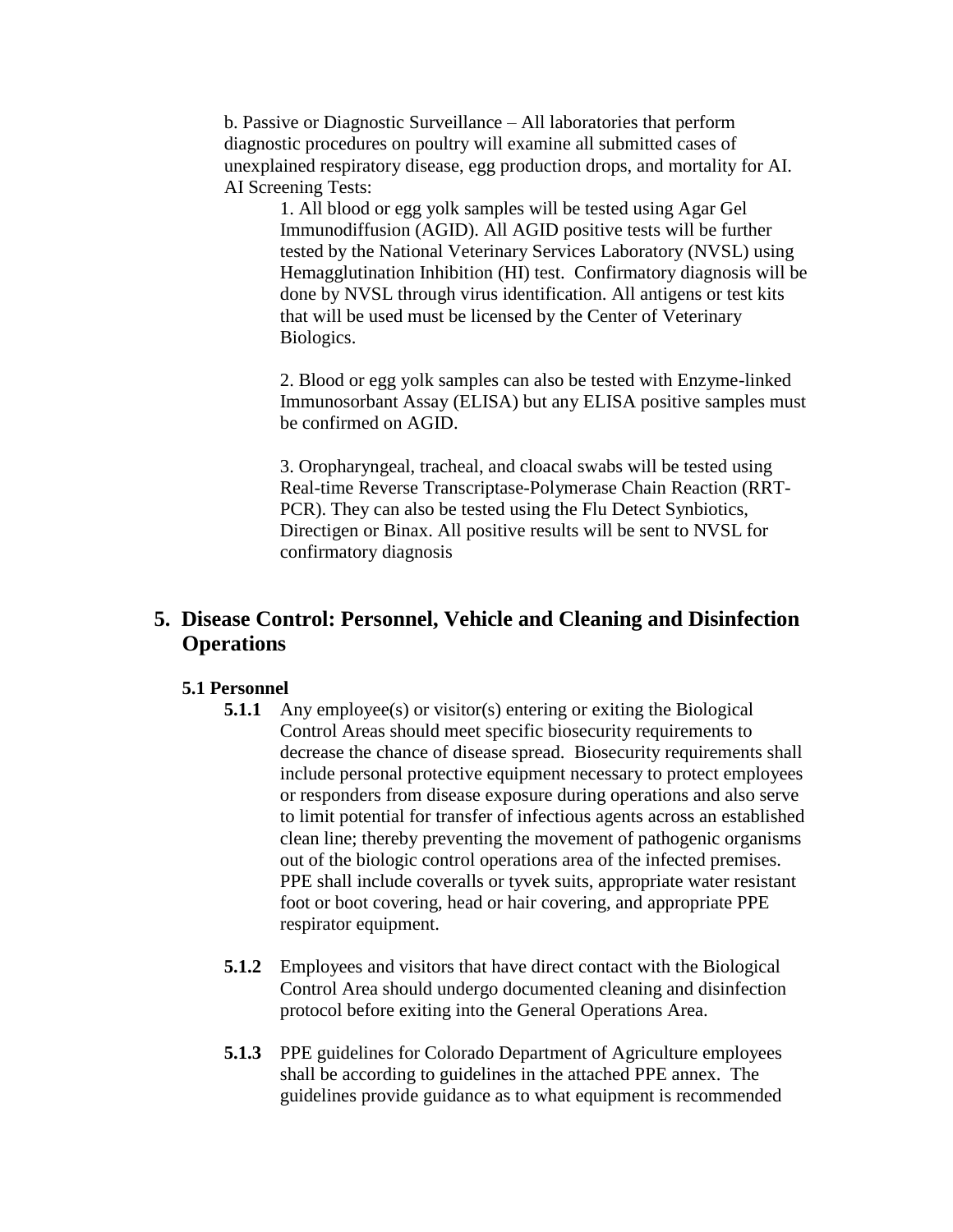b. Passive or Diagnostic Surveillance – All laboratories that perform diagnostic procedures on poultry will examine all submitted cases of unexplained respiratory disease, egg production drops, and mortality for AI. AI Screening Tests:

1. All blood or egg yolk samples will be tested using Agar Gel Immunodiffusion (AGID). All AGID positive tests will be further tested by the National Veterinary Services Laboratory (NVSL) using Hemagglutination Inhibition (HI) test. Confirmatory diagnosis will be done by NVSL through virus identification. All antigens or test kits that will be used must be licensed by the Center of Veterinary Biologics.

2. Blood or egg yolk samples can also be tested with Enzyme-linked Immunosorbant Assay (ELISA) but any ELISA positive samples must be confirmed on AGID.

3. Oropharyngeal, tracheal, and cloacal swabs will be tested using Real-time Reverse Transcriptase-Polymerase Chain Reaction (RRT-PCR). They can also be tested using the Flu Detect Synbiotics, Directigen or Binax. All positive results will be sent to NVSL for confirmatory diagnosis

## 5. Disease Control: Personnel, Vehicle and Cleaning and Disinfection Operations

### 5.1 Personnel

**5.1.1** Any employee(s) or visitor(s) entering or exiting the Biological Control Areas should meet specific biosecurity requirements to decrease the chance of disease spread. Biosecurity requirements shall include personal protective equipment necessary to protect employees or responders from disease exposure during operations and also serve to limit potential for transfer of infectious agents across an established clean line; thereby preventing the movement of pathogenic organisms out of the biologic control operations area of the infected premises. PPE shall include coveralls or tyvek suits, appropriate water resistant foot or boot covering, head or hair covering, and appropriate PPE respirator equipment.

**5.1.2** Employees and visitors that have direct contact with the Biological Control Area should undergo documented cleaning and disinfection protocol before exiting into the General Operations Area.

**5.1.3** PPE guidelines for Colorado Department of Agriculture employees shall be according to guidelines in the attached PPE annex. The guidelines provide guidance as to what equipment is recommended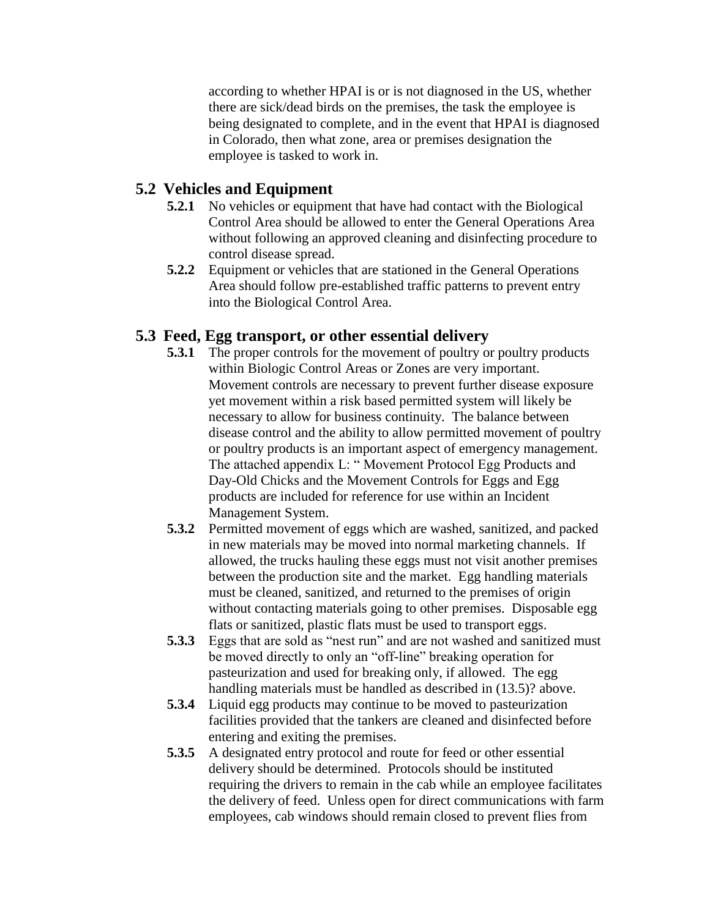according to whether HPAI is or is not diagnosed in the US, whether there are sick/dead birds on the premises, the task the employee is being designated to complete, and in the event that HPAI is diagnosed in Colorado, then what zone, area or premises designation the employee is tasked to work in.

## 5.2 Vehicles and Equipment

**5.2.1** No vehicles or equipment that have had contact with the Biological Control Area should be allowed to enter the General Operations Area without following an approved cleaning and disinfecting procedure to control disease spread.

**5.2.2** Equipment or vehicles that are stationed in the General Operations Area should follow pre-established traffic patterns to prevent entry into the Biological Control Area.

## 5.3 Feed, Egg transport, or other essential delivery

**5.3.1** The proper controls for the movement of poultry or poultry products within Biologic Control Areas or Zones are very important. Movement controls are necessary to prevent further disease exposure yet movement within a risk based permitted system will likely be necessary to allow for business continuity. The balance between disease control and the ability to allow permitted movement of poultry or poultry products is an important aspect of emergency management. The attached appendix L: " Movement Protocol Egg Products and Day-Old Chicks and the Movement Controls for Eggs and Egg products are included for reference for use within an Incident Management System.

**5.3.2** Permitted movement of eggs which are washed, sanitized, and packed in new materials may be moved into normal marketing channels. If allowed, the trucks hauling these eggs must not visit another premises between the production site and the market. Egg handling materials must be cleaned, sanitized, and returned to the premises of origin without contacting materials going to other premises. Disposable egg flats or sanitized, plastic flats must be used to transport eggs.

**5.3.3** Eggs that are sold as "nest run" and are not washed and sanitized must be moved directly to only an "off-line" breaking operation for pasteurization and used for breaking only, if allowed. The egg handling materials must be handled as described in (13.5)? above.

**5.3.4** Liquid egg products may continue to be moved to pasteurization facilities provided that the tankers are cleaned and disinfected before entering and exiting the premises.

**5.3.5** A designated entry protocol and route for feed or other essential delivery should be determined. Protocols should be instituted requiring the drivers to remain in the cab while an employee facilitates the delivery of feed. Unless open for direct communications with farm employees, cab windows should remain closed to prevent flies from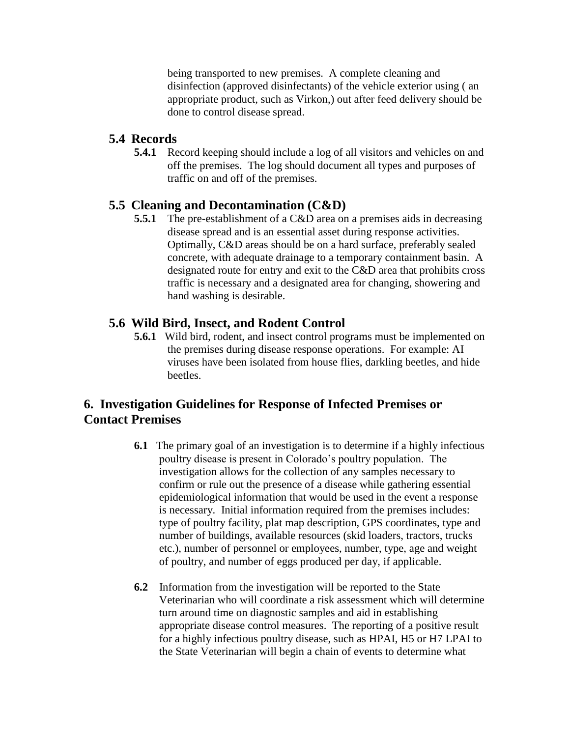being transported to new premises. A complete cleaning and disinfection (approved disinfectants) of the vehicle exterior using ( an appropriate product, such as Virkon,) out after feed delivery should be done to control disease spread.

## 5.4 Records

**5.4.1** Record keeping should include a log of all visitors and vehicles on and off the premises. The log should document all types and purposes of traffic on and off of the premises.

## 5.5 Cleaning and Decontamination (C&D)

**5.5.1** The pre-establishment of a C&D area on a premises aids in decreasing disease spread and is an essential asset during response activities. Optimally, C&D areas should be on a hard surface, preferably sealed concrete, with adequate drainage to a temporary containment basin. A designated route for entry and exit to the C&D area that prohibits cross traffic is necessary and a designated area for changing, showering and hand washing is desirable.

## 5.6 Wild Bird, Insect, and Rodent Control

**5.6.1** Wild bird, rodent, and insect control programs must be implemented on the premises during disease response operations. For example: AI viruses have been isolated from house flies, darkling beetles, and hide beetles.

# 6. Investigation Guidelines for Response of Infected Premises or Contact Premises

**6.1** The primary goal of an investigation is to determine if a highly infectious poultry disease is present in Colorado's poultry population. The investigation allows for the collection of any samples necessary to confirm or rule out the presence of a disease while gathering essential epidemiological information that would be used in the event a response is necessary. Initial information required from the premises includes: type of poultry facility, plat map description, GPS coordinates, type and number of buildings, available resources (skid loaders, tractors, trucks etc.), number of personnel or employees, number, type, age and weight of poultry, and number of eggs produced per day, if applicable.

**6.2** Information from the investigation will be reported to the State Veterinarian who will coordinate a risk assessment which will determine turn around time on diagnostic samples and aid in establishing appropriate disease control measures. The reporting of a positive result for a highly infectious poultry disease, such as HPAI, H5 or H7 LPAI to the State Veterinarian will begin a chain of events to determine what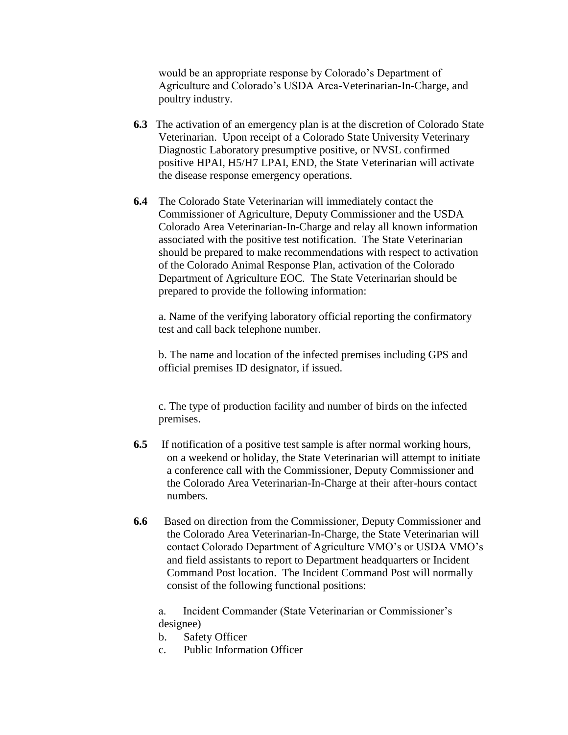would be an appropriate response by Colorado's Department of Agriculture and Colorado's USDA Area-Veterinarian-In-Charge, and poultry industry.

**6.3** The activation of an emergency plan is at the discretion of Colorado State Veterinarian. Upon receipt of a Colorado State University Veterinary Diagnostic Laboratory presumptive positive, or NVSL confirmed positive HPAI, H5/H7 LPAI, END, the State Veterinarian will activate the disease response emergency operations.

**6.4** The Colorado State Veterinarian will immediately contact the Commissioner of Agriculture, Deputy Commissioner and the USDA Colorado Area Veterinarian-In-Charge and relay all known information associated with the positive test notification. The State Veterinarian should be prepared to make recommendations with respect to activation of the Colorado Animal Response Plan, activation of the Colorado Department of Agriculture EOC. The State Veterinarian should be prepared to provide the following information:

a. Name of the verifying laboratory official reporting the confirmatory test and call back telephone number.

b. The name and location of the infected premises including GPS and official premises ID designator, if issued.

c. The type of production facility and number of birds on the infected premises.

**6.5** If notification of a positive test sample is after normal working hours, on a weekend or holiday, the State Veterinarian will attempt to initiate a conference call with the Commissioner, Deputy Commissioner and the Colorado Area Veterinarian-In-Charge at their after-hours contact numbers.

**6.6** Based on direction from the Commissioner, Deputy Commissioner and the Colorado Area Veterinarian-In-Charge, the State Veterinarian will contact Colorado Department of Agriculture VMO's or USDA VMO's and field assistants to report to Department headquarters or Incident Command Post location. The Incident Command Post will normally consist of the following functional positions:

a. Incident Commander (State Veterinarian or Commissioner's designee)
b. Safety Officer
c. Public Information Officer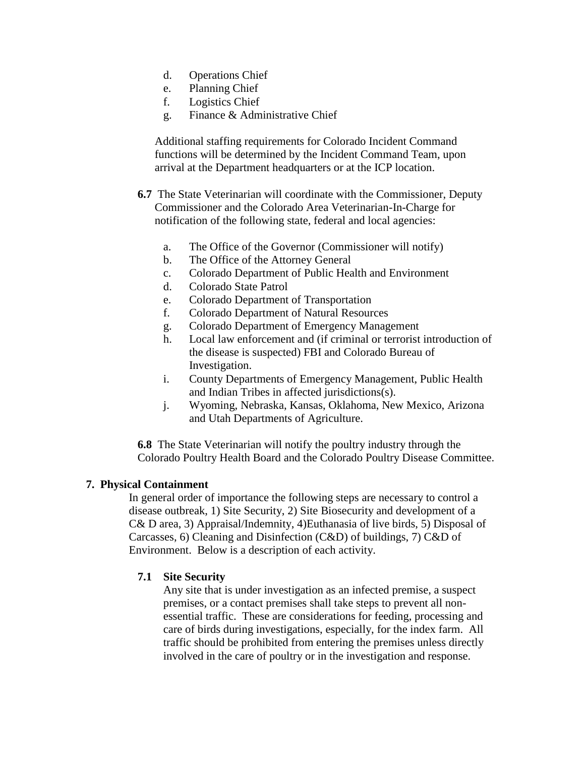d. Operations Chief
e. Planning Chief
f. Logistics Chief
g. Finance & Administrative Chief

Additional staffing requirements for Colorado Incident Command functions will be determined by the Incident Command Team, upon arrival at the Department headquarters or at the ICP location.

**6.7** The State Veterinarian will coordinate with the Commissioner, Deputy Commissioner and the Colorado Area Veterinarian-In-Charge for notification of the following state, federal and local agencies:

a. The Office of the Governor (Commissioner will notify)
b. The Office of the Attorney General
c. Colorado Department of Public Health and Environment
d. Colorado State Patrol
e. Colorado Department of Transportation
f. Colorado Department of Natural Resources
g. Colorado Department of Emergency Management
h. Local law enforcement and (if criminal or terrorist introduction of the disease is suspected) FBI and Colorado Bureau of Investigation.
i. County Departments of Emergency Management, Public Health and Indian Tribes in affected jurisdictions(s).
j. Wyoming, Nebraska, Kansas, Oklahoma, New Mexico, Arizona and Utah Departments of Agriculture.

**6.8** The State Veterinarian will notify the poultry industry through the Colorado Poultry Health Board and the Colorado Poultry Disease Committee.

## 7. Physical Containment

In general order of importance the following steps are necessary to control a disease outbreak, 1) Site Security, 2) Site Biosecurity and development of a C& D area, 3) Appraisal/Indemnity, 4)Euthanasia of live birds, 5) Disposal of Carcasses, 6) Cleaning and Disinfection (C&D) of buildings, 7) C&D of Environment. Below is a description of each activity.

### 7.1 Site Security

Any site that is under investigation as an infected premise, a suspect premises, or a contact premises shall take steps to prevent all non-essential traffic. These are considerations for feeding, processing and care of birds during investigations, especially, for the index farm. All traffic should be prohibited from entering the premises unless directly involved in the care of poultry or in the investigation and response.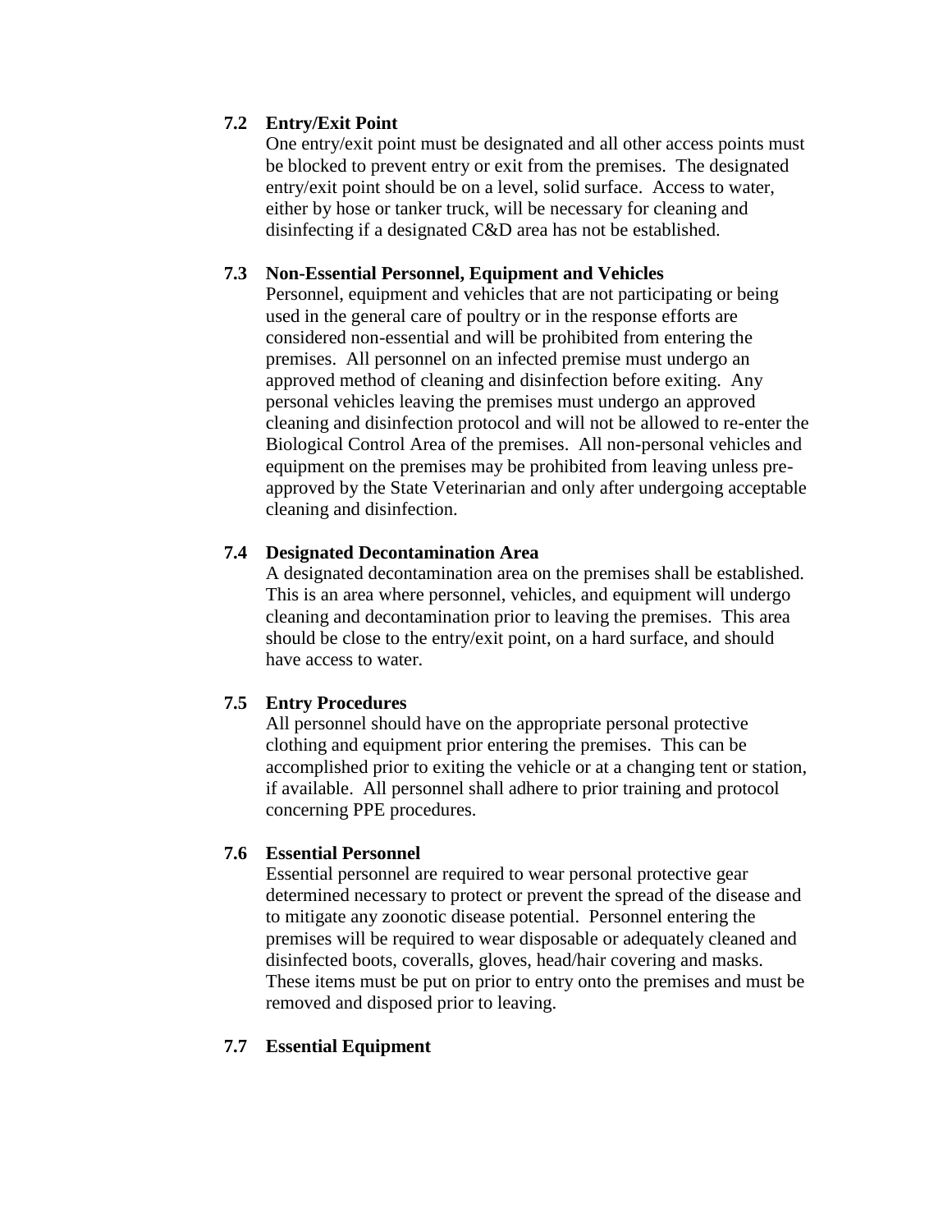### 7.2 Entry/Exit Point

One entry/exit point must be designated and all other access points must be blocked to prevent entry or exit from the premises. The designated entry/exit point should be on a level, solid surface. Access to water, either by hose or tanker truck, will be necessary for cleaning and disinfecting if a designated C&D area has not be established.

### 7.3 Non-Essential Personnel, Equipment and Vehicles

Personnel, equipment and vehicles that are not participating or being used in the general care of poultry or in the response efforts are considered non-essential and will be prohibited from entering the premises. All personnel on an infected premise must undergo an approved method of cleaning and disinfection before exiting. Any personal vehicles leaving the premises must undergo an approved cleaning and disinfection protocol and will not be allowed to re-enter the Biological Control Area of the premises. All non-personal vehicles and equipment on the premises may be prohibited from leaving unless pre-approved by the State Veterinarian and only after undergoing acceptable cleaning and disinfection.

### 7.4 Designated Decontamination Area

A designated decontamination area on the premises shall be established. This is an area where personnel, vehicles, and equipment will undergo cleaning and decontamination prior to leaving the premises. This area should be close to the entry/exit point, on a hard surface, and should have access to water.

### 7.5 Entry Procedures

All personnel should have on the appropriate personal protective clothing and equipment prior entering the premises. This can be accomplished prior to exiting the vehicle or at a changing tent or station, if available. All personnel shall adhere to prior training and protocol concerning PPE procedures.

### 7.6 Essential Personnel

Essential personnel are required to wear personal protective gear determined necessary to protect or prevent the spread of the disease and to mitigate any zoonotic disease potential. Personnel entering the premises will be required to wear disposable or adequately cleaned and disinfected boots, coveralls, gloves, head/hair covering and masks. These items must be put on prior to entry onto the premises and must be removed and disposed prior to leaving.

### 7.7 Essential Equipment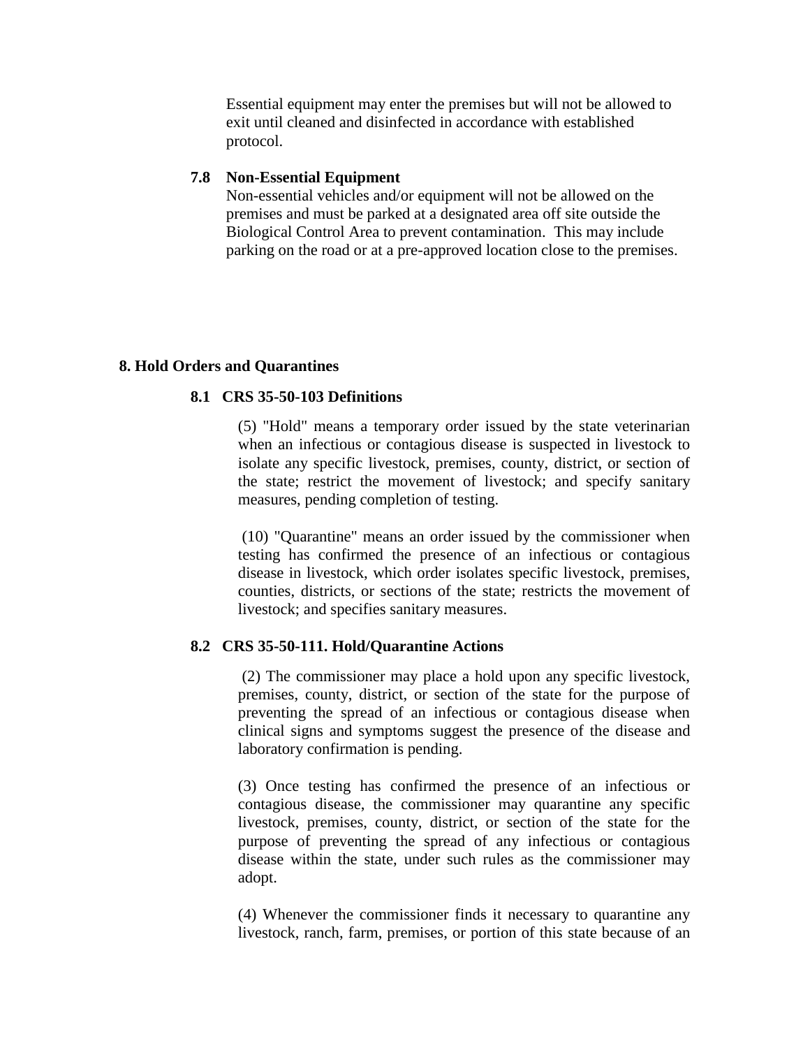Essential equipment may enter the premises but will not be allowed to exit until cleaned and disinfected in accordance with established protocol.

### 7.8 Non-Essential Equipment

Non-essential vehicles and/or equipment will not be allowed on the premises and must be parked at a designated area off site outside the Biological Control Area to prevent contamination. This may include parking on the road or at a pre-approved location close to the premises.

## 8. Hold Orders and Quarantines

### 8.1 CRS 35-50-103 Definitions

(5) "Hold" means a temporary order issued by the state veterinarian when an infectious or contagious disease is suspected in livestock to isolate any specific livestock, premises, county, district, or section of the state; restrict the movement of livestock; and specify sanitary measures, pending completion of testing.

(10) "Quarantine" means an order issued by the commissioner when testing has confirmed the presence of an infectious or contagious disease in livestock, which order isolates specific livestock, premises, counties, districts, or sections of the state; restricts the movement of livestock; and specifies sanitary measures.

### 8.2 CRS 35-50-111. Hold/Quarantine Actions

(2) The commissioner may place a hold upon any specific livestock, premises, county, district, or section of the state for the purpose of preventing the spread of an infectious or contagious disease when clinical signs and symptoms suggest the presence of the disease and laboratory confirmation is pending.

(3) Once testing has confirmed the presence of an infectious or contagious disease, the commissioner may quarantine any specific livestock, premises, county, district, or section of the state for the purpose of preventing the spread of any infectious or contagious disease within the state, under such rules as the commissioner may adopt.

(4) Whenever the commissioner finds it necessary to quarantine any livestock, ranch, farm, premises, or portion of this state because of an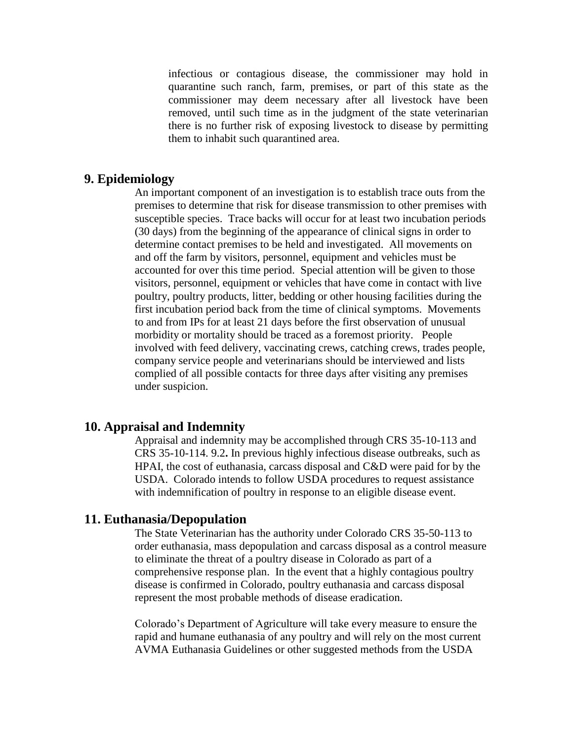infectious or contagious disease, the commissioner may hold in quarantine such ranch, farm, premises, or part of this state as the commissioner may deem necessary after all livestock have been removed, until such time as in the judgment of the state veterinarian there is no further risk of exposing livestock to disease by permitting them to inhabit such quarantined area.

## 9. Epidemiology

An important component of an investigation is to establish trace outs from the premises to determine that risk for disease transmission to other premises with susceptible species. Trace backs will occur for at least two incubation periods (30 days) from the beginning of the appearance of clinical signs in order to determine contact premises to be held and investigated. All movements on and off the farm by visitors, personnel, equipment and vehicles must be accounted for over this time period. Special attention will be given to those visitors, personnel, equipment or vehicles that have come in contact with live poultry, poultry products, litter, bedding or other housing facilities during the first incubation period back from the time of clinical symptoms. Movements to and from IPs for at least 21 days before the first observation of unusual morbidity or mortality should be traced as a foremost priority. People involved with feed delivery, vaccinating crews, catching crews, trades people, company service people and veterinarians should be interviewed and lists complied of all possible contacts for three days after visiting any premises under suspicion.

## 10. Appraisal and Indemnity

Appraisal and indemnity may be accomplished through CRS 35-10-113 and CRS 35-10-114. 9.2**.** In previous highly infectious disease outbreaks, such as HPAI, the cost of euthanasia, carcass disposal and C&D were paid for by the USDA. Colorado intends to follow USDA procedures to request assistance with indemnification of poultry in response to an eligible disease event.

## 11. Euthanasia/Depopulation

The State Veterinarian has the authority under Colorado CRS 35-50-113 to order euthanasia, mass depopulation and carcass disposal as a control measure to eliminate the threat of a poultry disease in Colorado as part of a comprehensive response plan. In the event that a highly contagious poultry disease is confirmed in Colorado, poultry euthanasia and carcass disposal represent the most probable methods of disease eradication.

Colorado's Department of Agriculture will take every measure to ensure the rapid and humane euthanasia of any poultry and will rely on the most current AVMA Euthanasia Guidelines or other suggested methods from the USDA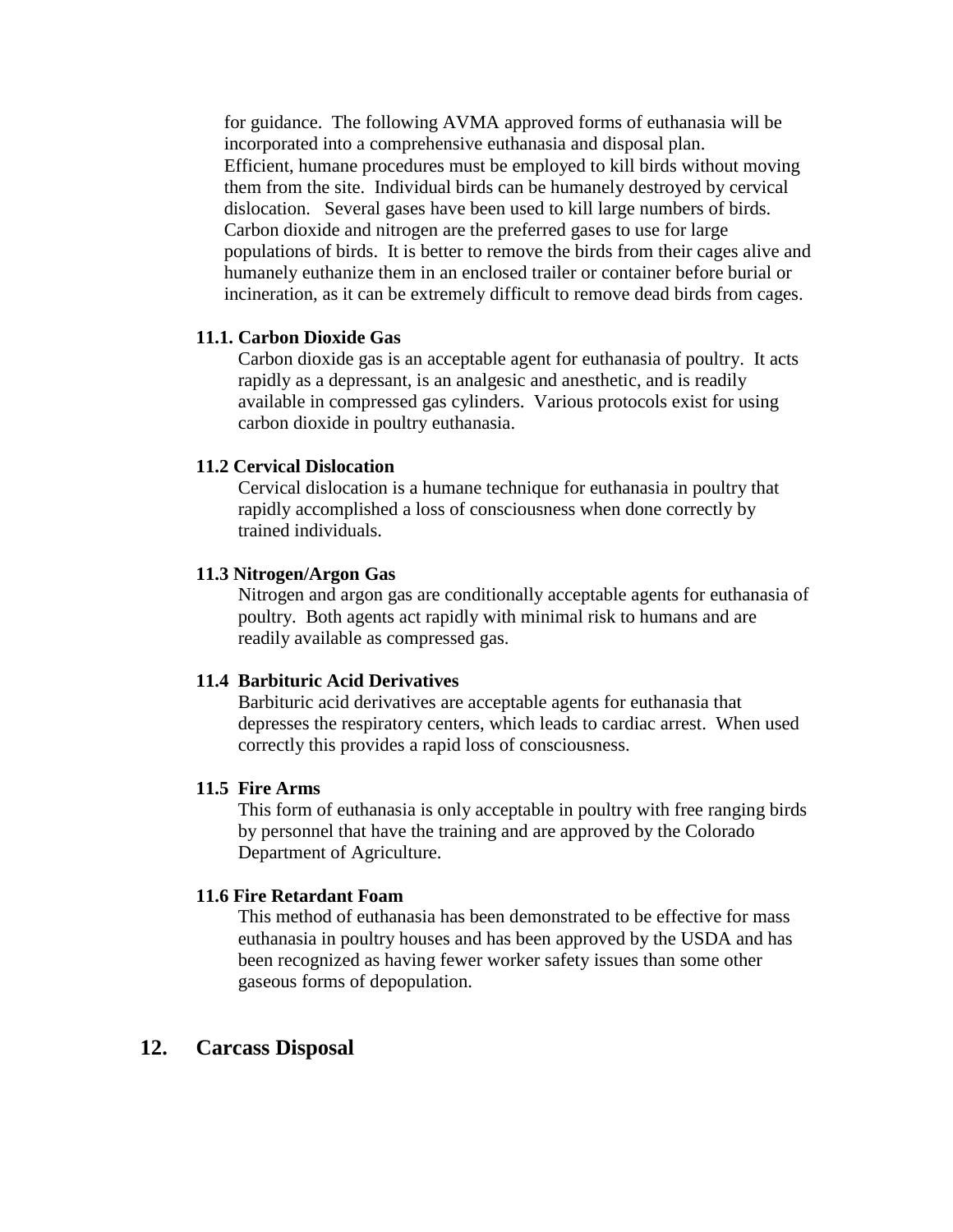for guidance. The following AVMA approved forms of euthanasia will be incorporated into a comprehensive euthanasia and disposal plan.
Efficient, humane procedures must be employed to kill birds without moving them from the site. Individual birds can be humanely destroyed by cervical dislocation. Several gases have been used to kill large numbers of birds. Carbon dioxide and nitrogen are the preferred gases to use for large populations of birds. It is better to remove the birds from their cages alive and humanely euthanize them in an enclosed trailer or container before burial or incineration, as it can be extremely difficult to remove dead birds from cages.

### 11.1. Carbon Dioxide Gas

Carbon dioxide gas is an acceptable agent for euthanasia of poultry. It acts rapidly as a depressant, is an analgesic and anesthetic, and is readily available in compressed gas cylinders. Various protocols exist for using carbon dioxide in poultry euthanasia.

### 11.2 Cervical Dislocation

Cervical dislocation is a humane technique for euthanasia in poultry that rapidly accomplished a loss of consciousness when done correctly by trained individuals.

### 11.3 Nitrogen/Argon Gas

Nitrogen and argon gas are conditionally acceptable agents for euthanasia of poultry. Both agents act rapidly with minimal risk to humans and are readily available as compressed gas.

### 11.4 Barbituric Acid Derivatives

Barbituric acid derivatives are acceptable agents for euthanasia that depresses the respiratory centers, which leads to cardiac arrest. When used correctly this provides a rapid loss of consciousness.

### 11.5 Fire Arms

This form of euthanasia is only acceptable in poultry with free ranging birds by personnel that have the training and are approved by the Colorado Department of Agriculture.

### 11.6 Fire Retardant Foam

This method of euthanasia has been demonstrated to be effective for mass euthanasia in poultry houses and has been approved by the USDA and has been recognized as having fewer worker safety issues than some other gaseous forms of depopulation.

## 12. Carcass Disposal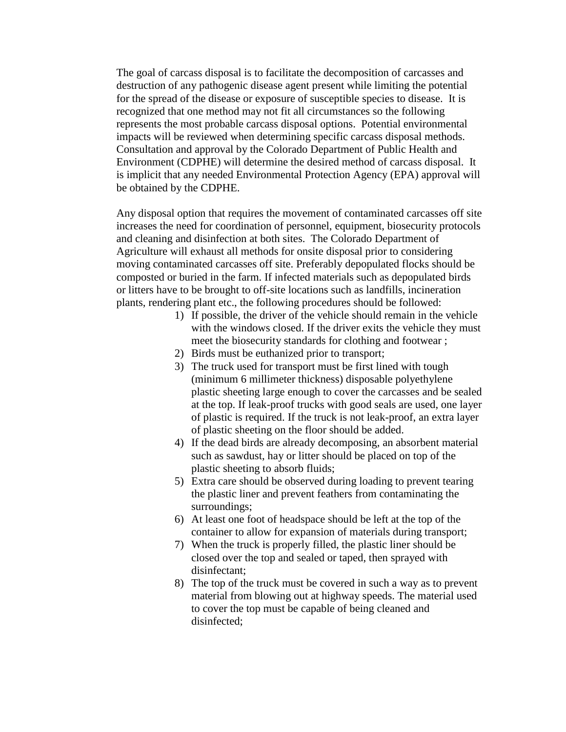The goal of carcass disposal is to facilitate the decomposition of carcasses and destruction of any pathogenic disease agent present while limiting the potential for the spread of the disease or exposure of susceptible species to disease. It is recognized that one method may not fit all circumstances so the following represents the most probable carcass disposal options. Potential environmental impacts will be reviewed when determining specific carcass disposal methods. Consultation and approval by the Colorado Department of Public Health and Environment (CDPHE) will determine the desired method of carcass disposal. It is implicit that any needed Environmental Protection Agency (EPA) approval will be obtained by the CDPHE.

Any disposal option that requires the movement of contaminated carcasses off site increases the need for coordination of personnel, equipment, biosecurity protocols and cleaning and disinfection at both sites. The Colorado Department of Agriculture will exhaust all methods for onsite disposal prior to considering moving contaminated carcasses off site. Preferably depopulated flocks should be composted or buried in the farm. If infected materials such as depopulated birds or litters have to be brought to off-site locations such as landfills, incineration plants, rendering plant etc., the following procedures should be followed:

1) If possible, the driver of the vehicle should remain in the vehicle with the windows closed. If the driver exits the vehicle they must meet the biosecurity standards for clothing and footwear ;
2) Birds must be euthanized prior to transport;
3) The truck used for transport must be first lined with tough (minimum 6 millimeter thickness) disposable polyethylene plastic sheeting large enough to cover the carcasses and be sealed at the top. If leak-proof trucks with good seals are used, one layer of plastic is required. If the truck is not leak-proof, an extra layer of plastic sheeting on the floor should be added.
4) If the dead birds are already decomposing, an absorbent material such as sawdust, hay or litter should be placed on top of the plastic sheeting to absorb fluids;
5) Extra care should be observed during loading to prevent tearing the plastic liner and prevent feathers from contaminating the surroundings;
6) At least one foot of headspace should be left at the top of the container to allow for expansion of materials during transport;
7) When the truck is properly filled, the plastic liner should be closed over the top and sealed or taped, then sprayed with disinfectant;
8) The top of the truck must be covered in such a way as to prevent material from blowing out at highway speeds. The material used to cover the top must be capable of being cleaned and disinfected;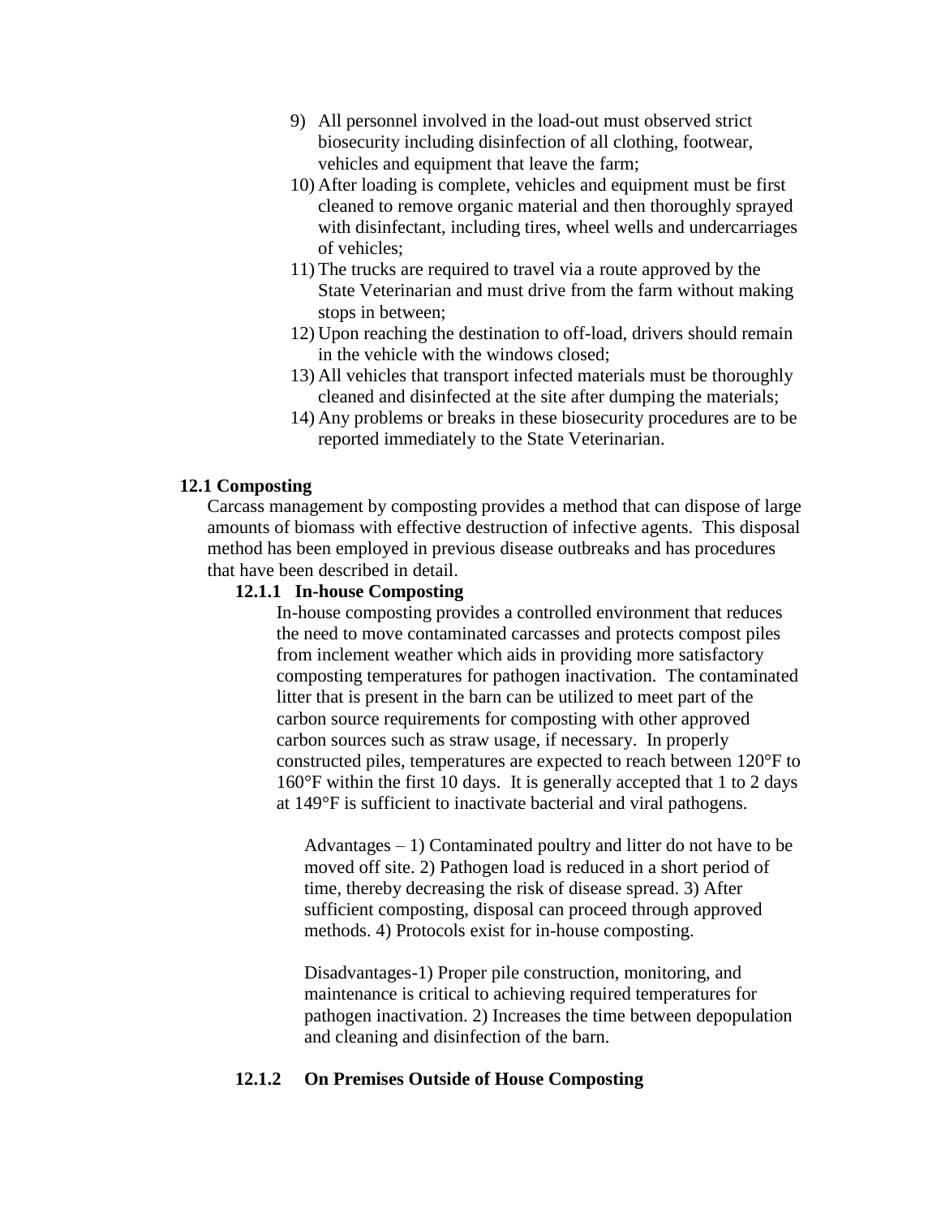9) All personnel involved in the load-out must observed strict biosecurity including disinfection of all clothing, footwear, vehicles and equipment that leave the farm;
10) After loading is complete, vehicles and equipment must be first cleaned to remove organic material and then thoroughly sprayed with disinfectant, including tires, wheel wells and undercarriages of vehicles;
11) The trucks are required to travel via a route approved by the State Veterinarian and must drive from the farm without making stops in between;
12) Upon reaching the destination to off-load, drivers should remain in the vehicle with the windows closed;
13) All vehicles that transport infected materials must be thoroughly cleaned and disinfected at the site after dumping the materials;
14) Any problems or breaks in these biosecurity procedures are to be reported immediately to the State Veterinarian.

### 12.1 Composting

Carcass management by composting provides a method that can dispose of large amounts of biomass with effective destruction of infective agents. This disposal method has been employed in previous disease outbreaks and has procedures that have been described in detail.

#### 12.1.1 In-house Composting

In-house composting provides a controlled environment that reduces the need to move contaminated carcasses and protects compost piles from inclement weather which aids in providing more satisfactory composting temperatures for pathogen inactivation. The contaminated litter that is present in the barn can be utilized to meet part of the carbon source requirements for composting with other approved carbon sources such as straw usage, if necessary. In properly constructed piles, temperatures are expected to reach between 120°F to 160°F within the first 10 days. It is generally accepted that 1 to 2 days at 149°F is sufficient to inactivate bacterial and viral pathogens.

Advantages – 1) Contaminated poultry and litter do not have to be moved off site. 2) Pathogen load is reduced in a short period of time, thereby decreasing the risk of disease spread. 3) After sufficient composting, disposal can proceed through approved methods. 4) Protocols exist for in-house composting.

Disadvantages-1) Proper pile construction, monitoring, and maintenance is critical to achieving required temperatures for pathogen inactivation. 2) Increases the time between depopulation and cleaning and disinfection of the barn.

#### 12.1.2 On Premises Outside of House Composting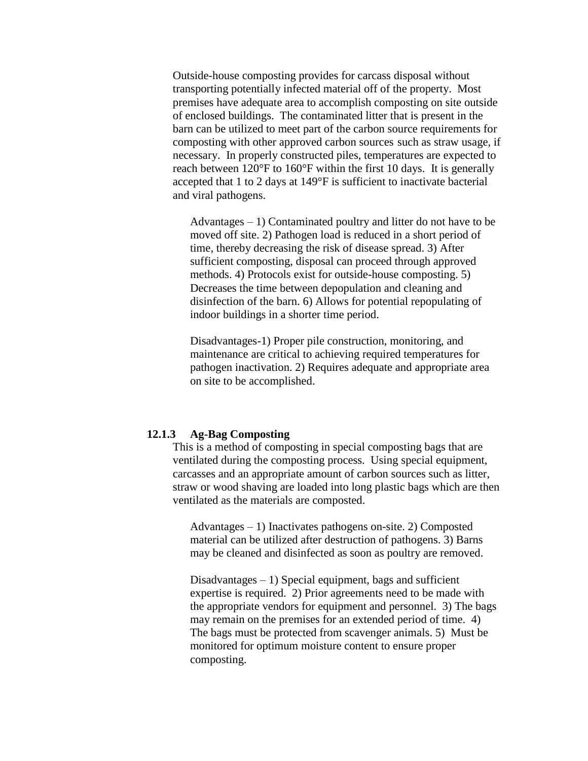Outside-house composting provides for carcass disposal without transporting potentially infected material off of the property. Most premises have adequate area to accomplish composting on site outside of enclosed buildings. The contaminated litter that is present in the barn can be utilized to meet part of the carbon source requirements for composting with other approved carbon sources such as straw usage, if necessary. In properly constructed piles, temperatures are expected to reach between 120°F to 160°F within the first 10 days. It is generally accepted that 1 to 2 days at 149°F is sufficient to inactivate bacterial and viral pathogens.

Advantages – 1) Contaminated poultry and litter do not have to be moved off site. 2) Pathogen load is reduced in a short period of time, thereby decreasing the risk of disease spread. 3) After sufficient composting, disposal can proceed through approved methods. 4) Protocols exist for outside-house composting. 5) Decreases the time between depopulation and cleaning and disinfection of the barn. 6) Allows for potential repopulating of indoor buildings in a shorter time period.

Disadvantages-1) Proper pile construction, monitoring, and maintenance are critical to achieving required temperatures for pathogen inactivation. 2) Requires adequate and appropriate area on site to be accomplished.

### 12.1.3 Ag-Bag Composting

This is a method of composting in special composting bags that are ventilated during the composting process. Using special equipment, carcasses and an appropriate amount of carbon sources such as litter, straw or wood shaving are loaded into long plastic bags which are then ventilated as the materials are composted.

Advantages – 1) Inactivates pathogens on-site. 2) Composted material can be utilized after destruction of pathogens. 3) Barns may be cleaned and disinfected as soon as poultry are removed.

Disadvantages – 1) Special equipment, bags and sufficient expertise is required. 2) Prior agreements need to be made with the appropriate vendors for equipment and personnel. 3) The bags may remain on the premises for an extended period of time. 4) The bags must be protected from scavenger animals. 5) Must be monitored for optimum moisture content to ensure proper composting.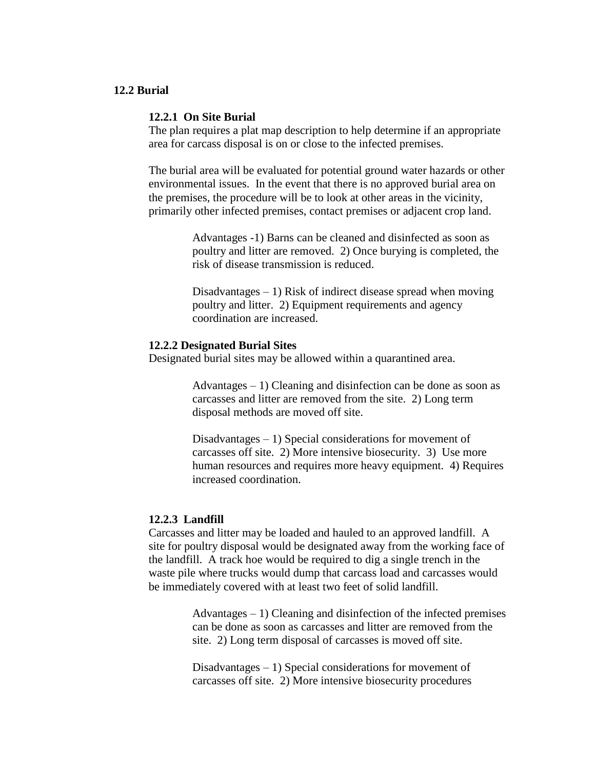## 12.2 Burial

### 12.2.1 On Site Burial

The plan requires a plat map description to help determine if an appropriate area for carcass disposal is on or close to the infected premises.

The burial area will be evaluated for potential ground water hazards or other environmental issues. In the event that there is no approved burial area on the premises, the procedure will be to look at other areas in the vicinity, primarily other infected premises, contact premises or adjacent crop land.

Advantages -1) Barns can be cleaned and disinfected as soon as poultry and litter are removed. 2) Once burying is completed, the risk of disease transmission is reduced.

Disadvantages – 1) Risk of indirect disease spread when moving poultry and litter. 2) Equipment requirements and agency coordination are increased.

### 12.2.2 Designated Burial Sites

Designated burial sites may be allowed within a quarantined area.

Advantages – 1) Cleaning and disinfection can be done as soon as carcasses and litter are removed from the site. 2) Long term disposal methods are moved off site.

Disadvantages – 1) Special considerations for movement of carcasses off site. 2) More intensive biosecurity. 3) Use more human resources and requires more heavy equipment. 4) Requires increased coordination.

### 12.2.3 Landfill

Carcasses and litter may be loaded and hauled to an approved landfill. A site for poultry disposal would be designated away from the working face of the landfill. A track hoe would be required to dig a single trench in the waste pile where trucks would dump that carcass load and carcasses would be immediately covered with at least two feet of solid landfill.

Advantages – 1) Cleaning and disinfection of the infected premises can be done as soon as carcasses and litter are removed from the site. 2) Long term disposal of carcasses is moved off site.

Disadvantages – 1) Special considerations for movement of carcasses off site. 2) More intensive biosecurity procedures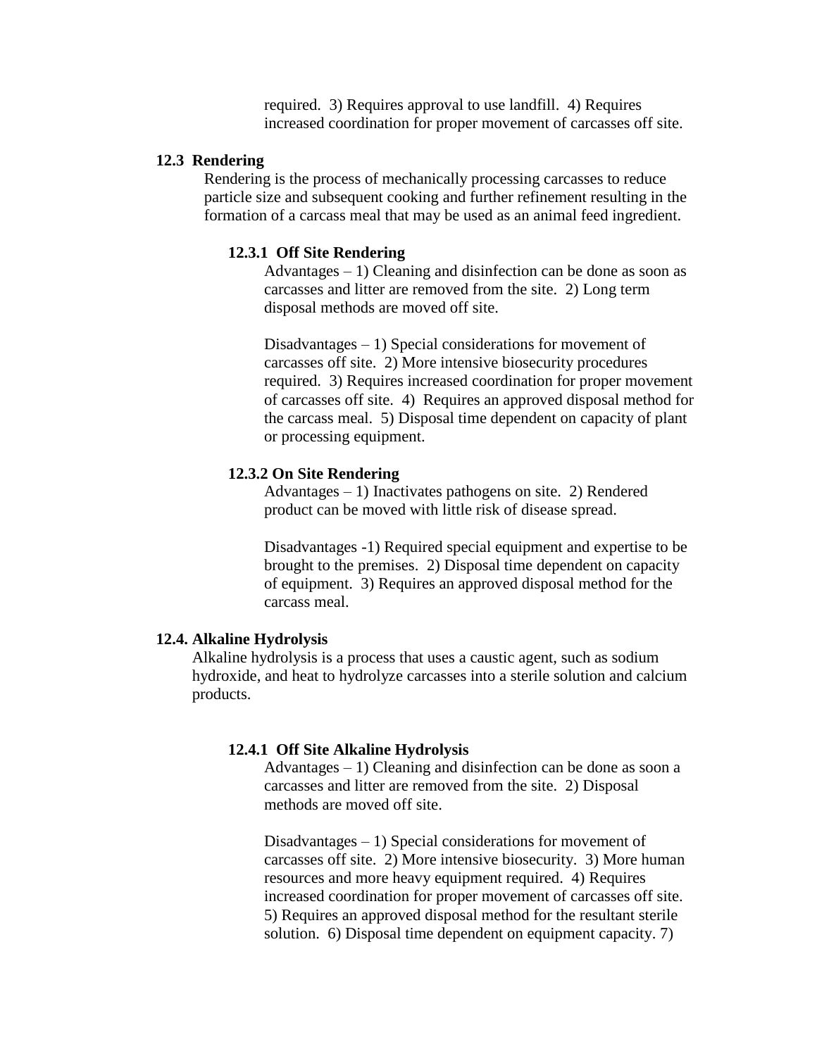required. 3) Requires approval to use landfill. 4) Requires increased coordination for proper movement of carcasses off site.

## 12.3 Rendering

Rendering is the process of mechanically processing carcasses to reduce particle size and subsequent cooking and further refinement resulting in the formation of a carcass meal that may be used as an animal feed ingredient.

### 12.3.1 Off Site Rendering

Advantages – 1) Cleaning and disinfection can be done as soon as carcasses and litter are removed from the site. 2) Long term disposal methods are moved off site.

Disadvantages – 1) Special considerations for movement of carcasses off site. 2) More intensive biosecurity procedures required. 3) Requires increased coordination for proper movement of carcasses off site. 4) Requires an approved disposal method for the carcass meal. 5) Disposal time dependent on capacity of plant or processing equipment.

### 12.3.2 On Site Rendering

Advantages – 1) Inactivates pathogens on site. 2) Rendered product can be moved with little risk of disease spread.

Disadvantages -1) Required special equipment and expertise to be brought to the premises. 2) Disposal time dependent on capacity of equipment. 3) Requires an approved disposal method for the carcass meal.

## 12.4. Alkaline Hydrolysis

Alkaline hydrolysis is a process that uses a caustic agent, such as sodium hydroxide, and heat to hydrolyze carcasses into a sterile solution and calcium products.

### 12.4.1 Off Site Alkaline Hydrolysis

Advantages – 1) Cleaning and disinfection can be done as soon a carcasses and litter are removed from the site. 2) Disposal methods are moved off site.

Disadvantages – 1) Special considerations for movement of carcasses off site. 2) More intensive biosecurity. 3) More human resources and more heavy equipment required. 4) Requires increased coordination for proper movement of carcasses off site. 5) Requires an approved disposal method for the resultant sterile solution. 6) Disposal time dependent on equipment capacity. 7)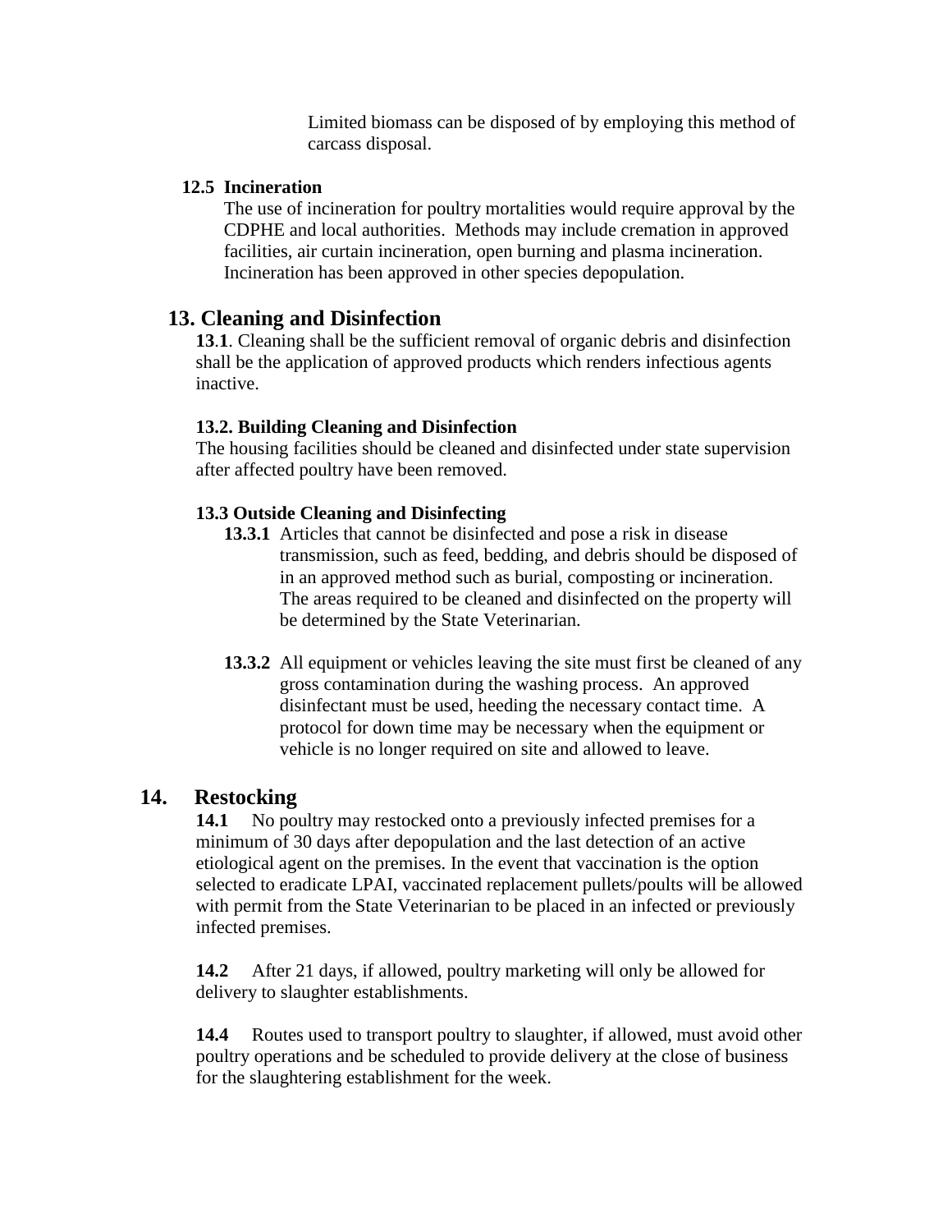Limited biomass can be disposed of by employing this method of carcass disposal.

### 12.5 Incineration

The use of incineration for poultry mortalities would require approval by the CDPHE and local authorities. Methods may include cremation in approved facilities, air curtain incineration, open burning and plasma incineration. Incineration has been approved in other species depopulation.

## 13. Cleaning and Disinfection

**13.1**. Cleaning shall be the sufficient removal of organic debris and disinfection shall be the application of approved products which renders infectious agents inactive.

**13.2. Building Cleaning and Disinfection**

The housing facilities should be cleaned and disinfected under state supervision after affected poultry have been removed.

**13.3 Outside Cleaning and Disinfecting**

**13.3.1** Articles that cannot be disinfected and pose a risk in disease transmission, such as feed, bedding, and debris should be disposed of in an approved method such as burial, composting or incineration. The areas required to be cleaned and disinfected on the property will be determined by the State Veterinarian.

**13.3.2** All equipment or vehicles leaving the site must first be cleaned of any gross contamination during the washing process. An approved disinfectant must be used, heeding the necessary contact time. A protocol for down time may be necessary when the equipment or vehicle is no longer required on site and allowed to leave.

## 14. Restocking

**14.1** No poultry may restocked onto a previously infected premises for a minimum of 30 days after depopulation and the last detection of an active etiological agent on the premises. In the event that vaccination is the option selected to eradicate LPAI, vaccinated replacement pullets/poults will be allowed with permit from the State Veterinarian to be placed in an infected or previously infected premises.

**14.2** After 21 days, if allowed, poultry marketing will only be allowed for delivery to slaughter establishments.

**14.4** Routes used to transport poultry to slaughter, if allowed, must avoid other poultry operations and be scheduled to provide delivery at the close of business for the slaughtering establishment for the week.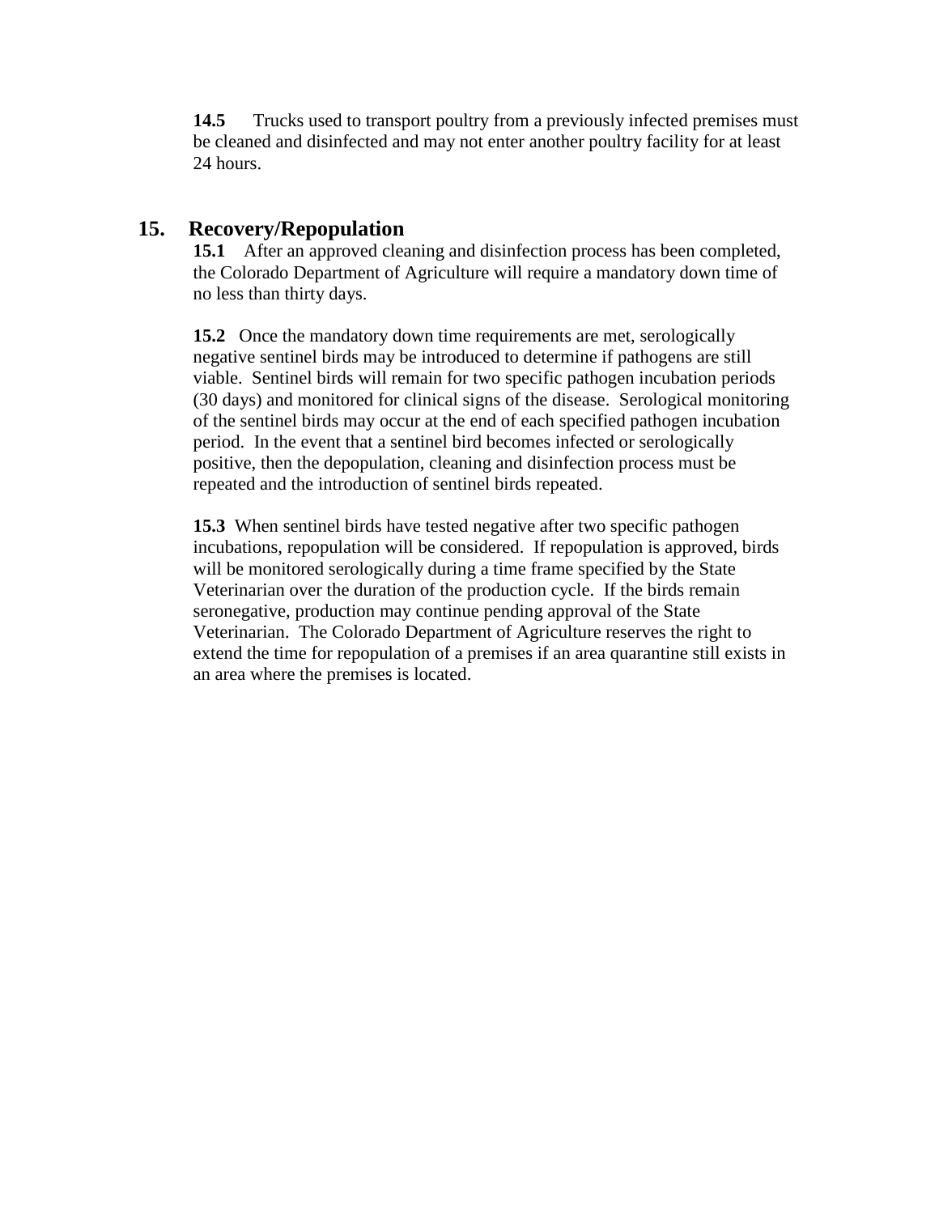**14.5** Trucks used to transport poultry from a previously infected premises must be cleaned and disinfected and may not enter another poultry facility for at least 24 hours.

## 15. Recovery/Repopulation

**15.1** After an approved cleaning and disinfection process has been completed, the Colorado Department of Agriculture will require a mandatory down time of no less than thirty days.

**15.2** Once the mandatory down time requirements are met, serologically negative sentinel birds may be introduced to determine if pathogens are still viable. Sentinel birds will remain for two specific pathogen incubation periods (30 days) and monitored for clinical signs of the disease. Serological monitoring of the sentinel birds may occur at the end of each specified pathogen incubation period. In the event that a sentinel bird becomes infected or serologically positive, then the depopulation, cleaning and disinfection process must be repeated and the introduction of sentinel birds repeated.

**15.3** When sentinel birds have tested negative after two specific pathogen incubations, repopulation will be considered. If repopulation is approved, birds will be monitored serologically during a time frame specified by the State Veterinarian over the duration of the production cycle. If the birds remain seronegative, production may continue pending approval of the State Veterinarian. The Colorado Department of Agriculture reserves the right to extend the time for repopulation of a premises if an area quarantine still exists in an area where the premises is located.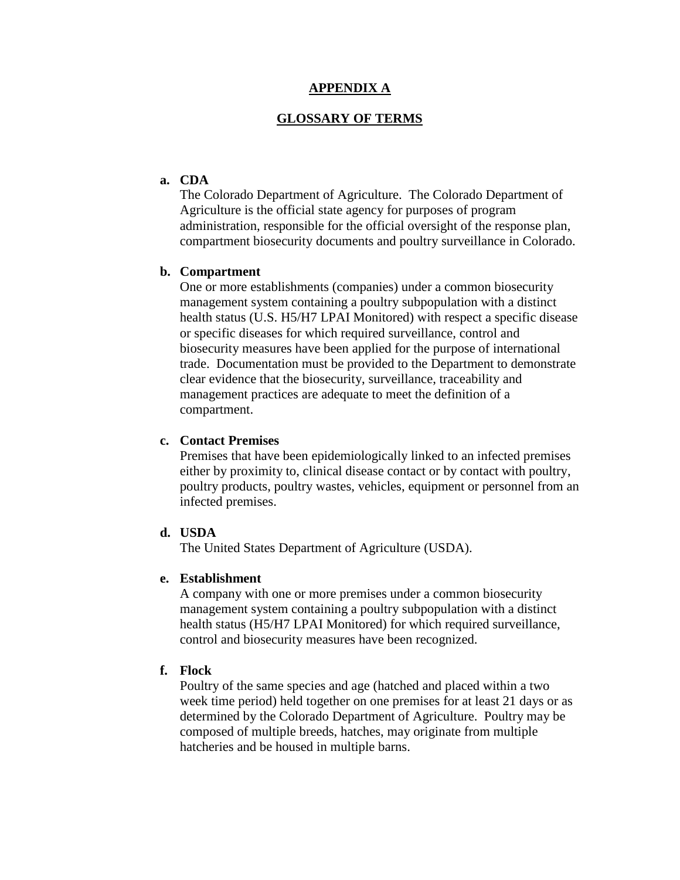# APPENDIX A

## GLOSSARY OF TERMS

a. **CDA**
   The Colorado Department of Agriculture. The Colorado Department of Agriculture is the official state agency for purposes of program administration, responsible for the official oversight of the response plan, compartment biosecurity documents and poultry surveillance in Colorado.

b. **Compartment**
   One or more establishments (companies) under a common biosecurity management system containing a poultry subpopulation with a distinct health status (U.S. H5/H7 LPAI Monitored) with respect a specific disease or specific diseases for which required surveillance, control and biosecurity measures have been applied for the purpose of international trade. Documentation must be provided to the Department to demonstrate clear evidence that the biosecurity, surveillance, traceability and management practices are adequate to meet the definition of a compartment.

c. **Contact Premises**
   Premises that have been epidemiologically linked to an infected premises either by proximity to, clinical disease contact or by contact with poultry, poultry products, poultry wastes, vehicles, equipment or personnel from an infected premises.

d. **USDA**
   The United States Department of Agriculture (USDA).

e. **Establishment**
   A company with one or more premises under a common biosecurity management system containing a poultry subpopulation with a distinct health status (H5/H7 LPAI Monitored) for which required surveillance, control and biosecurity measures have been recognized.

f. **Flock**
   Poultry of the same species and age (hatched and placed within a two week time period) held together on one premises for at least 21 days or as determined by the Colorado Department of Agriculture. Poultry may be composed of multiple breeds, hatches, may originate from multiple hatcheries and be housed in multiple barns.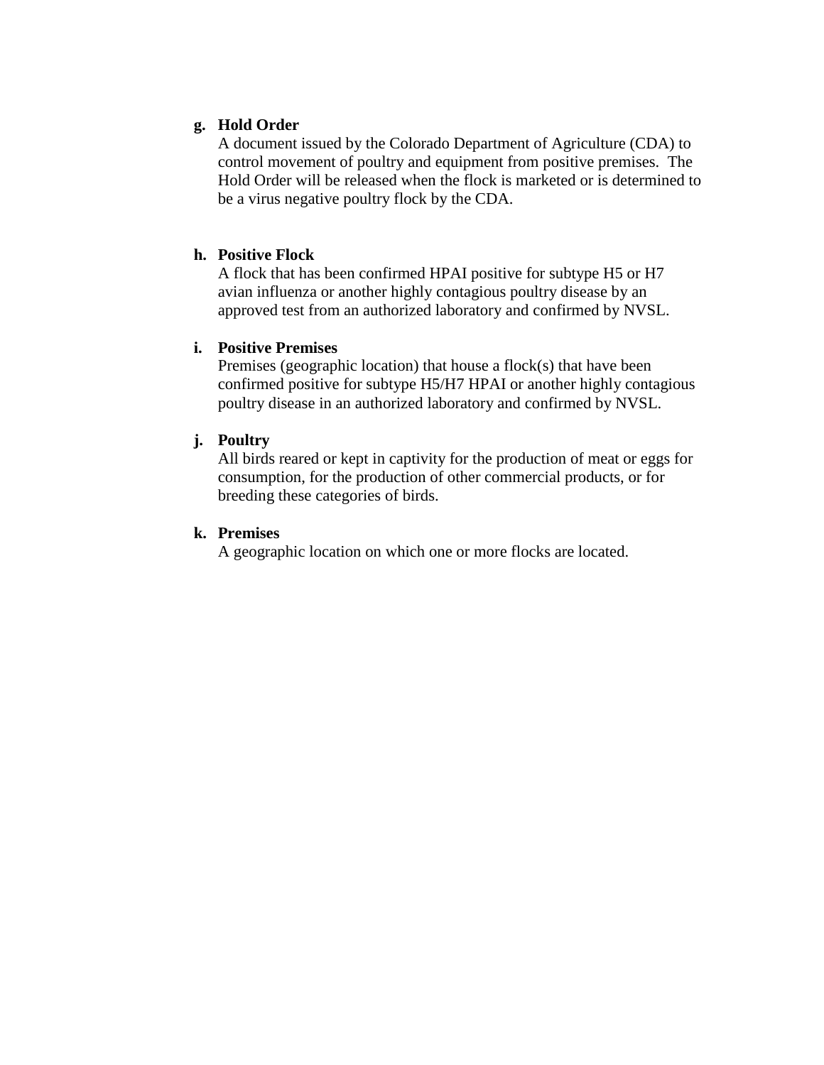g. **Hold Order**
   A document issued by the Colorado Department of Agriculture (CDA) to control movement of poultry and equipment from positive premises. The Hold Order will be released when the flock is marketed or is determined to be a virus negative poultry flock by the CDA.

h. **Positive Flock**
   A flock that has been confirmed HPAI positive for subtype H5 or H7 avian influenza or another highly contagious poultry disease by an approved test from an authorized laboratory and confirmed by NVSL.

i. **Positive Premises**
   Premises (geographic location) that house a flock(s) that have been confirmed positive for subtype H5/H7 HPAI or another highly contagious poultry disease in an authorized laboratory and confirmed by NVSL.

j. **Poultry**
   All birds reared or kept in captivity for the production of meat or eggs for consumption, for the production of other commercial products, or for breeding these categories of birds.

k. **Premises**
   A geographic location on which one or more flocks are located.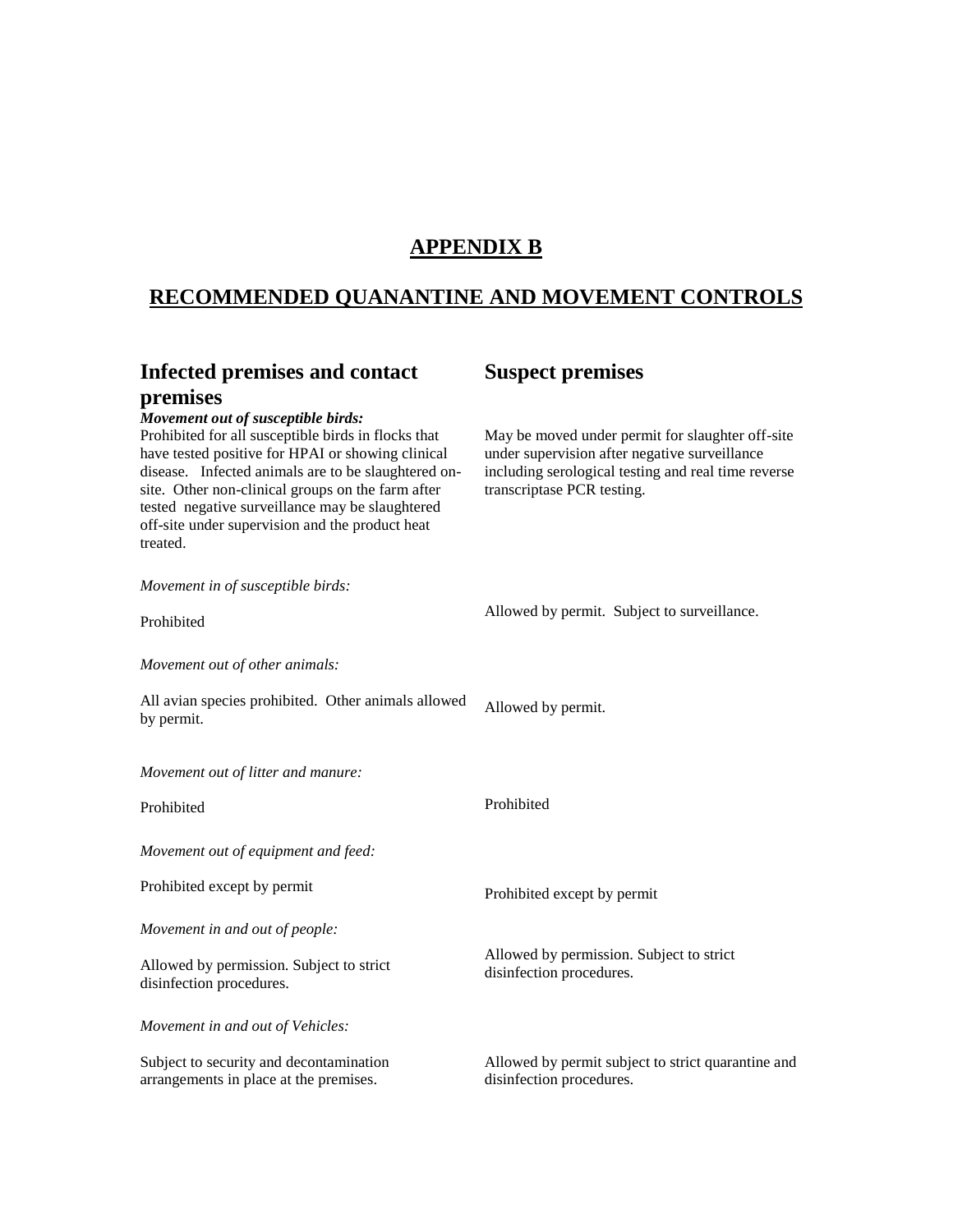## APPENDIX B

## RECOMMENDED QUANANTINE AND MOVEMENT CONTROLS

| Infected premises and contact premises | Suspect premises |
|---|---|
| ***Movement out of susceptible birds:*** | |
| Prohibited for all susceptible birds in flocks that have tested positive for HPAI or showing clinical disease. Infected animals are to be slaughtered on-site. Other non-clinical groups on the farm after tested negative surveillance may be slaughtered off-site under supervision and the product heat treated. | May be moved under permit for slaughter off-site under supervision after negative surveillance including serological testing and real time reverse transcriptase PCR testing. |
| *Movement in of susceptible birds:* | |
| Prohibited | Allowed by permit. Subject to surveillance. |
| *Movement out of other animals:* | |
| All avian species prohibited. Other animals allowed by permit. | Allowed by permit. |
| *Movement out of litter and manure:* | |
| Prohibited | Prohibited |
| *Movement out of equipment and feed:* | |
| Prohibited except by permit | Prohibited except by permit |
| *Movement in and out of people:* | |
| Allowed by permission. Subject to strict disinfection procedures. | Allowed by permission. Subject to strict disinfection procedures. |
| *Movement in and out of Vehicles:* | |
| Subject to security and decontamination arrangements in place at the premises. | Allowed by permit subject to strict quarantine and disinfection procedures. |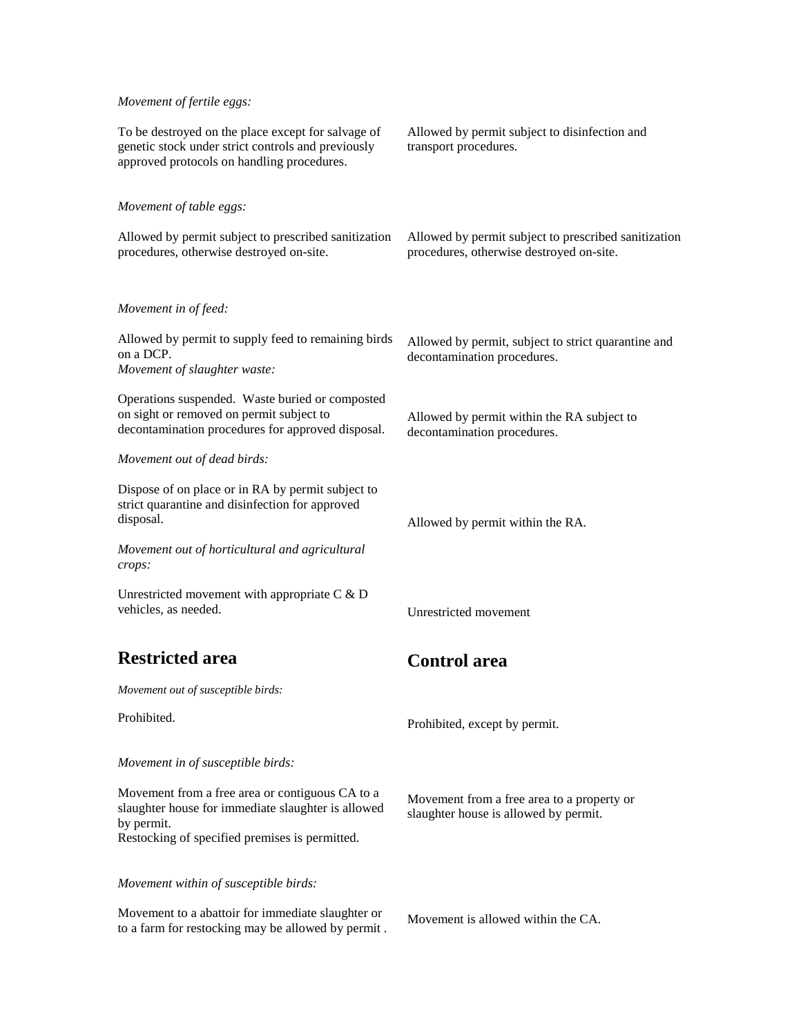*Movement of fertile eggs:*

To be destroyed on the place except for salvage of genetic stock under strict controls and previously approved protocols on handling procedures.

Allowed by permit subject to disinfection and transport procedures.

*Movement of table eggs:*

Allowed by permit subject to prescribed sanitization procedures, otherwise destroyed on-site.

Allowed by permit subject to prescribed sanitization procedures, otherwise destroyed on-site.

*Movement in of feed:*

Allowed by permit to supply feed to remaining birds on a DCP.

Allowed by permit, subject to strict quarantine and decontamination procedures.

*Movement of slaughter waste:*

Operations suspended. Waste buried or composted on sight or removed on permit subject to decontamination procedures for approved disposal.

Allowed by permit within the RA subject to decontamination procedures.

*Movement out of dead birds:*

Dispose of on place or in RA by permit subject to strict quarantine and disinfection for approved disposal.

Allowed by permit within the RA.

*Movement out of horticultural and agricultural crops:*

Unrestricted movement with appropriate C & D vehicles, as needed.

Unrestricted movement

## Restricted area

*Movement out of susceptible birds:*

Prohibited.

*Movement in of susceptible birds:*

Movement from a free area or contiguous CA to a slaughter house for immediate slaughter is allowed by permit.
Restocking of specified premises is permitted.

*Movement within of susceptible birds:*

Movement to a abattoir for immediate slaughter or to a farm for restocking may be allowed by permit .

## Control area

*Movement out of susceptible birds:*

Prohibited, except by permit.

*Movement in of susceptible birds:*

Movement from a free area to a property or slaughter house is allowed by permit.

*Movement within of susceptible birds:*

Movement is allowed within the CA.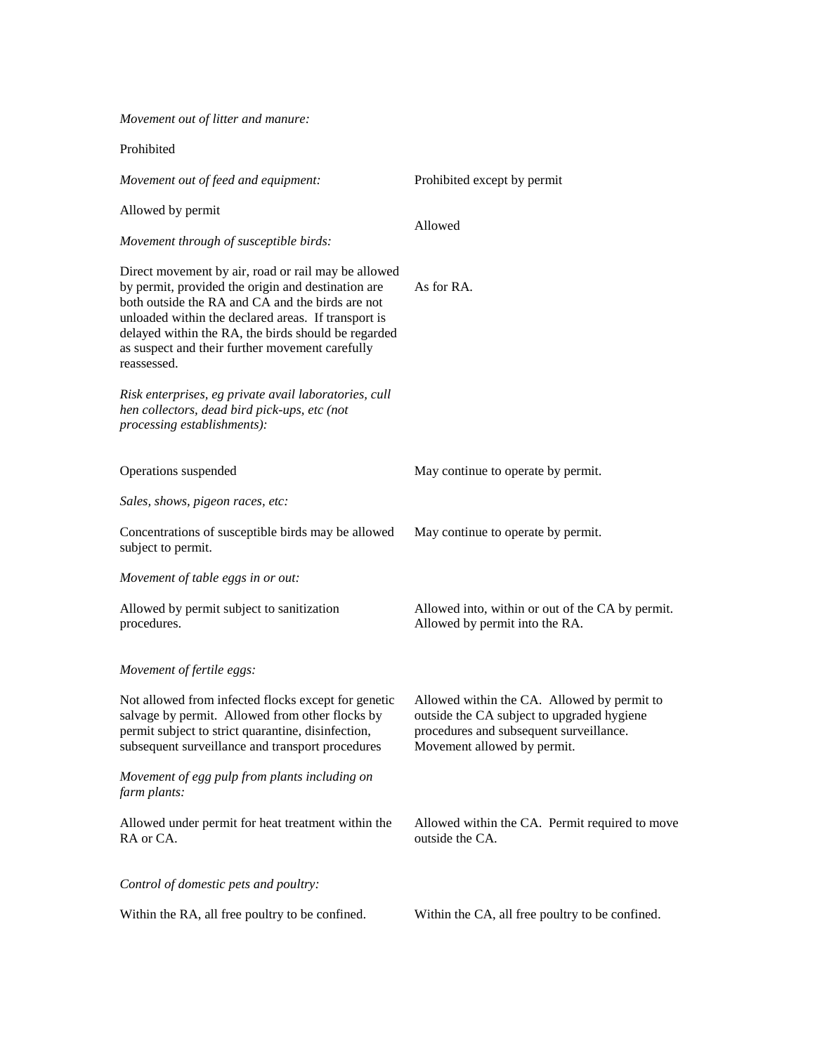| | |
|---|---|
| *Movement out of litter and manure:* | |
| Prohibited | |
| *Movement out of feed and equipment:* | Prohibited except by permit |
| Allowed by permit | Allowed |
| *Movement through of susceptible birds:* | |
| Direct movement by air, road or rail may be allowed by permit, provided the origin and destination are both outside the RA and CA and the birds are not unloaded within the declared areas. If transport is delayed within the RA, the birds should be regarded as suspect and their further movement carefully reassessed. | As for RA. |
| *Risk enterprises, eg private avail laboratories, cull hen collectors, dead bird pick-ups, etc (not processing establishments):* | |
| Operations suspended | May continue to operate by permit. |
| *Sales, shows, pigeon races, etc:* | |
| Concentrations of susceptible birds may be allowed subject to permit. | May continue to operate by permit. |
| *Movement of table eggs in or out:* | |
| Allowed by permit subject to sanitization procedures. | Allowed into, within or out of the CA by permit. Allowed by permit into the RA. |
| *Movement of fertile eggs:* | |
| Not allowed from infected flocks except for genetic salvage by permit. Allowed from other flocks by permit subject to strict quarantine, disinfection, subsequent surveillance and transport procedures | Allowed within the CA. Allowed by permit to outside the CA subject to upgraded hygiene procedures and subsequent surveillance. Movement allowed by permit. |
| *Movement of egg pulp from plants including on farm plants:* | |
| Allowed under permit for heat treatment within the RA or CA. | Allowed within the CA. Permit required to move outside the CA. |
| *Control of domestic pets and poultry:* | |
| Within the RA, all free poultry to be confined. | Within the CA, all free poultry to be confined. |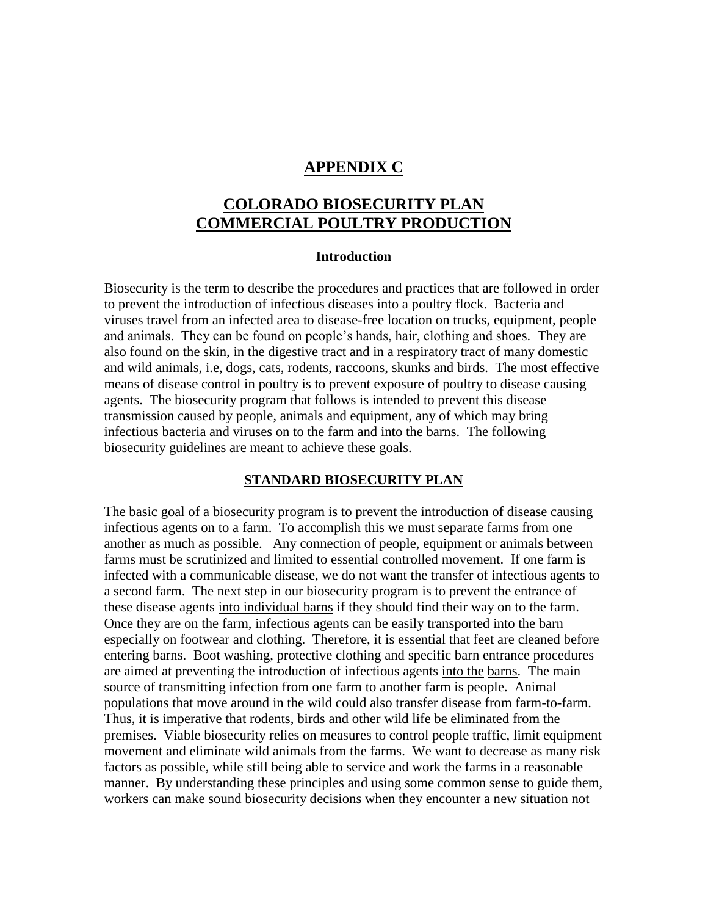# APPENDIX C

# COLORADO BIOSECURITY PLAN COMMERCIAL POULTRY PRODUCTION

### Introduction

Biosecurity is the term to describe the procedures and practices that are followed in order to prevent the introduction of infectious diseases into a poultry flock. Bacteria and viruses travel from an infected area to disease-free location on trucks, equipment, people and animals. They can be found on people's hands, hair, clothing and shoes. They are also found on the skin, in the digestive tract and in a respiratory tract of many domestic and wild animals, i.e, dogs, cats, rodents, raccoons, skunks and birds. The most effective means of disease control in poultry is to prevent exposure of poultry to disease causing agents. The biosecurity program that follows is intended to prevent this disease transmission caused by people, animals and equipment, any of which may bring infectious bacteria and viruses on to the farm and into the barns. The following biosecurity guidelines are meant to achieve these goals.

## STANDARD BIOSECURITY PLAN

The basic goal of a biosecurity program is to prevent the introduction of disease causing infectious agents on to a farm. To accomplish this we must separate farms from one another as much as possible. Any connection of people, equipment or animals between farms must be scrutinized and limited to essential controlled movement. If one farm is infected with a communicable disease, we do not want the transfer of infectious agents to a second farm. The next step in our biosecurity program is to prevent the entrance of these disease agents into individual barns if they should find their way on to the farm. Once they are on the farm, infectious agents can be easily transported into the barn especially on footwear and clothing. Therefore, it is essential that feet are cleaned before entering barns. Boot washing, protective clothing and specific barn entrance procedures are aimed at preventing the introduction of infectious agents into the barns. The main source of transmitting infection from one farm to another farm is people. Animal populations that move around in the wild could also transfer disease from farm-to-farm. Thus, it is imperative that rodents, birds and other wild life be eliminated from the premises. Viable biosecurity relies on measures to control people traffic, limit equipment movement and eliminate wild animals from the farms. We want to decrease as many risk factors as possible, while still being able to service and work the farms in a reasonable manner. By understanding these principles and using some common sense to guide them, workers can make sound biosecurity decisions when they encounter a new situation not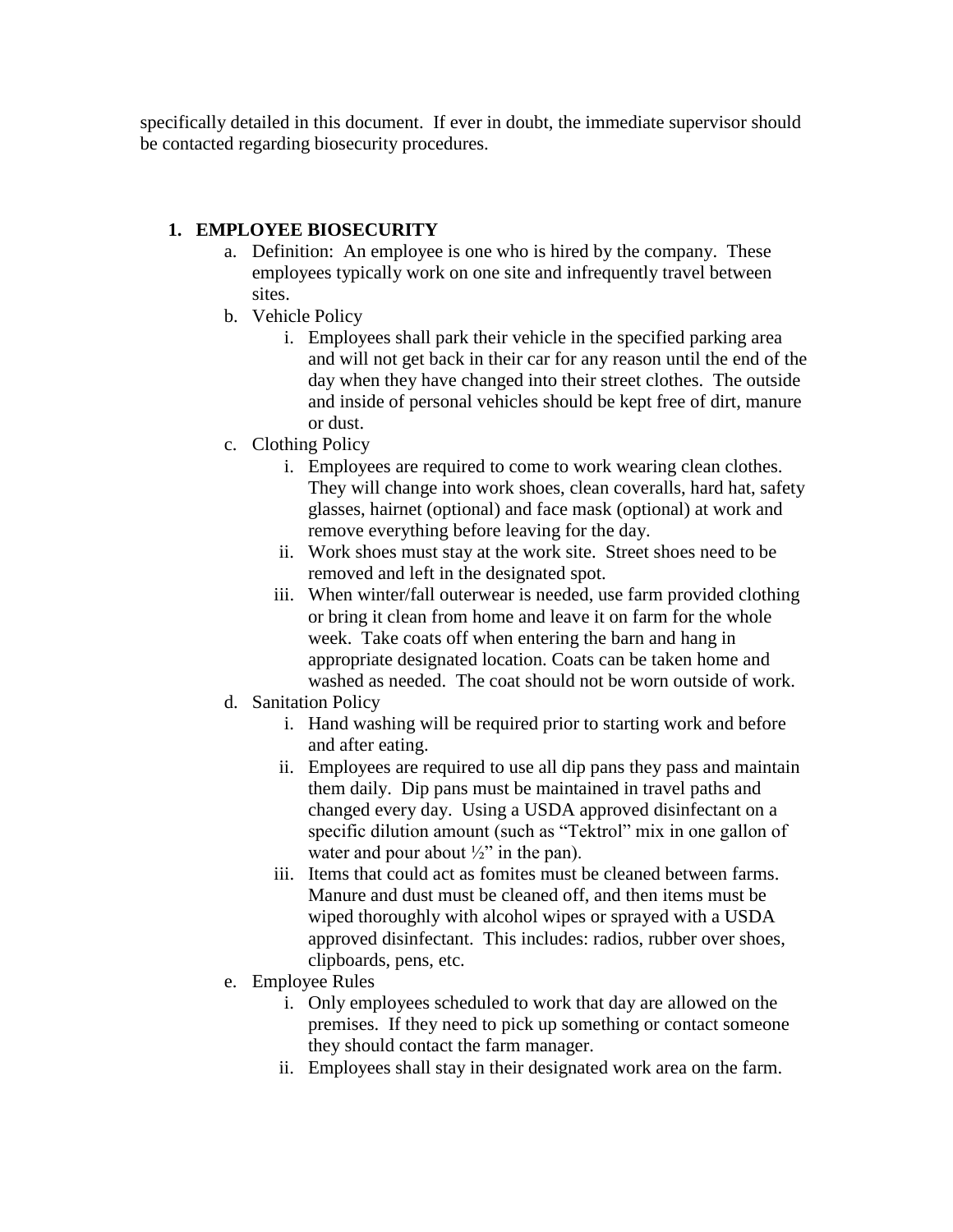specifically detailed in this document. If ever in doubt, the immediate supervisor should be contacted regarding biosecurity procedures.

1. **EMPLOYEE BIOSECURITY**
   a. Definition: An employee is one who is hired by the company. These employees typically work on one site and infrequently travel between sites.
   b. Vehicle Policy
      i. Employees shall park their vehicle in the specified parking area and will not get back in their car for any reason until the end of the day when they have changed into their street clothes. The outside and inside of personal vehicles should be kept free of dirt, manure or dust.
   c. Clothing Policy
      i. Employees are required to come to work wearing clean clothes. They will change into work shoes, clean coveralls, hard hat, safety glasses, hairnet (optional) and face mask (optional) at work and remove everything before leaving for the day.
      ii. Work shoes must stay at the work site. Street shoes need to be removed and left in the designated spot.
      iii. When winter/fall outerwear is needed, use farm provided clothing or bring it clean from home and leave it on farm for the whole week. Take coats off when entering the barn and hang in appropriate designated location. Coats can be taken home and washed as needed. The coat should not be worn outside of work.
   d. Sanitation Policy
      i. Hand washing will be required prior to starting work and before and after eating.
      ii. Employees are required to use all dip pans they pass and maintain them daily. Dip pans must be maintained in travel paths and changed every day. Using a USDA approved disinfectant on a specific dilution amount (such as "Tektrol" mix in one gallon of water and pour about ½" in the pan).
      iii. Items that could act as fomites must be cleaned between farms. Manure and dust must be cleaned off, and then items must be wiped thoroughly with alcohol wipes or sprayed with a USDA approved disinfectant. This includes: radios, rubber over shoes, clipboards, pens, etc.
   e. Employee Rules
      i. Only employees scheduled to work that day are allowed on the premises. If they need to pick up something or contact someone they should contact the farm manager.
      ii. Employees shall stay in their designated work area on the farm.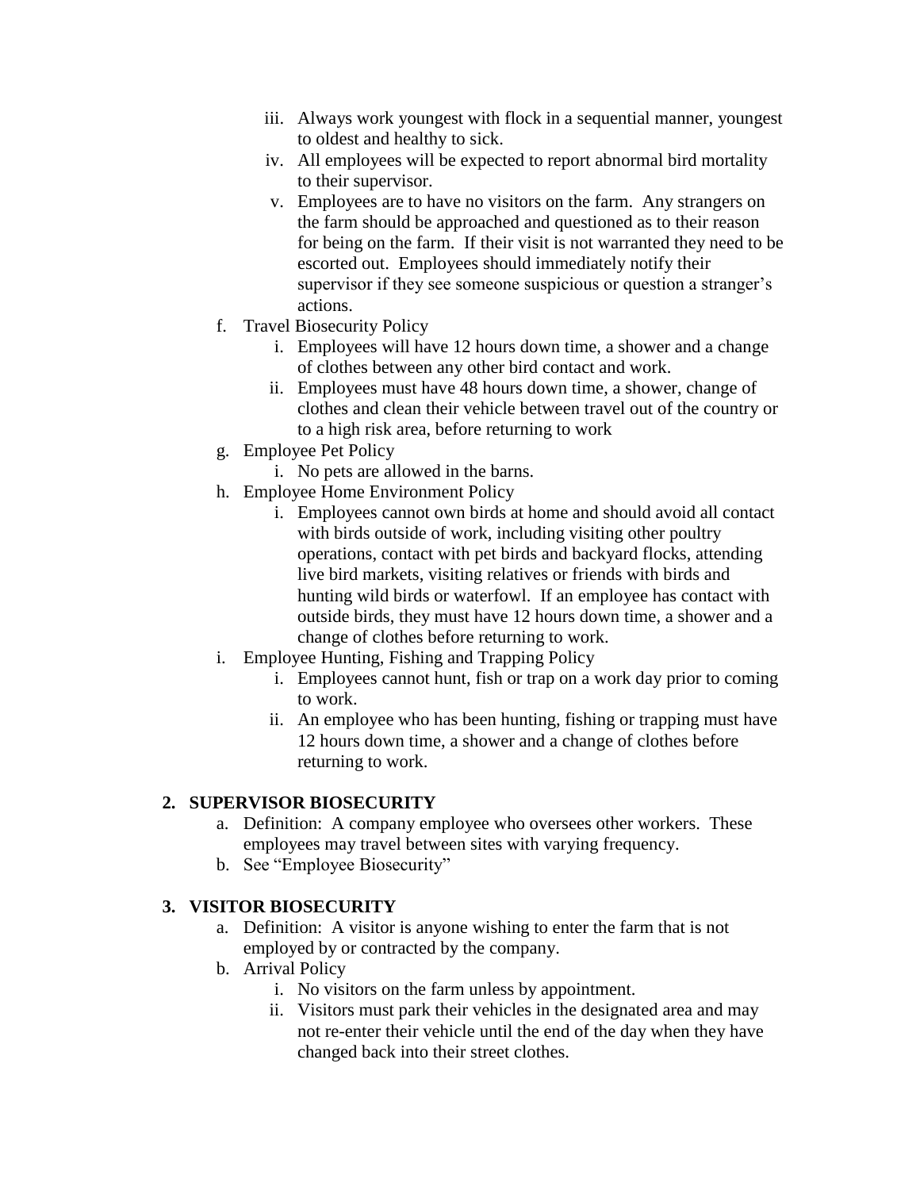iii. Always work youngest with flock in a sequential manner, youngest to oldest and healthy to sick.
   iv. All employees will be expected to report abnormal bird mortality to their supervisor.
   v. Employees are to have no visitors on the farm. Any strangers on the farm should be approached and questioned as to their reason for being on the farm. If their visit is not warranted they need to be escorted out. Employees should immediately notify their supervisor if they see someone suspicious or question a stranger's actions.

f. Travel Biosecurity Policy
   i. Employees will have 12 hours down time, a shower and a change of clothes between any other bird contact and work.
   ii. Employees must have 48 hours down time, a shower, change of clothes and clean their vehicle between travel out of the country or to a high risk area, before returning to work

g. Employee Pet Policy
   i. No pets are allowed in the barns.

h. Employee Home Environment Policy
   i. Employees cannot own birds at home and should avoid all contact with birds outside of work, including visiting other poultry operations, contact with pet birds and backyard flocks, attending live bird markets, visiting relatives or friends with birds and hunting wild birds or waterfowl. If an employee has contact with outside birds, they must have 12 hours down time, a shower and a change of clothes before returning to work.

i. Employee Hunting, Fishing and Trapping Policy
   i. Employees cannot hunt, fish or trap on a work day prior to coming to work.
   ii. An employee who has been hunting, fishing or trapping must have 12 hours down time, a shower and a change of clothes before returning to work.

**2. SUPERVISOR BIOSECURITY**

a. Definition: A company employee who oversees other workers. These employees may travel between sites with varying frequency.

b. See "Employee Biosecurity"

**3. VISITOR BIOSECURITY**

a. Definition: A visitor is anyone wishing to enter the farm that is not employed by or contracted by the company.

b. Arrival Policy
   i. No visitors on the farm unless by appointment.
   ii. Visitors must park their vehicles in the designated area and may not re-enter their vehicle until the end of the day when they have changed back into their street clothes.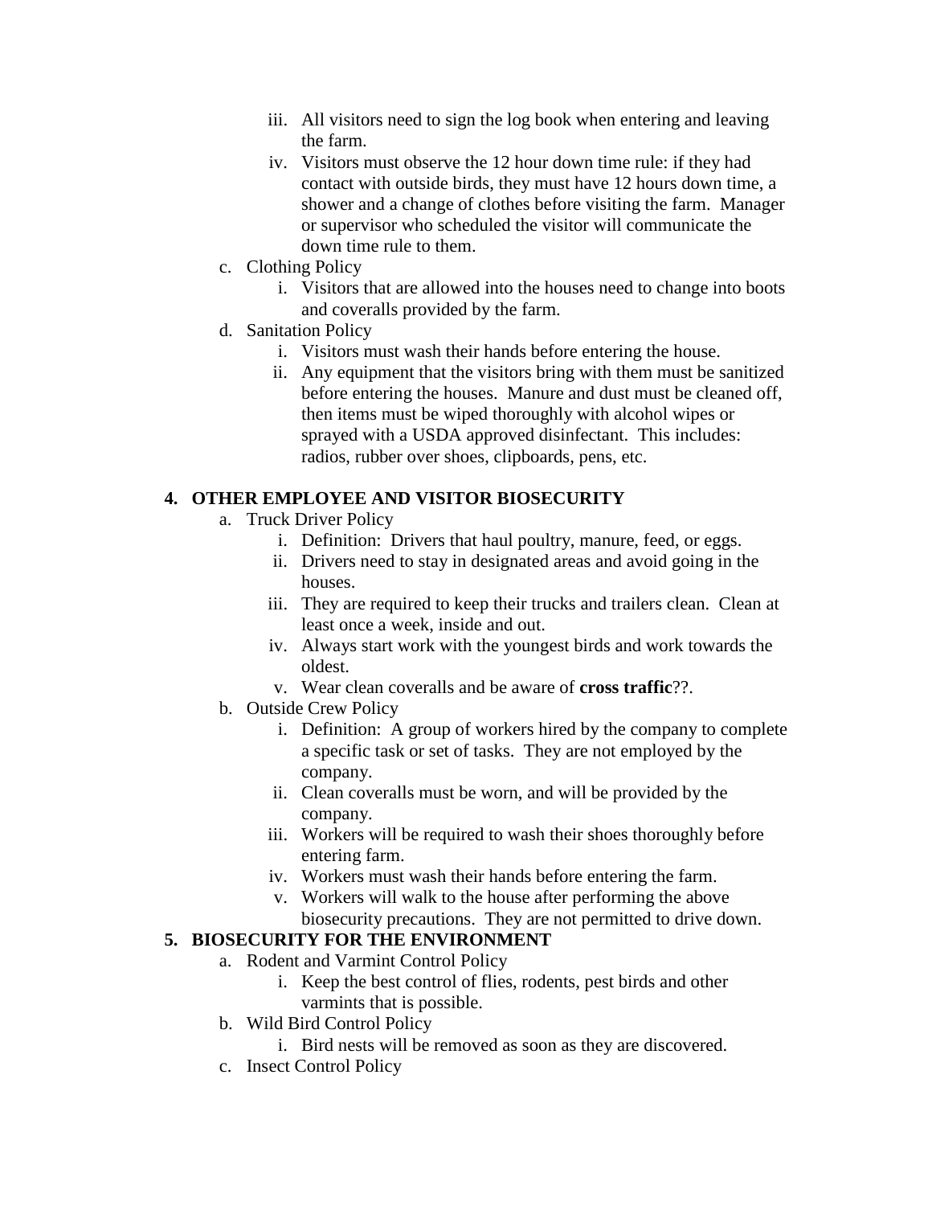iii. All visitors need to sign the log book when entering and leaving the farm.
iv. Visitors must observe the 12 hour down time rule: if they had contact with outside birds, they must have 12 hours down time, a shower and a change of clothes before visiting the farm. Manager or supervisor who scheduled the visitor will communicate the down time rule to them.

c. Clothing Policy
   i. Visitors that are allowed into the houses need to change into boots and coveralls provided by the farm.

d. Sanitation Policy
   i. Visitors must wash their hands before entering the house.
   ii. Any equipment that the visitors bring with them must be sanitized before entering the houses. Manure and dust must be cleaned off, then items must be wiped thoroughly with alcohol wipes or sprayed with a USDA approved disinfectant. This includes: radios, rubber over shoes, clipboards, pens, etc.

**4. OTHER EMPLOYEE AND VISITOR BIOSECURITY**

a. Truck Driver Policy
   i. Definition: Drivers that haul poultry, manure, feed, or eggs.
   ii. Drivers need to stay in designated areas and avoid going in the houses.
   iii. They are required to keep their trucks and trailers clean. Clean at least once a week, inside and out.
   iv. Always start work with the youngest birds and work towards the oldest.
   v. Wear clean coveralls and be aware of **cross traffic**??.

b. Outside Crew Policy
   i. Definition: A group of workers hired by the company to complete a specific task or set of tasks. They are not employed by the company.
   ii. Clean coveralls must be worn, and will be provided by the company.
   iii. Workers will be required to wash their shoes thoroughly before entering farm.
   iv. Workers must wash their hands before entering the farm.
   v. Workers will walk to the house after performing the above biosecurity precautions. They are not permitted to drive down.

**5. BIOSECURITY FOR THE ENVIRONMENT**

a. Rodent and Varmint Control Policy
   i. Keep the best control of flies, rodents, pest birds and other varmints that is possible.

b. Wild Bird Control Policy
   i. Bird nests will be removed as soon as they are discovered.

c. Insect Control Policy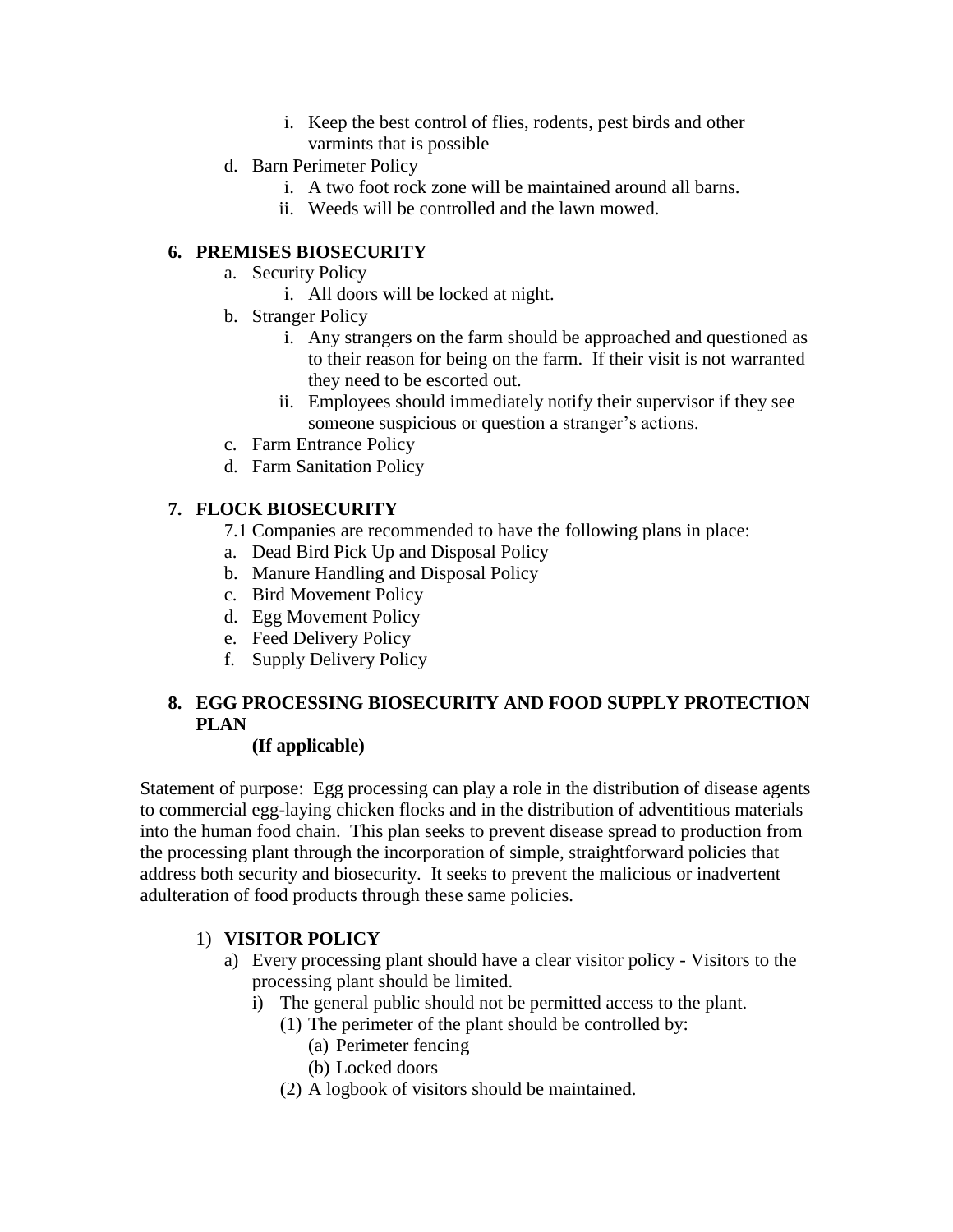i. Keep the best control of flies, rodents, pest birds and other varmints that is possible

   d. Barn Perimeter Policy
      i. A two foot rock zone will be maintained around all barns.
      ii. Weeds will be controlled and the lawn mowed.

**6. PREMISES BIOSECURITY**

   a. Security Policy
      i. All doors will be locked at night.
   b. Stranger Policy
      i. Any strangers on the farm should be approached and questioned as to their reason for being on the farm. If their visit is not warranted they need to be escorted out.
      ii. Employees should immediately notify their supervisor if they see someone suspicious or question a stranger's actions.
   c. Farm Entrance Policy
   d. Farm Sanitation Policy

**7. FLOCK BIOSECURITY**

   7.1 Companies are recommended to have the following plans in place:

   a. Dead Bird Pick Up and Disposal Policy
   b. Manure Handling and Disposal Policy
   c. Bird Movement Policy
   d. Egg Movement Policy
   e. Feed Delivery Policy
   f. Supply Delivery Policy

**8. EGG PROCESSING BIOSECURITY AND FOOD SUPPLY PROTECTION PLAN**
**(If applicable)**

Statement of purpose: Egg processing can play a role in the distribution of disease agents to commercial egg-laying chicken flocks and in the distribution of adventitious materials into the human food chain. This plan seeks to prevent disease spread to production from the processing plant through the incorporation of simple, straightforward policies that address both security and biosecurity. It seeks to prevent the malicious or inadvertent adulteration of food products through these same policies.

1) **VISITOR POLICY**
   a) Every processing plant should have a clear visitor policy - Visitors to the processing plant should be limited.
      i) The general public should not be permitted access to the plant.
         (1) The perimeter of the plant should be controlled by:
            (a) Perimeter fencing
            (b) Locked doors
         (2) A logbook of visitors should be maintained.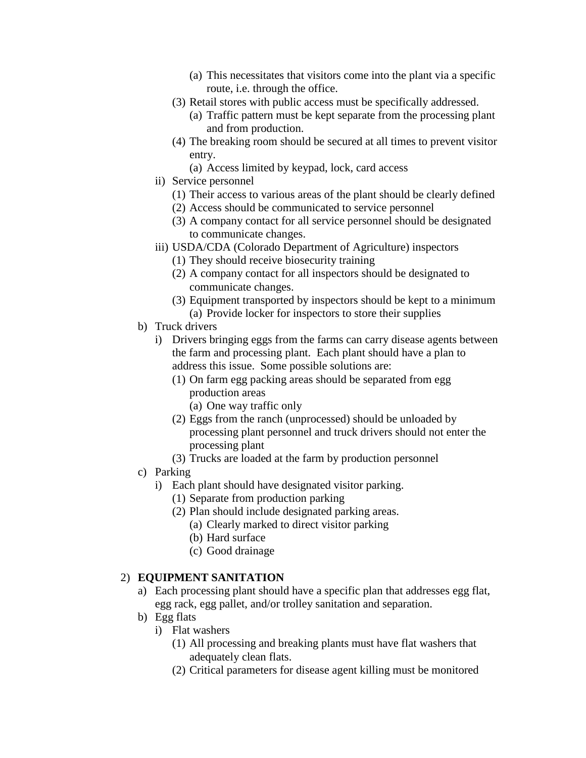(a) This necessitates that visitors come into the plant via a specific route, i.e. through the office.
        (3) Retail stores with public access must be specifically addressed.
            (a) Traffic pattern must be kept separate from the processing plant and from production.
        (4) The breaking room should be secured at all times to prevent visitor entry.
            (a) Access limited by keypad, lock, card access
    ii) Service personnel
        (1) Their access to various areas of the plant should be clearly defined
        (2) Access should be communicated to service personnel
        (3) A company contact for all service personnel should be designated to communicate changes.
    iii) USDA/CDA (Colorado Department of Agriculture) inspectors
        (1) They should receive biosecurity training
        (2) A company contact for all inspectors should be designated to communicate changes.
        (3) Equipment transported by inspectors should be kept to a minimum
            (a) Provide locker for inspectors to store their supplies
b) Truck drivers
    i) Drivers bringing eggs from the farms can carry disease agents between the farm and processing plant. Each plant should have a plan to address this issue. Some possible solutions are:
        (1) On farm egg packing areas should be separated from egg production areas
            (a) One way traffic only
        (2) Eggs from the ranch (unprocessed) should be unloaded by processing plant personnel and truck drivers should not enter the processing plant
        (3) Trucks are loaded at the farm by production personnel
c) Parking
    i) Each plant should have designated visitor parking.
        (1) Separate from production parking
        (2) Plan should include designated parking areas.
            (a) Clearly marked to direct visitor parking
            (b) Hard surface
            (c) Good drainage

2) **EQUIPMENT SANITATION**
    a) Each processing plant should have a specific plan that addresses egg flat, egg rack, egg pallet, and/or trolley sanitation and separation.
    b) Egg flats
        i) Flat washers
            (1) All processing and breaking plants must have flat washers that adequately clean flats.
            (2) Critical parameters for disease agent killing must be monitored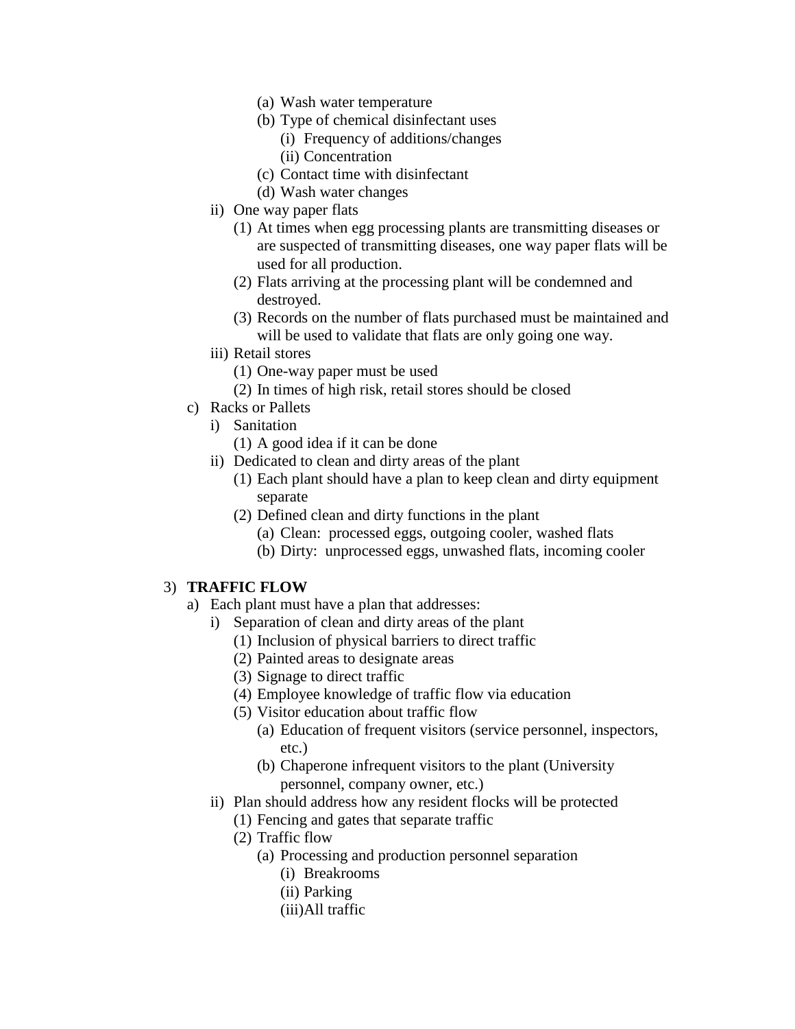- (a) Wash water temperature
- (b) Type of chemical disinfectant uses
  - (i) Frequency of additions/changes
  - (ii) Concentration
- (c) Contact time with disinfectant
- (d) Wash water changes

ii) One way paper flats

- (1) At times when egg processing plants are transmitting diseases or are suspected of transmitting diseases, one way paper flats will be used for all production.
- (2) Flats arriving at the processing plant will be condemned and destroyed.
- (3) Records on the number of flats purchased must be maintained and will be used to validate that flats are only going one way.

iii) Retail stores

- (1) One-way paper must be used
- (2) In times of high risk, retail stores should be closed

c) Racks or Pallets

i) Sanitation

- (1) A good idea if it can be done

ii) Dedicated to clean and dirty areas of the plant

- (1) Each plant should have a plan to keep clean and dirty equipment separate
- (2) Defined clean and dirty functions in the plant
  - (a) Clean: processed eggs, outgoing cooler, washed flats
  - (b) Dirty: unprocessed eggs, unwashed flats, incoming cooler

3) **TRAFFIC FLOW**

a) Each plant must have a plan that addresses:

i) Separation of clean and dirty areas of the plant

- (1) Inclusion of physical barriers to direct traffic
- (2) Painted areas to designate areas
- (3) Signage to direct traffic
- (4) Employee knowledge of traffic flow via education
- (5) Visitor education about traffic flow
  - (a) Education of frequent visitors (service personnel, inspectors, etc.)
  - (b) Chaperone infrequent visitors to the plant (University personnel, company owner, etc.)

ii) Plan should address how any resident flocks will be protected

- (1) Fencing and gates that separate traffic
- (2) Traffic flow
  - (a) Processing and production personnel separation
    - (i) Breakrooms
    - (ii) Parking
    - (iii) All traffic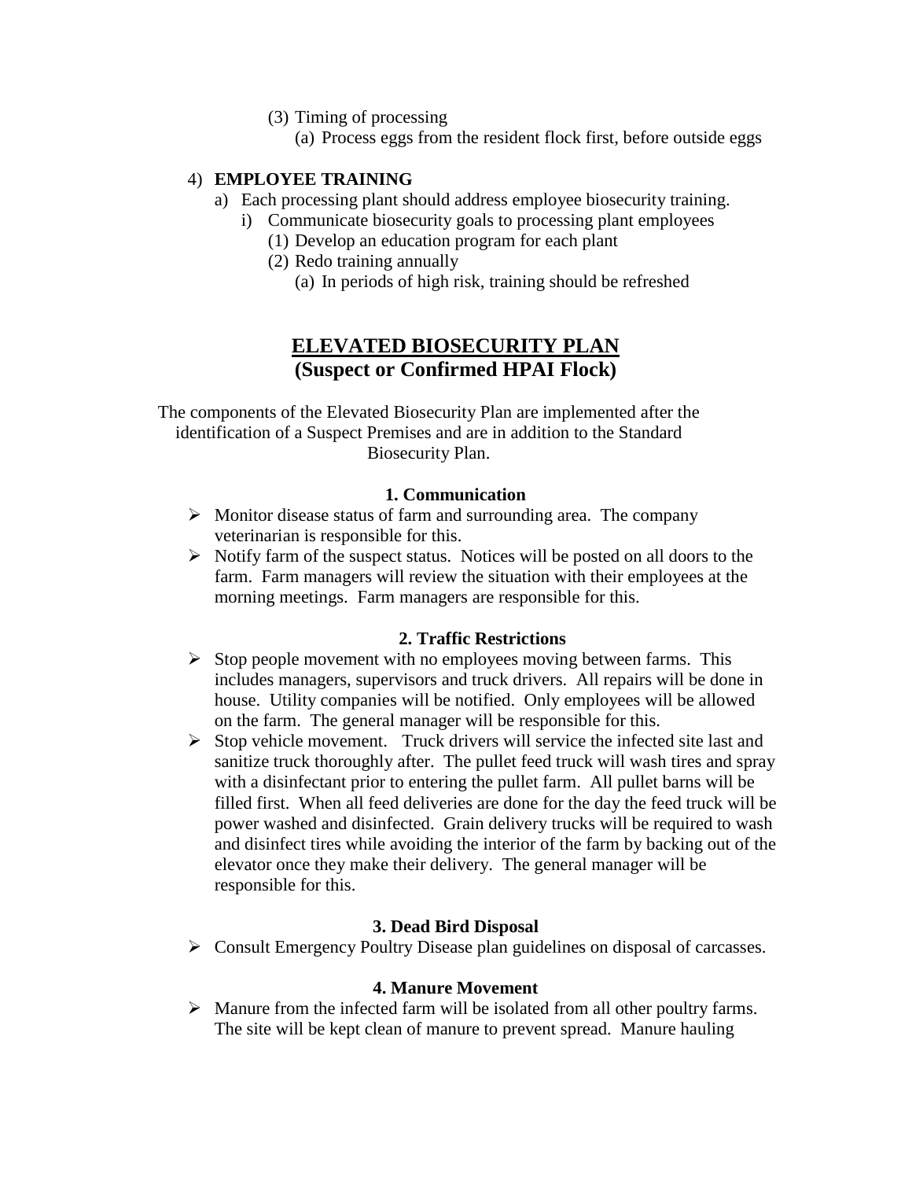(3) Timing of processing

(a) Process eggs from the resident flock first, before outside eggs

4) **EMPLOYEE TRAINING**

a) Each processing plant should address employee biosecurity training.

i) Communicate biosecurity goals to processing plant employees

(1) Develop an education program for each plant

(2) Redo training annually

(a) In periods of high risk, training should be refreshed

## <u>ELEVATED BIOSECURITY PLAN</u>
## (Suspect or Confirmed HPAI Flock)

The components of the Elevated Biosecurity Plan are implemented after the identification of a Suspect Premises and are in addition to the Standard Biosecurity Plan.

### 1. Communication

- Monitor disease status of farm and surrounding area. The company veterinarian is responsible for this.
- Notify farm of the suspect status. Notices will be posted on all doors to the farm. Farm managers will review the situation with their employees at the morning meetings. Farm managers are responsible for this.

### 2. Traffic Restrictions

- Stop people movement with no employees moving between farms. This includes managers, supervisors and truck drivers. All repairs will be done in house. Utility companies will be notified. Only employees will be allowed on the farm. The general manager will be responsible for this.
- Stop vehicle movement. Truck drivers will service the infected site last and sanitize truck thoroughly after. The pullet feed truck will wash tires and spray with a disinfectant prior to entering the pullet farm. All pullet barns will be filled first. When all feed deliveries are done for the day the feed truck will be power washed and disinfected. Grain delivery trucks will be required to wash and disinfect tires while avoiding the interior of the farm by backing out of the elevator once they make their delivery. The general manager will be responsible for this.

### 3. Dead Bird Disposal

- Consult Emergency Poultry Disease plan guidelines on disposal of carcasses.

### 4. Manure Movement

- Manure from the infected farm will be isolated from all other poultry farms. The site will be kept clean of manure to prevent spread. Manure hauling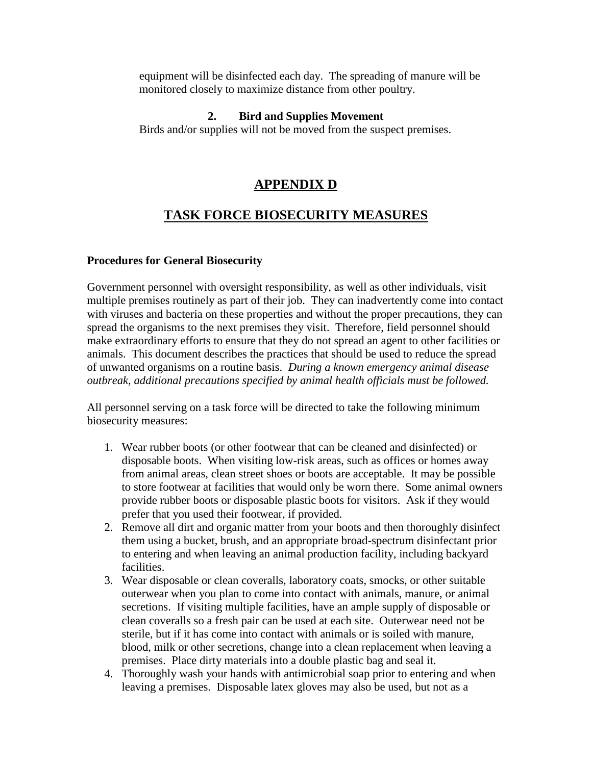equipment will be disinfected each day. The spreading of manure will be monitored closely to maximize distance from other poultry.

### 2. Bird and Supplies Movement

Birds and/or supplies will not be moved from the suspect premises.

# APPENDIX D

# TASK FORCE BIOSECURITY MEASURES

**Procedures for General Biosecurity**

Government personnel with oversight responsibility, as well as other individuals, visit multiple premises routinely as part of their job. They can inadvertently come into contact with viruses and bacteria on these properties and without the proper precautions, they can spread the organisms to the next premises they visit. Therefore, field personnel should make extraordinary efforts to ensure that they do not spread an agent to other facilities or animals. This document describes the practices that should be used to reduce the spread of unwanted organisms on a routine basis. *During a known emergency animal disease outbreak, additional precautions specified by animal health officials must be followed.*

All personnel serving on a task force will be directed to take the following minimum biosecurity measures:

1. Wear rubber boots (or other footwear that can be cleaned and disinfected) or disposable boots. When visiting low-risk areas, such as offices or homes away from animal areas, clean street shoes or boots are acceptable. It may be possible to store footwear at facilities that would only be worn there. Some animal owners provide rubber boots or disposable plastic boots for visitors. Ask if they would prefer that you used their footwear, if provided.
2. Remove all dirt and organic matter from your boots and then thoroughly disinfect them using a bucket, brush, and an appropriate broad-spectrum disinfectant prior to entering and when leaving an animal production facility, including backyard facilities.
3. Wear disposable or clean coveralls, laboratory coats, smocks, or other suitable outerwear when you plan to come into contact with animals, manure, or animal secretions. If visiting multiple facilities, have an ample supply of disposable or clean coveralls so a fresh pair can be used at each site. Outerwear need not be sterile, but if it has come into contact with animals or is soiled with manure, blood, milk or other secretions, change into a clean replacement when leaving a premises. Place dirty materials into a double plastic bag and seal it.
4. Thoroughly wash your hands with antimicrobial soap prior to entering and when leaving a premises. Disposable latex gloves may also be used, but not as a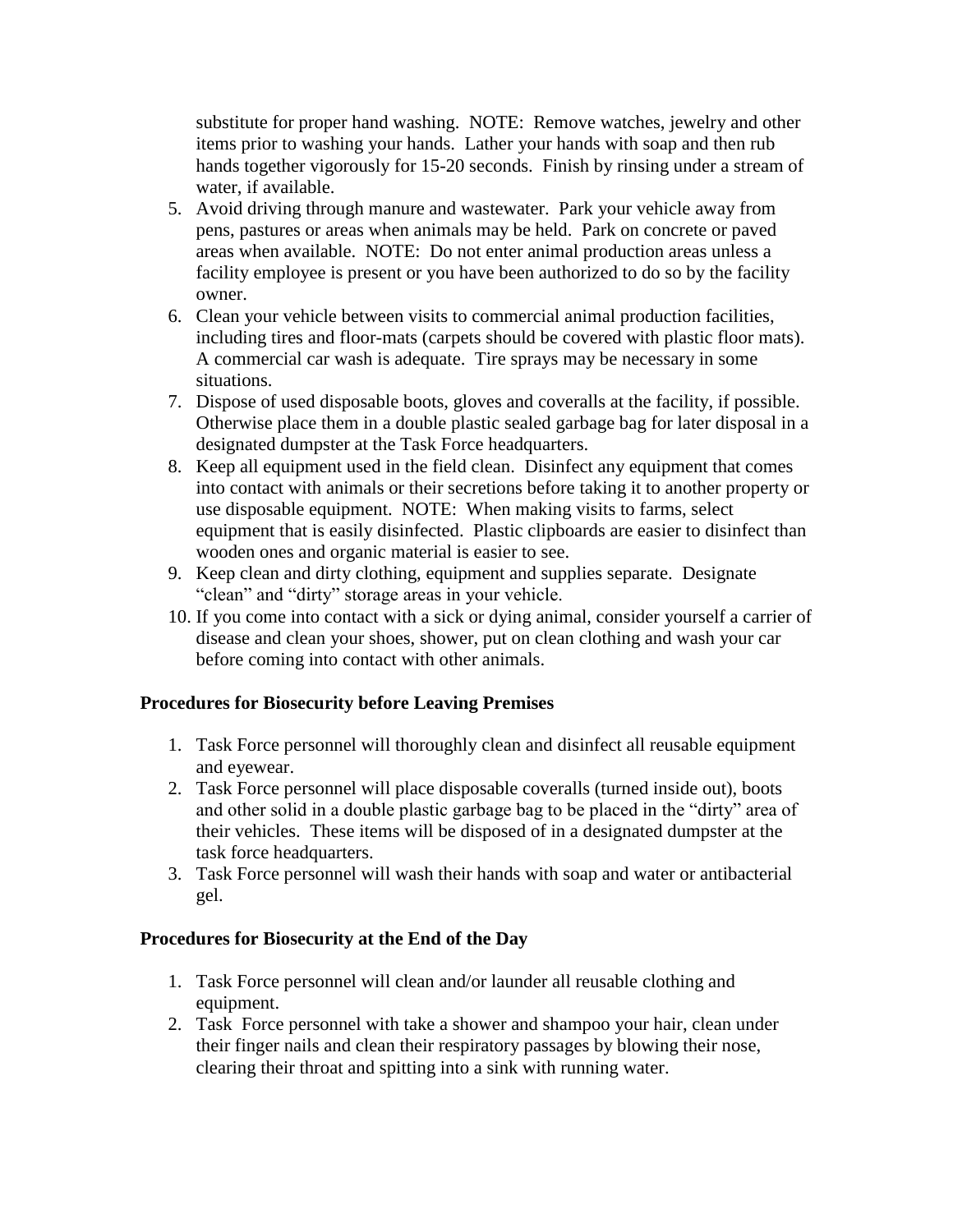substitute for proper hand washing. NOTE: Remove watches, jewelry and other items prior to washing your hands. Lather your hands with soap and then rub hands together vigorously for 15-20 seconds. Finish by rinsing under a stream of water, if available.

5. Avoid driving through manure and wastewater. Park your vehicle away from pens, pastures or areas when animals may be held. Park on concrete or paved areas when available. NOTE: Do not enter animal production areas unless a facility employee is present or you have been authorized to do so by the facility owner.
6. Clean your vehicle between visits to commercial animal production facilities, including tires and floor-mats (carpets should be covered with plastic floor mats). A commercial car wash is adequate. Tire sprays may be necessary in some situations.
7. Dispose of used disposable boots, gloves and coveralls at the facility, if possible. Otherwise place them in a double plastic sealed garbage bag for later disposal in a designated dumpster at the Task Force headquarters.
8. Keep all equipment used in the field clean. Disinfect any equipment that comes into contact with animals or their secretions before taking it to another property or use disposable equipment. NOTE: When making visits to farms, select equipment that is easily disinfected. Plastic clipboards are easier to disinfect than wooden ones and organic material is easier to see.
9. Keep clean and dirty clothing, equipment and supplies separate. Designate "clean" and "dirty" storage areas in your vehicle.
10. If you come into contact with a sick or dying animal, consider yourself a carrier of disease and clean your shoes, shower, put on clean clothing and wash your car before coming into contact with other animals.

**Procedures for Biosecurity before Leaving Premises**

1. Task Force personnel will thoroughly clean and disinfect all reusable equipment and eyewear.
2. Task Force personnel will place disposable coveralls (turned inside out), boots and other solid in a double plastic garbage bag to be placed in the "dirty" area of their vehicles. These items will be disposed of in a designated dumpster at the task force headquarters.
3. Task Force personnel will wash their hands with soap and water or antibacterial gel.

**Procedures for Biosecurity at the End of the Day**

1. Task Force personnel will clean and/or launder all reusable clothing and equipment.
2. Task Force personnel with take a shower and shampoo your hair, clean under their finger nails and clean their respiratory passages by blowing their nose, clearing their throat and spitting into a sink with running water.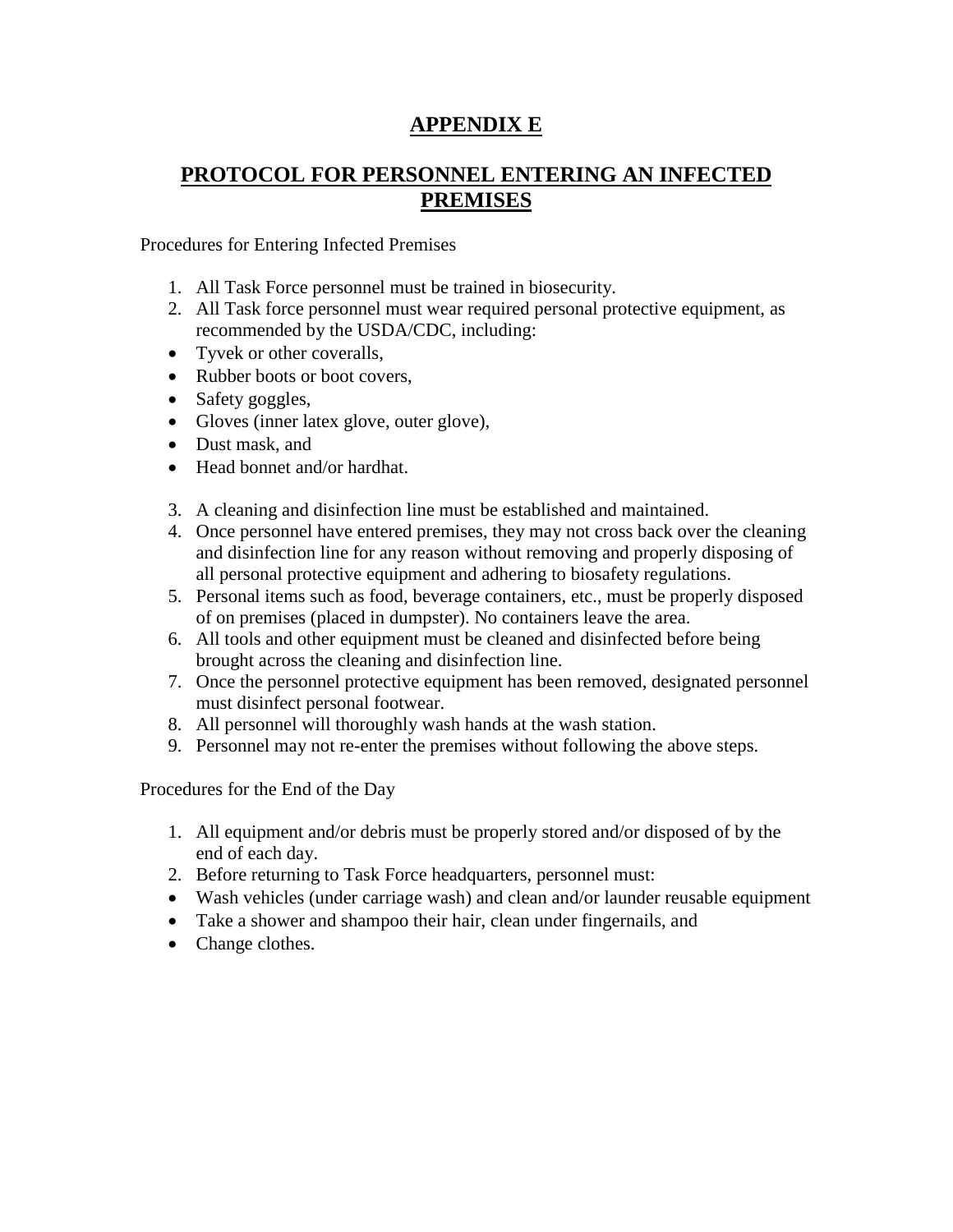# APPENDIX E

## PROTOCOL FOR PERSONNEL ENTERING AN INFECTED PREMISES

Procedures for Entering Infected Premises

1. All Task Force personnel must be trained in biosecurity.
2. All Task force personnel must wear required personal protective equipment, as recommended by the USDA/CDC, including:
   - Tyvek or other coveralls,
   - Rubber boots or boot covers,
   - Safety goggles,
   - Gloves (inner latex glove, outer glove),
   - Dust mask, and
   - Head bonnet and/or hardhat.
3. A cleaning and disinfection line must be established and maintained.
4. Once personnel have entered premises, they may not cross back over the cleaning and disinfection line for any reason without removing and properly disposing of all personal protective equipment and adhering to biosafety regulations.
5. Personal items such as food, beverage containers, etc., must be properly disposed of on premises (placed in dumpster). No containers leave the area.
6. All tools and other equipment must be cleaned and disinfected before being brought across the cleaning and disinfection line.
7. Once the personnel protective equipment has been removed, designated personnel must disinfect personal footwear.
8. All personnel will thoroughly wash hands at the wash station.
9. Personnel may not re-enter the premises without following the above steps.

Procedures for the End of the Day

1. All equipment and/or debris must be properly stored and/or disposed of by the end of each day.
2. Before returning to Task Force headquarters, personnel must:
   - Wash vehicles (under carriage wash) and clean and/or launder reusable equipment
   - Take a shower and shampoo their hair, clean under fingernails, and
   - Change clothes.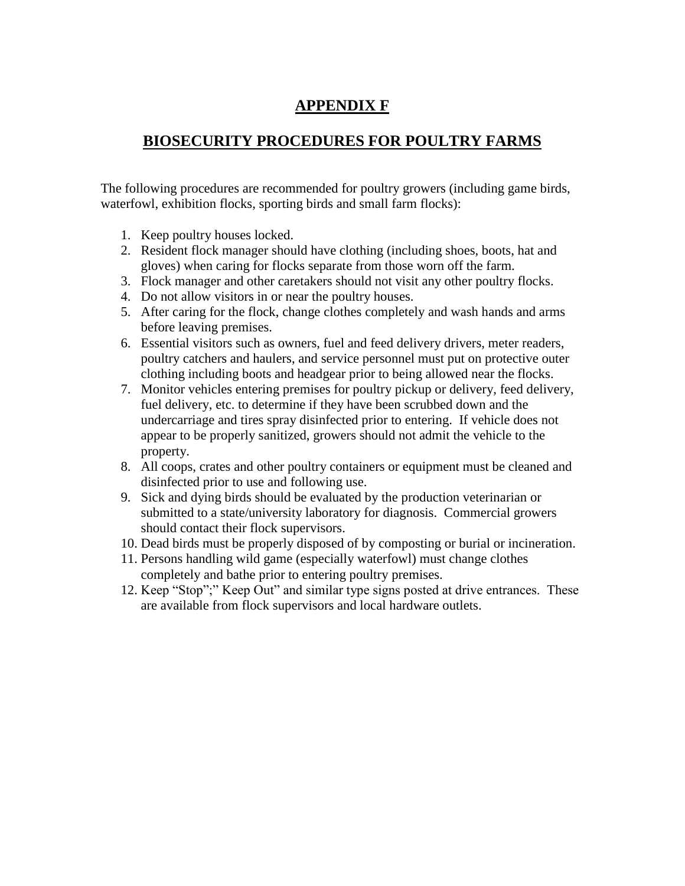# APPENDIX F

## BIOSECURITY PROCEDURES FOR POULTRY FARMS

The following procedures are recommended for poultry growers (including game birds, waterfowl, exhibition flocks, sporting birds and small farm flocks):

1. Keep poultry houses locked.
2. Resident flock manager should have clothing (including shoes, boots, hat and gloves) when caring for flocks separate from those worn off the farm.
3. Flock manager and other caretakers should not visit any other poultry flocks.
4. Do not allow visitors in or near the poultry houses.
5. After caring for the flock, change clothes completely and wash hands and arms before leaving premises.
6. Essential visitors such as owners, fuel and feed delivery drivers, meter readers, poultry catchers and haulers, and service personnel must put on protective outer clothing including boots and headgear prior to being allowed near the flocks.
7. Monitor vehicles entering premises for poultry pickup or delivery, feed delivery, fuel delivery, etc. to determine if they have been scrubbed down and the undercarriage and tires spray disinfected prior to entering. If vehicle does not appear to be properly sanitized, growers should not admit the vehicle to the property.
8. All coops, crates and other poultry containers or equipment must be cleaned and disinfected prior to use and following use.
9. Sick and dying birds should be evaluated by the production veterinarian or submitted to a state/university laboratory for diagnosis. Commercial growers should contact their flock supervisors.
10. Dead birds must be properly disposed of by composting or burial or incineration.
11. Persons handling wild game (especially waterfowl) must change clothes completely and bathe prior to entering poultry premises.
12. Keep "Stop";" Keep Out" and similar type signs posted at drive entrances. These are available from flock supervisors and local hardware outlets.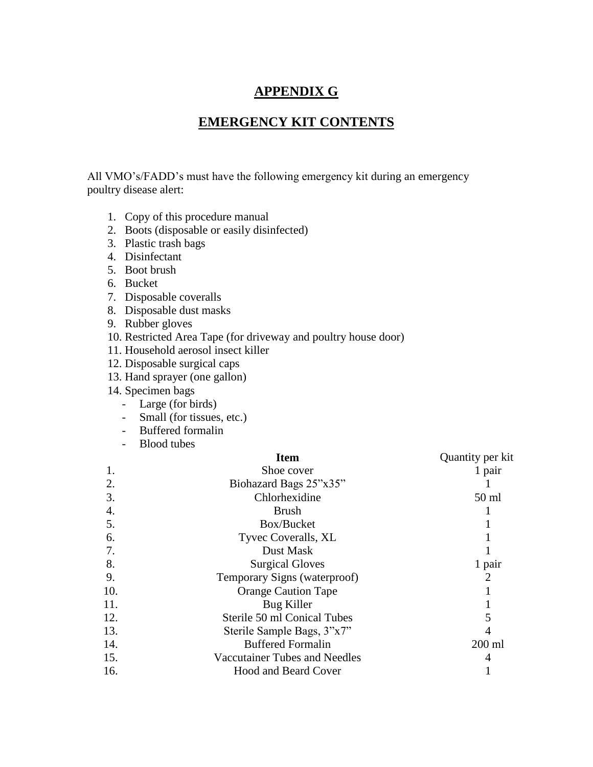# APPENDIX G

## EMERGENCY KIT CONTENTS

All VMO's/FADD's must have the following emergency kit during an emergency poultry disease alert:

1. Copy of this procedure manual
2. Boots (disposable or easily disinfected)
3. Plastic trash bags
4. Disinfectant
5. Boot brush
6. Bucket
7. Disposable coveralls
8. Disposable dust masks
9. Rubber gloves
10. Restricted Area Tape (for driveway and poultry house door)
11. Household aerosol insect killer
12. Disposable surgical caps
13. Hand sprayer (one gallon)
14. Specimen bags
    - Large (for birds)
    - Small (for tissues, etc.)
    - Buffered formalin
    - Blood tubes

| | Item | Quantity per kit |
|---|---|---|
| 1. | Shoe cover | 1 pair |
| 2. | Biohazard Bags 25"x35" | 1 |
| 3. | Chlorhexidine | 50 ml |
| 4. | Brush | 1 |
| 5. | Box/Bucket | 1 |
| 6. | Tyvec Coveralls, XL | 1 |
| 7. | Dust Mask | 1 |
| 8. | Surgical Gloves | 1 pair |
| 9. | Temporary Signs (waterproof) | 2 |
| 10. | Orange Caution Tape | 1 |
| 11. | Bug Killer | 1 |
| 12. | Sterile 50 ml Conical Tubes | 5 |
| 13. | Sterile Sample Bags, 3"x7" | 4 |
| 14. | Buffered Formalin | 200 ml |
| 15. | Vaccutainer Tubes and Needles | 4 |
| 16. | Hood and Beard Cover | 1 |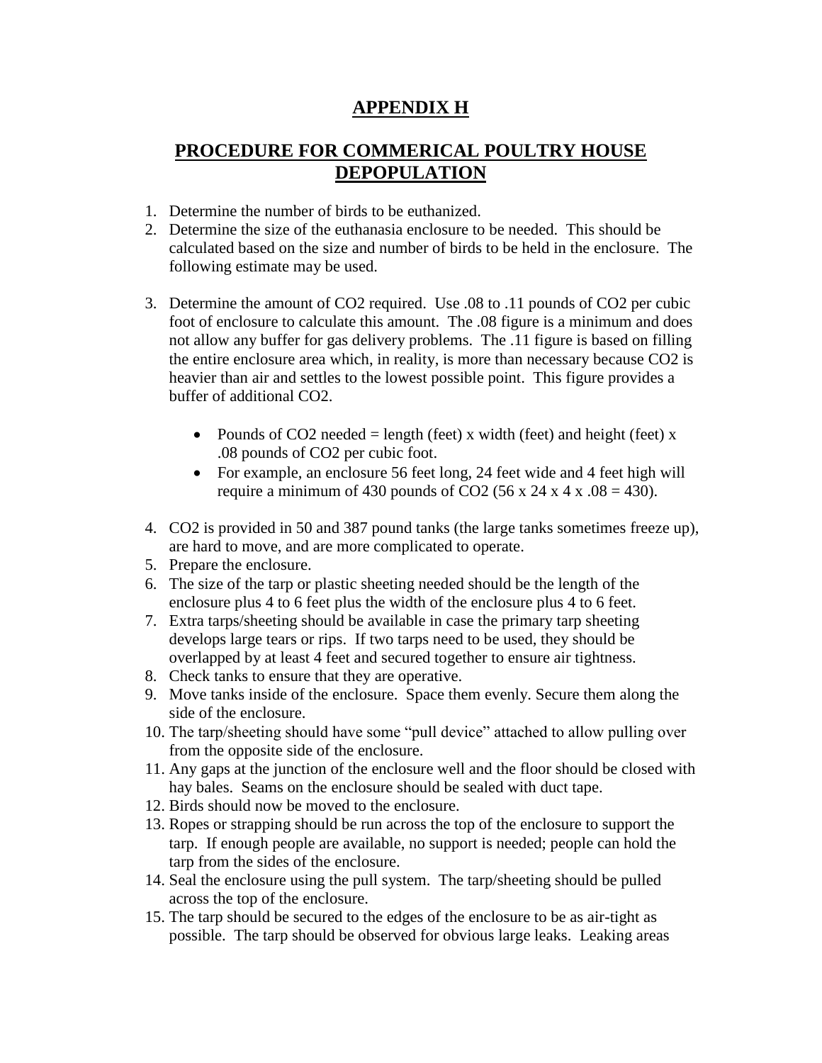## APPENDIX H

## PROCEDURE FOR COMMERICAL POULTRY HOUSE DEPOPULATION

1. Determine the number of birds to be euthanized.
2. Determine the size of the euthanasia enclosure to be needed. This should be calculated based on the size and number of birds to be held in the enclosure. The following estimate may be used.

3. Determine the amount of $CO_2$ required. Use .08 to .11 pounds of $CO_2$ per cubic foot of enclosure to calculate this amount. The .08 figure is a minimum and does not allow any buffer for gas delivery problems. The .11 figure is based on filling the entire enclosure area which, in reality, is more than necessary because $CO_2$ is heavier than air and settles to the lowest possible point. This figure provides a buffer of additional $CO_2$.

    - Pounds of $CO_2$ needed = length (feet) x width (feet) and height (feet) x .08 pounds of $CO_2$ per cubic foot.
    - For example, an enclosure 56 feet long, 24 feet wide and 4 feet high will require a minimum of 430 pounds of $CO_2$ (56 x 24 x 4 x .08 = 430).

4. $CO_2$ is provided in 50 and 387 pound tanks (the large tanks sometimes freeze up), are hard to move, and are more complicated to operate.
5. Prepare the enclosure.
6. The size of the tarp or plastic sheeting needed should be the length of the enclosure plus 4 to 6 feet plus the width of the enclosure plus 4 to 6 feet.
7. Extra tarps/sheeting should be available in case the primary tarp sheeting develops large tears or rips. If two tarps need to be used, they should be overlapped by at least 4 feet and secured together to ensure air tightness.
8. Check tanks to ensure that they are operative.
9. Move tanks inside of the enclosure. Space them evenly. Secure them along the side of the enclosure.
10. The tarp/sheeting should have some "pull device" attached to allow pulling over from the opposite side of the enclosure.
11. Any gaps at the junction of the enclosure well and the floor should be closed with hay bales. Seams on the enclosure should be sealed with duct tape.
12. Birds should now be moved to the enclosure.
13. Ropes or strapping should be run across the top of the enclosure to support the tarp. If enough people are available, no support is needed; people can hold the tarp from the sides of the enclosure.
14. Seal the enclosure using the pull system. The tarp/sheeting should be pulled across the top of the enclosure.
15. The tarp should be secured to the edges of the enclosure to be as air-tight as possible. The tarp should be observed for obvious large leaks. Leaking areas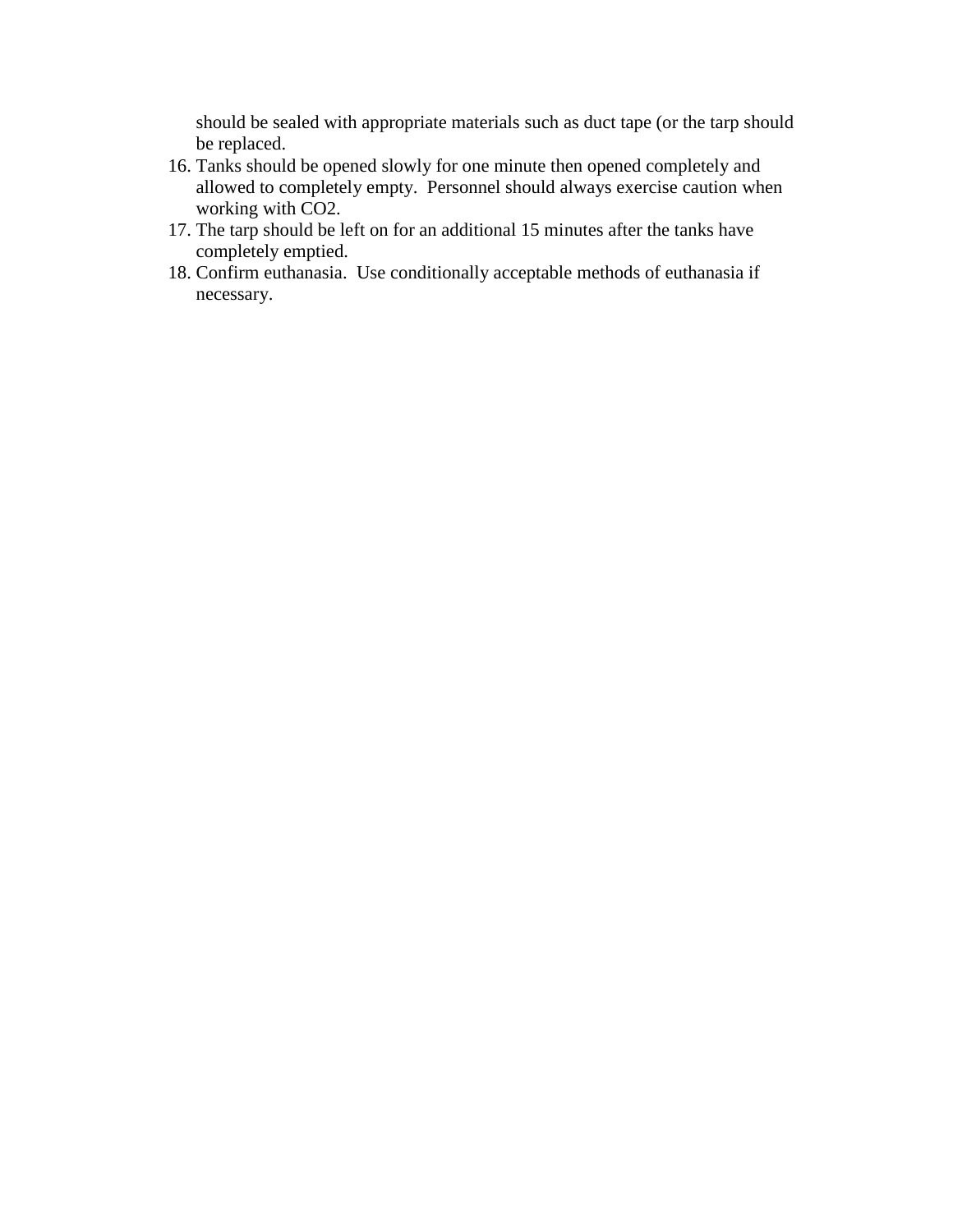should be sealed with appropriate materials such as duct tape (or the tarp should be replaced.

16. Tanks should be opened slowly for one minute then opened completely and allowed to completely empty. Personnel should always exercise caution when working with $CO_2$.
17. The tarp should be left on for an additional 15 minutes after the tanks have completely emptied.
18. Confirm euthanasia. Use conditionally acceptable methods of euthanasia if necessary.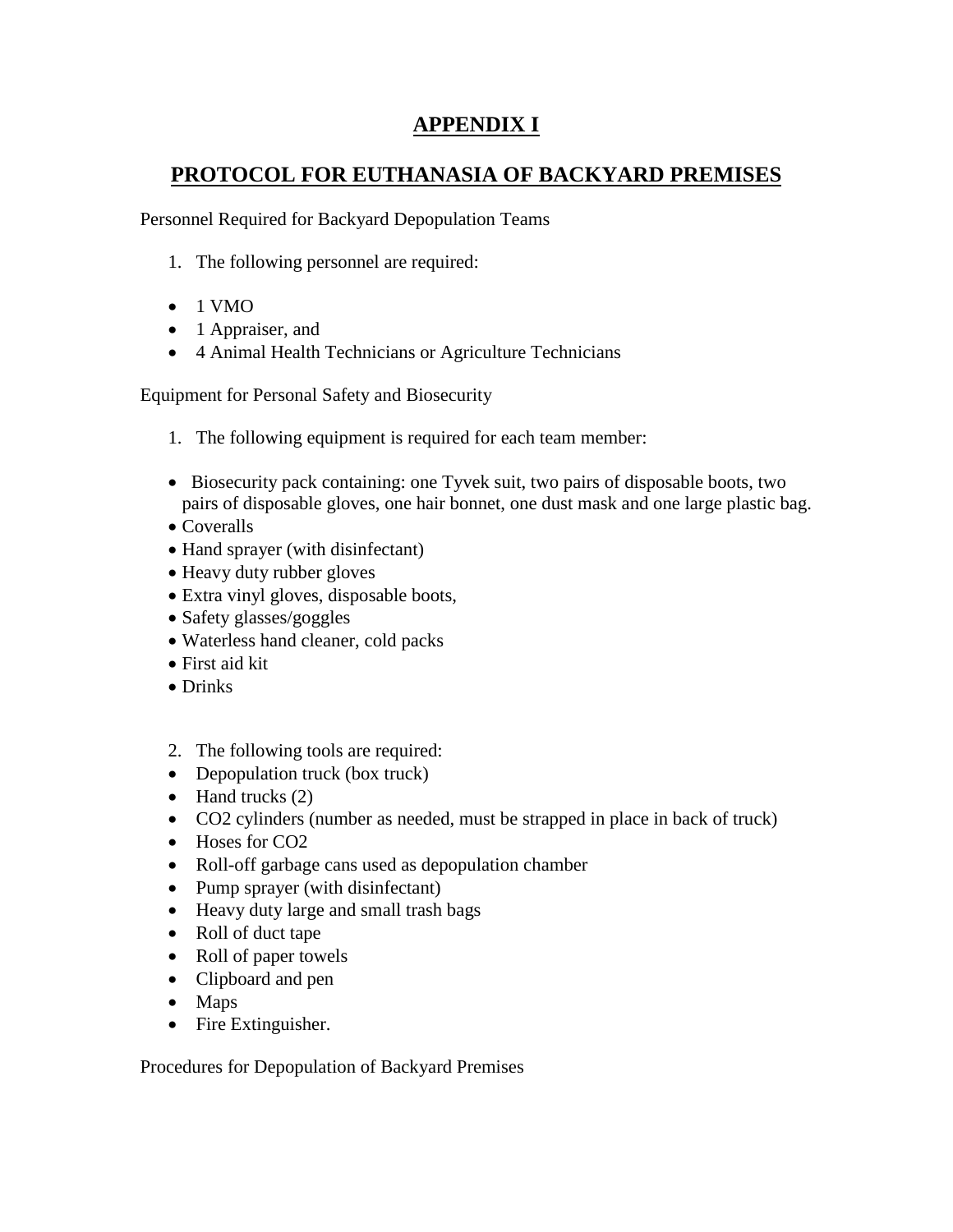# APPENDIX I

## PROTOCOL FOR EUTHANASIA OF BACKYARD PREMISES

Personnel Required for Backyard Depopulation Teams

1. The following personnel are required:

- 1 VMO
- 1 Appraiser, and
- 4 Animal Health Technicians or Agriculture Technicians

Equipment for Personal Safety and Biosecurity

1. The following equipment is required for each team member:

- Biosecurity pack containing: one Tyvek suit, two pairs of disposable boots, two pairs of disposable gloves, one hair bonnet, one dust mask and one large plastic bag.
- Coveralls
- Hand sprayer (with disinfectant)
- Heavy duty rubber gloves
- Extra vinyl gloves, disposable boots,
- Safety glasses/goggles
- Waterless hand cleaner, cold packs
- First aid kit
- Drinks

2. The following tools are required:

- Depopulation truck (box truck)
- Hand trucks (2)
- $CO_2$ cylinders (number as needed, must be strapped in place in back of truck)
- Hoses for $CO_2$
- Roll-off garbage cans used as depopulation chamber
- Pump sprayer (with disinfectant)
- Heavy duty large and small trash bags
- Roll of duct tape
- Roll of paper towels
- Clipboard and pen
- Maps
- Fire Extinguisher.

Procedures for Depopulation of Backyard Premises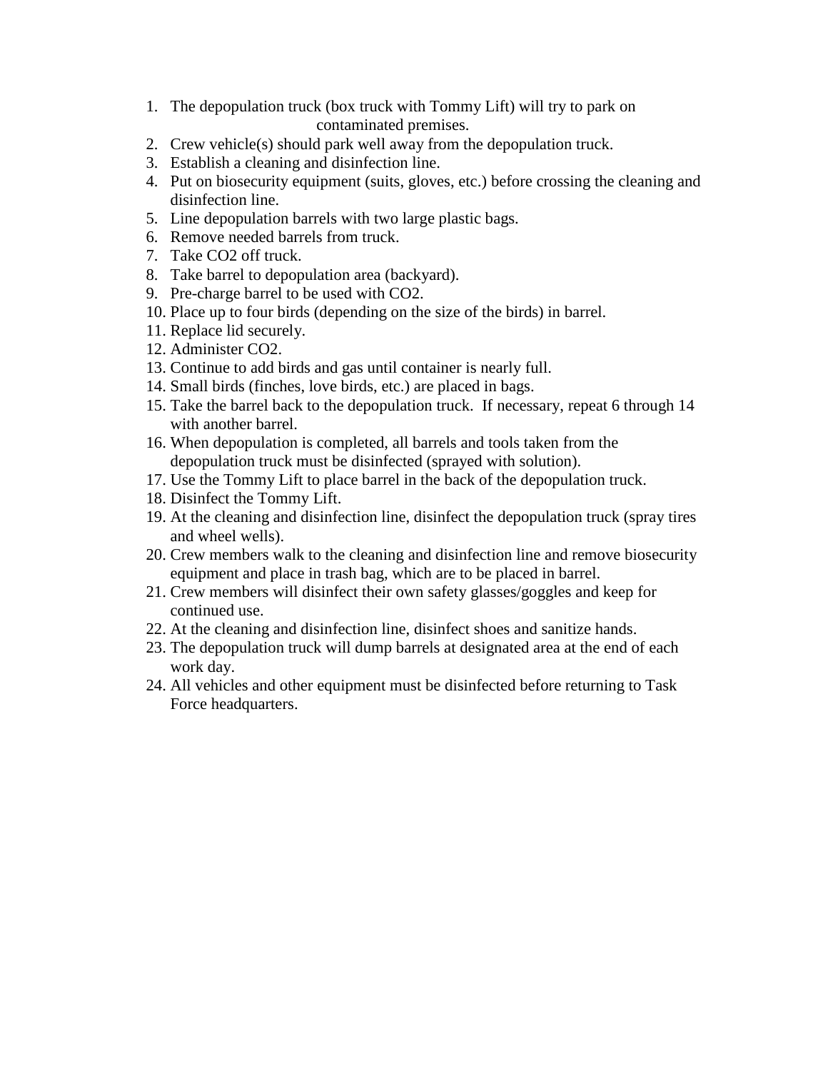1. The depopulation truck (box truck with Tommy Lift) will try to park on contaminated premises.
2. Crew vehicle(s) should park well away from the depopulation truck.
3. Establish a cleaning and disinfection line.
4. Put on biosecurity equipment (suits, gloves, etc.) before crossing the cleaning and disinfection line.
5. Line depopulation barrels with two large plastic bags.
6. Remove needed barrels from truck.
7. Take $CO_2$ off truck.
8. Take barrel to depopulation area (backyard).
9. Pre-charge barrel to be used with $CO_2$.
10. Place up to four birds (depending on the size of the birds) in barrel.
11. Replace lid securely.
12. Administer $CO_2$.
13. Continue to add birds and gas until container is nearly full.
14. Small birds (finches, love birds, etc.) are placed in bags.
15. Take the barrel back to the depopulation truck. If necessary, repeat 6 through 14 with another barrel.
16. When depopulation is completed, all barrels and tools taken from the depopulation truck must be disinfected (sprayed with solution).
17. Use the Tommy Lift to place barrel in the back of the depopulation truck.
18. Disinfect the Tommy Lift.
19. At the cleaning and disinfection line, disinfect the depopulation truck (spray tires and wheel wells).
20. Crew members walk to the cleaning and disinfection line and remove biosecurity equipment and place in trash bag, which are to be placed in barrel.
21. Crew members will disinfect their own safety glasses/goggles and keep for continued use.
22. At the cleaning and disinfection line, disinfect shoes and sanitize hands.
23. The depopulation truck will dump barrels at designated area at the end of each work day.
24. All vehicles and other equipment must be disinfected before returning to Task Force headquarters.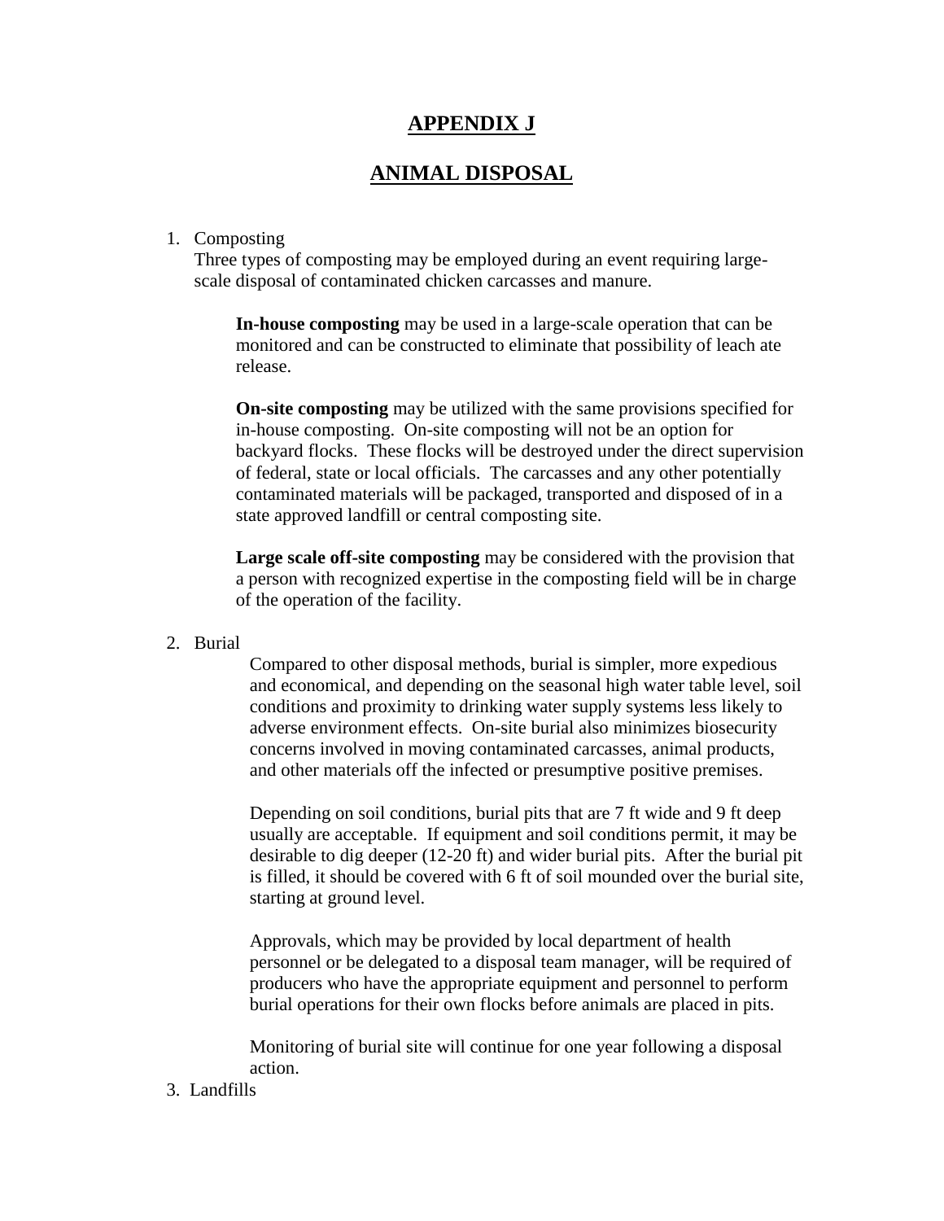# APPENDIX J

# ANIMAL DISPOSAL

1. Composting

   Three types of composting may be employed during an event requiring large-scale disposal of contaminated chicken carcasses and manure.

   **In-house composting** may be used in a large-scale operation that can be monitored and can be constructed to eliminate that possibility of leach ate release.

   **On-site composting** may be utilized with the same provisions specified for in-house composting. On-site composting will not be an option for backyard flocks. These flocks will be destroyed under the direct supervision of federal, state or local officials. The carcasses and any other potentially contaminated materials will be packaged, transported and disposed of in a state approved landfill or central composting site.

   **Large scale off-site composting** may be considered with the provision that a person with recognized expertise in the composting field will be in charge of the operation of the facility.

2. Burial

   Compared to other disposal methods, burial is simpler, more expedious and economical, and depending on the seasonal high water table level, soil conditions and proximity to drinking water supply systems less likely to adverse environment effects. On-site burial also minimizes biosecurity concerns involved in moving contaminated carcasses, animal products, and other materials off the infected or presumptive positive premises.

   Depending on soil conditions, burial pits that are 7 ft wide and 9 ft deep usually are acceptable. If equipment and soil conditions permit, it may be desirable to dig deeper (12-20 ft) and wider burial pits. After the burial pit is filled, it should be covered with 6 ft of soil mounded over the burial site, starting at ground level.

   Approvals, which may be provided by local department of health personnel or be delegated to a disposal team manager, will be required of producers who have the appropriate equipment and personnel to perform burial operations for their own flocks before animals are placed in pits.

   Monitoring of burial site will continue for one year following a disposal action.

3. Landfills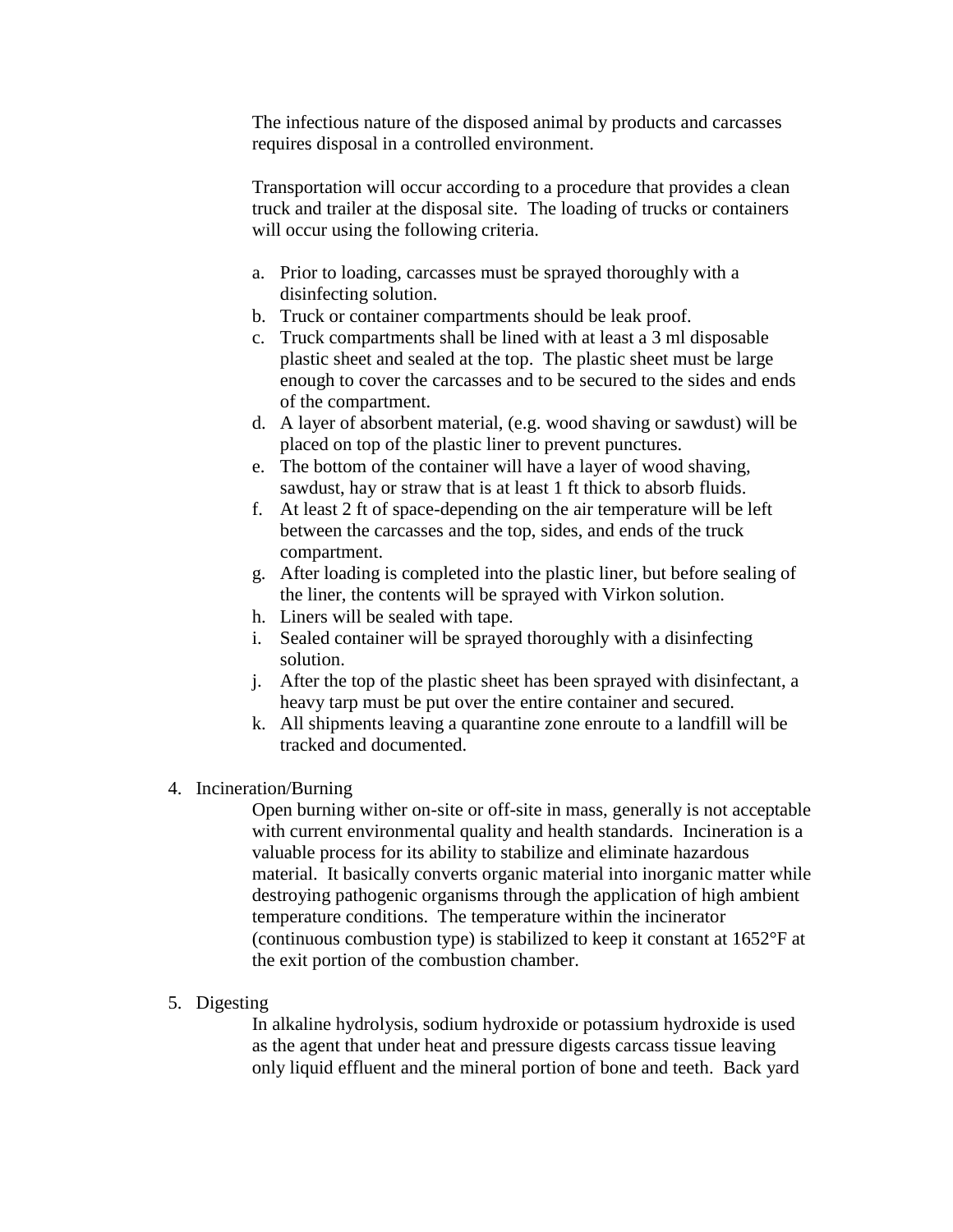The infectious nature of the disposed animal by products and carcasses requires disposal in a controlled environment.

Transportation will occur according to a procedure that provides a clean truck and trailer at the disposal site. The loading of trucks or containers will occur using the following criteria.

a. Prior to loading, carcasses must be sprayed thoroughly with a disinfecting solution.
b. Truck or container compartments should be leak proof.
c. Truck compartments shall be lined with at least a 3 ml disposable plastic sheet and sealed at the top. The plastic sheet must be large enough to cover the carcasses and to be secured to the sides and ends of the compartment.
d. A layer of absorbent material, (e.g. wood shaving or sawdust) will be placed on top of the plastic liner to prevent punctures.
e. The bottom of the container will have a layer of wood shaving, sawdust, hay or straw that is at least 1 ft thick to absorb fluids.
f. At least 2 ft of space-depending on the air temperature will be left between the carcasses and the top, sides, and ends of the truck compartment.
g. After loading is completed into the plastic liner, but before sealing of the liner, the contents will be sprayed with Virkon solution.
h. Liners will be sealed with tape.
i. Sealed container will be sprayed thoroughly with a disinfecting solution.
j. After the top of the plastic sheet has been sprayed with disinfectant, a heavy tarp must be put over the entire container and secured.
k. All shipments leaving a quarantine zone enroute to a landfill will be tracked and documented.

4. Incineration/Burning

Open burning wither on-site or off-site in mass, generally is not acceptable with current environmental quality and health standards. Incineration is a valuable process for its ability to stabilize and eliminate hazardous material. It basically converts organic material into inorganic matter while destroying pathogenic organisms through the application of high ambient temperature conditions. The temperature within the incinerator (continuous combustion type) is stabilized to keep it constant at 1652°F at the exit portion of the combustion chamber.

5. Digesting

In alkaline hydrolysis, sodium hydroxide or potassium hydroxide is used as the agent that under heat and pressure digests carcass tissue leaving only liquid effluent and the mineral portion of bone and teeth. Back yard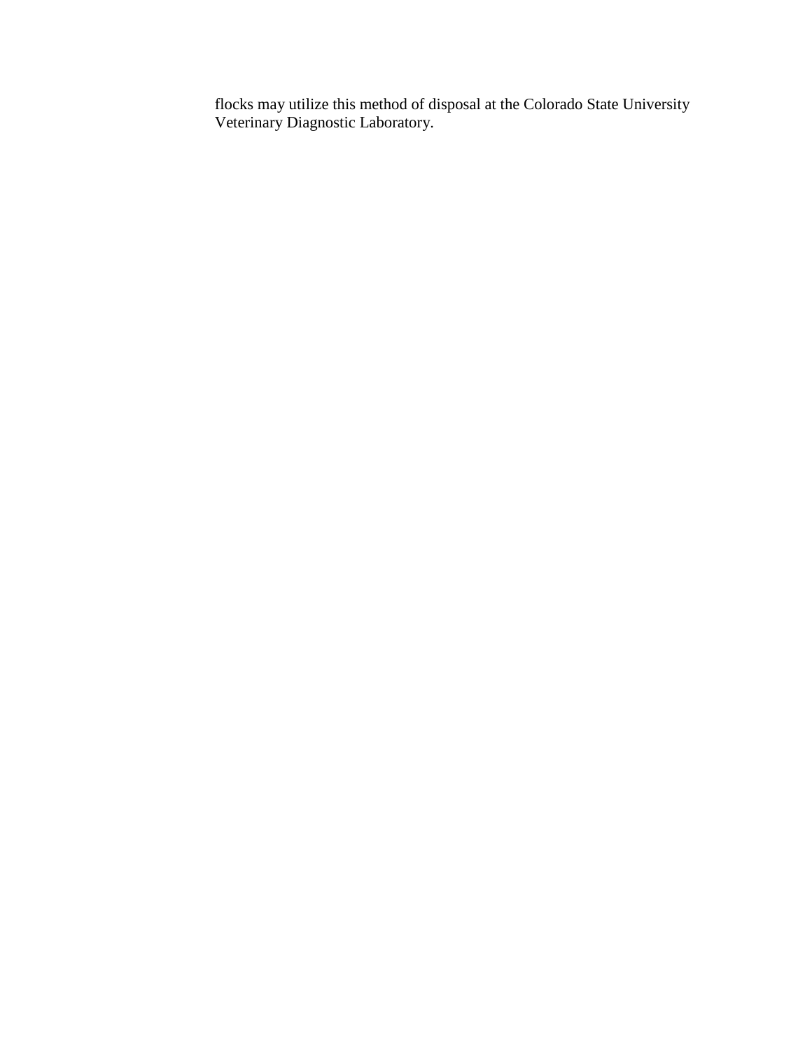flocks may utilize this method of disposal at the Colorado State University Veterinary Diagnostic Laboratory.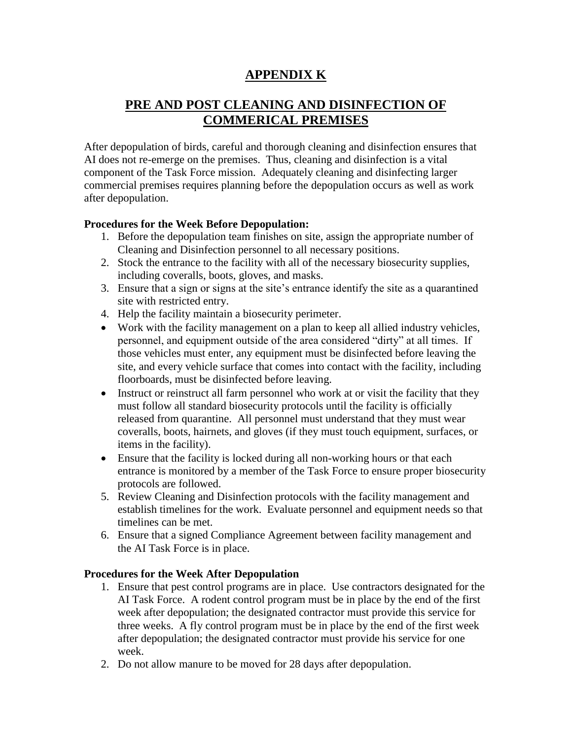# APPENDIX K

# PRE AND POST CLEANING AND DISINFECTION OF COMMERICAL PREMISES

After depopulation of birds, careful and thorough cleaning and disinfection ensures that AI does not re-emerge on the premises. Thus, cleaning and disinfection is a vital component of the Task Force mission. Adequately cleaning and disinfecting larger commercial premises requires planning before the depopulation occurs as well as work after depopulation.

**Procedures for the Week Before Depopulation:**

1. Before the depopulation team finishes on site, assign the appropriate number of Cleaning and Disinfection personnel to all necessary positions.
2. Stock the entrance to the facility with all of the necessary biosecurity supplies, including coveralls, boots, gloves, and masks.
3. Ensure that a sign or signs at the site's entrance identify the site as a quarantined site with restricted entry.
4. Help the facility maintain a biosecurity perimeter.
   - Work with the facility management on a plan to keep all allied industry vehicles, personnel, and equipment outside of the area considered "dirty" at all times. If those vehicles must enter, any equipment must be disinfected before leaving the site, and every vehicle surface that comes into contact with the facility, including floorboards, must be disinfected before leaving.
   - Instruct or reinstruct all farm personnel who work at or visit the facility that they must follow all standard biosecurity protocols until the facility is officially released from quarantine. All personnel must understand that they must wear coveralls, boots, hairnets, and gloves (if they must touch equipment, surfaces, or items in the facility).
   - Ensure that the facility is locked during all non-working hours or that each entrance is monitored by a member of the Task Force to ensure proper biosecurity protocols are followed.
5. Review Cleaning and Disinfection protocols with the facility management and establish timelines for the work. Evaluate personnel and equipment needs so that timelines can be met.
6. Ensure that a signed Compliance Agreement between facility management and the AI Task Force is in place.

**Procedures for the Week After Depopulation**

1. Ensure that pest control programs are in place. Use contractors designated for the AI Task Force. A rodent control program must be in place by the end of the first week after depopulation; the designated contractor must provide this service for three weeks. A fly control program must be in place by the end of the first week after depopulation; the designated contractor must provide his service for one week.
2. Do not allow manure to be moved for 28 days after depopulation.